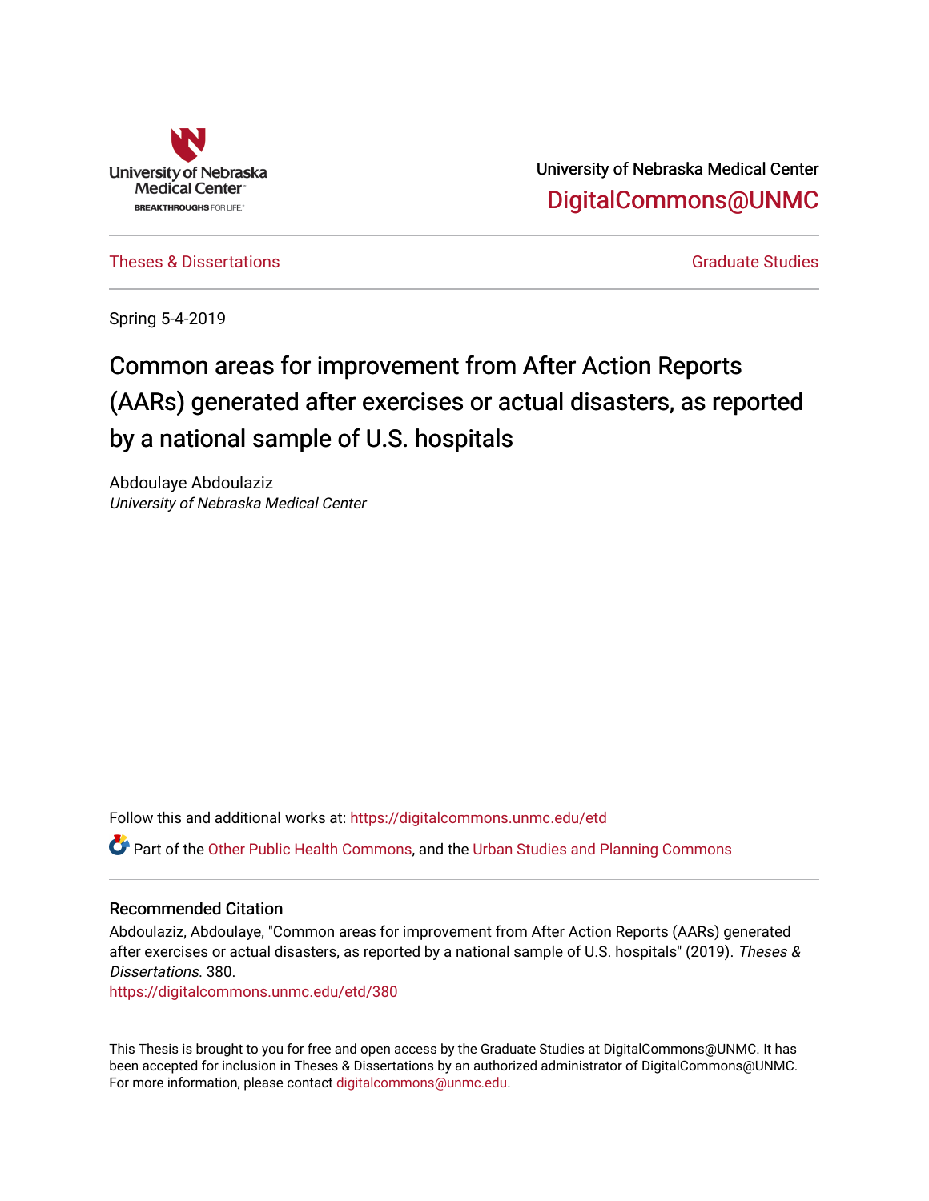University of Nebraska Medical Center

DigitalCommons@UNMC

Theses & Dissertations

Graduate Studies

Spring 5-4-2019

# Common areas for improvement from After Action Reports (AARs) generated after exercises or actual disasters, as reported by a national sample of U.S. hospitals

Abdoulaye Abdoulaziz
*University of Nebraska Medical Center*

Follow this and additional works at: https://digitalcommons.unmc.edu/etd

Part of the Other Public Health Commons, and the Urban Studies and Planning Commons

## Recommended Citation

Abdoulaziz, Abdoulaye, "Common areas for improvement from After Action Reports (AARs) generated after exercises or actual disasters, as reported by a national sample of U.S. hospitals" (2019). *Theses & Dissertations*. 380.
https://digitalcommons.unmc.edu/etd/380

This Thesis is brought to you for free and open access by the Graduate Studies at DigitalCommons@UNMC. It has been accepted for inclusion in Theses & Dissertations by an authorized administrator of DigitalCommons@UNMC. For more information, please contact digitalcommons@unmc.edu.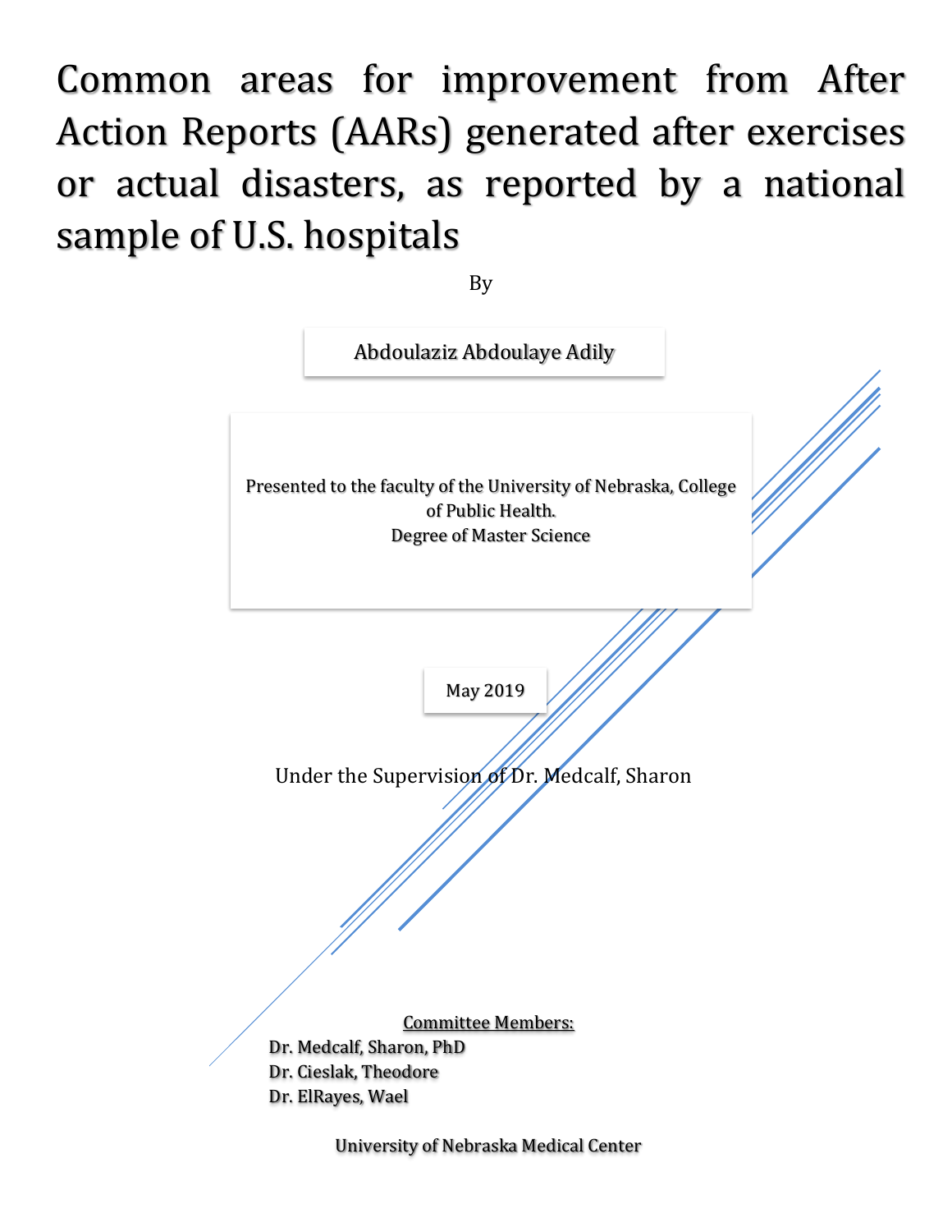# Common areas for improvement from After Action Reports (AARs) generated after exercises or actual disasters, as reported by a national sample of U.S. hospitals

By

Abdoulaziz Abdoulaye Adily

Presented to the faculty of the University of Nebraska, College of Public Health.
Degree of Master Science

May 2019

Under the Supervision of Dr. Medcalf, Sharon

<u>Committee Members:</u>

Dr. Medcalf, Sharon, PhD
Dr. Cieslak, Theodore
Dr. ElRayes, Wael

University of Nebraska Medical Center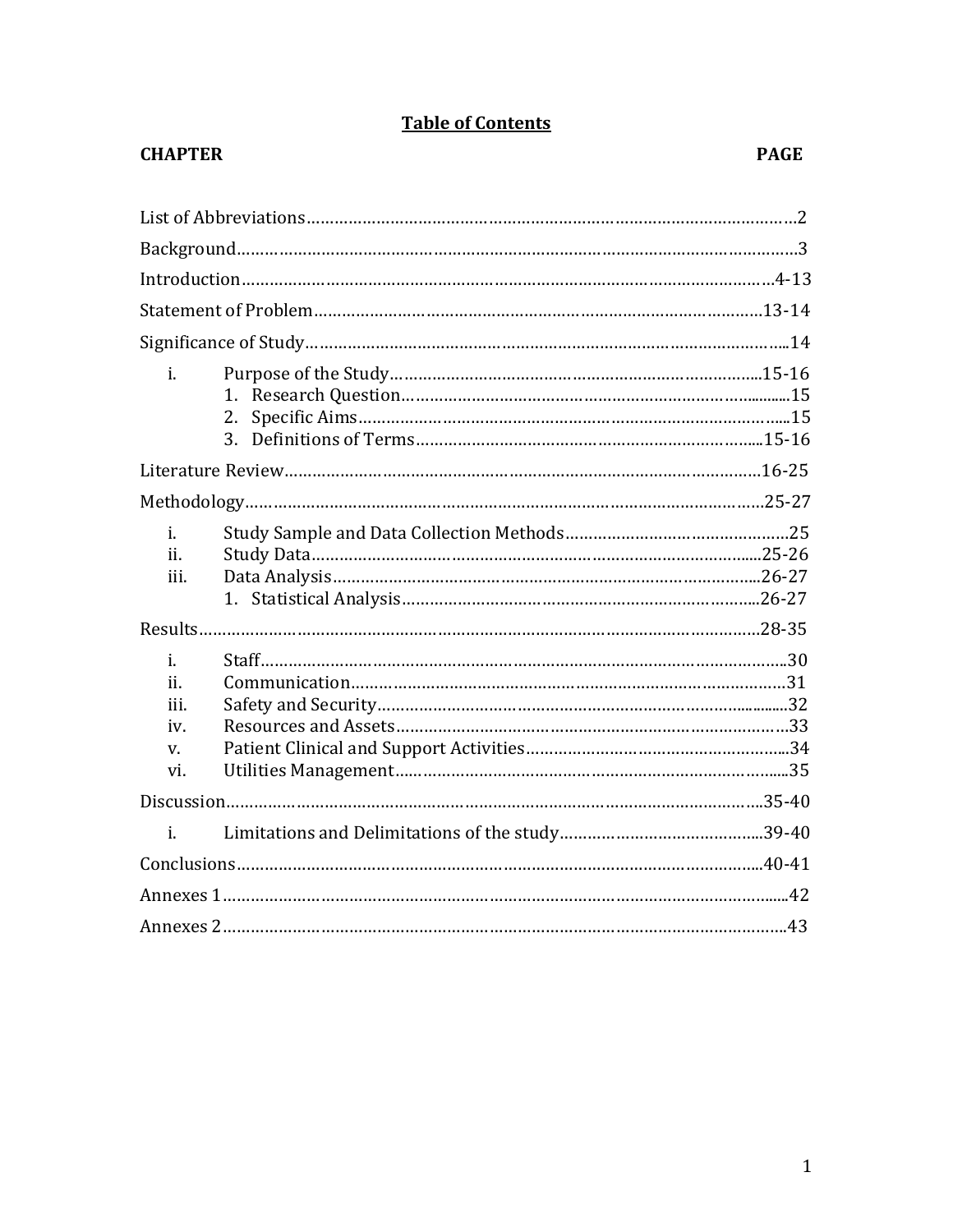# Table of Contents

| CHAPTER | PAGE |
|---|---|
| List of Abbreviations | 2 |
| Background | 3 |
| Introduction | 4-13 |
| Statement of Problem | 13-14 |
| Significance of Study | 14 |
| i. Purpose of the Study | 15-16 |
| 1. Research Question | 15 |
| 2. Specific Aims | 15 |
| 3. Definitions of Terms | 15-16 |
| Literature Review | 16-25 |
| Methodology | 25-27 |
| i. Study Sample and Data Collection Methods | 25 |
| ii. Study Data | 25-26 |
| iii. Data Analysis | 26-27 |
| 1. Statistical Analysis | 26-27 |
| Results | 28-35 |
| i. Staff | 30 |
| ii. Communication | 31 |
| iii. Safety and Security | 32 |
| iv. Resources and Assets | 33 |
| v. Patient Clinical and Support Activities | 34 |
| vi. Utilities Management | 35 |
| Discussion | 35-40 |
| i. Limitations and Delimitations of the study | 39-40 |
| Conclusions | 40-41 |
| Annexes 1 | 42 |
| Annexes 2 | 43 |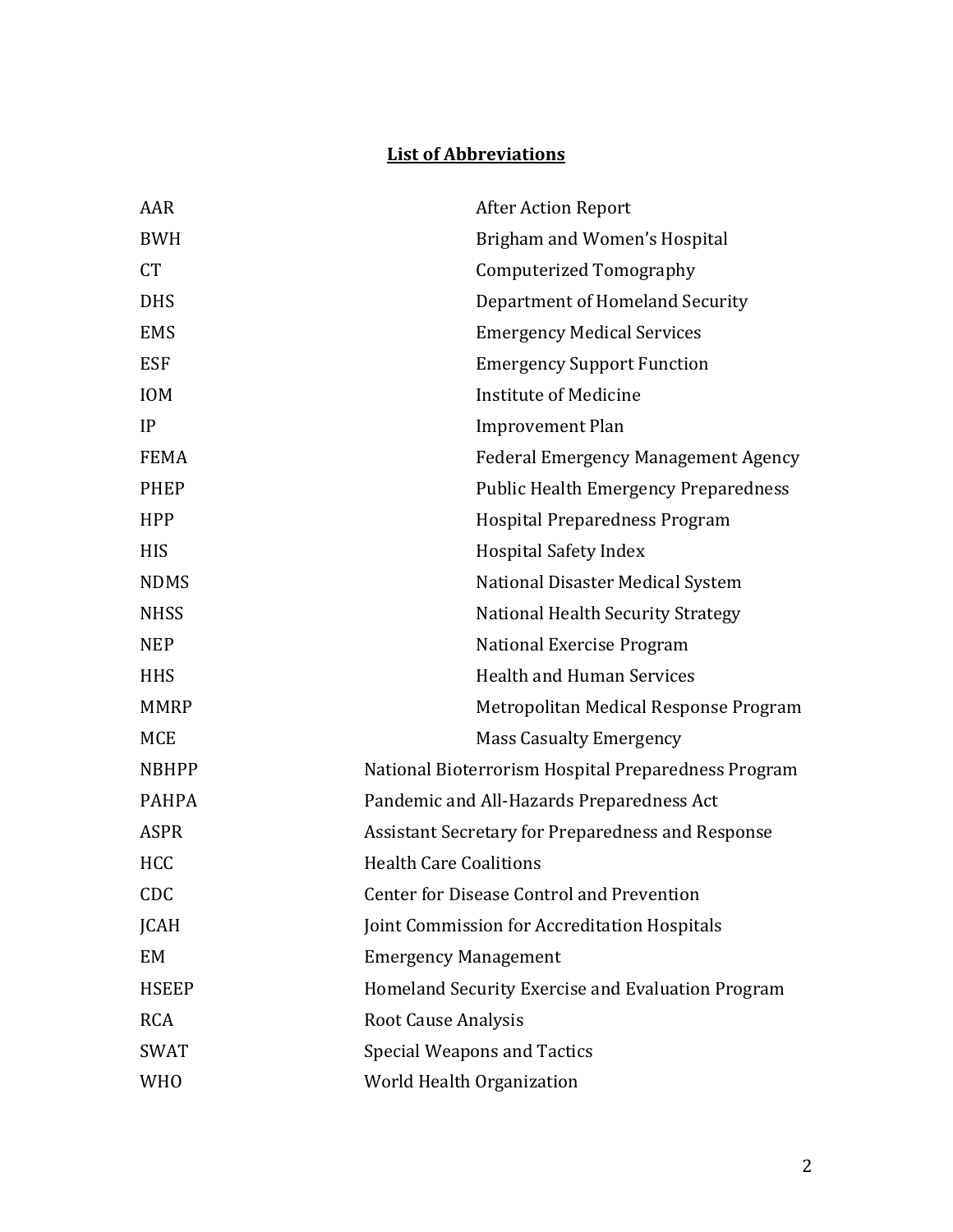## List of Abbreviations

| | |
|---|---|
| AAR | After Action Report |
| BWH | Brigham and Women's Hospital |
| CT | Computerized Tomography |
| DHS | Department of Homeland Security |
| EMS | Emergency Medical Services |
| ESF | Emergency Support Function |
| IOM | Institute of Medicine |
| IP | Improvement Plan |
| FEMA | Federal Emergency Management Agency |
| PHEP | Public Health Emergency Preparedness |
| HPP | Hospital Preparedness Program |
| HIS | Hospital Safety Index |
| NDMS | National Disaster Medical System |
| NHSS | National Health Security Strategy |
| NEP | National Exercise Program |
| HHS | Health and Human Services |
| MMRP | Metropolitan Medical Response Program |
| MCE | Mass Casualty Emergency |
| NBHPP | National Bioterrorism Hospital Preparedness Program |
| PAHPA | Pandemic and All-Hazards Preparedness Act |
| ASPR | Assistant Secretary for Preparedness and Response |
| HCC | Health Care Coalitions |
| CDC | Center for Disease Control and Prevention |
| JCAH | Joint Commission for Accreditation Hospitals |
| EM | Emergency Management |
| HSEEP | Homeland Security Exercise and Evaluation Program |
| RCA | Root Cause Analysis |
| SWAT | Special Weapons and Tactics |
| WHO | World Health Organization |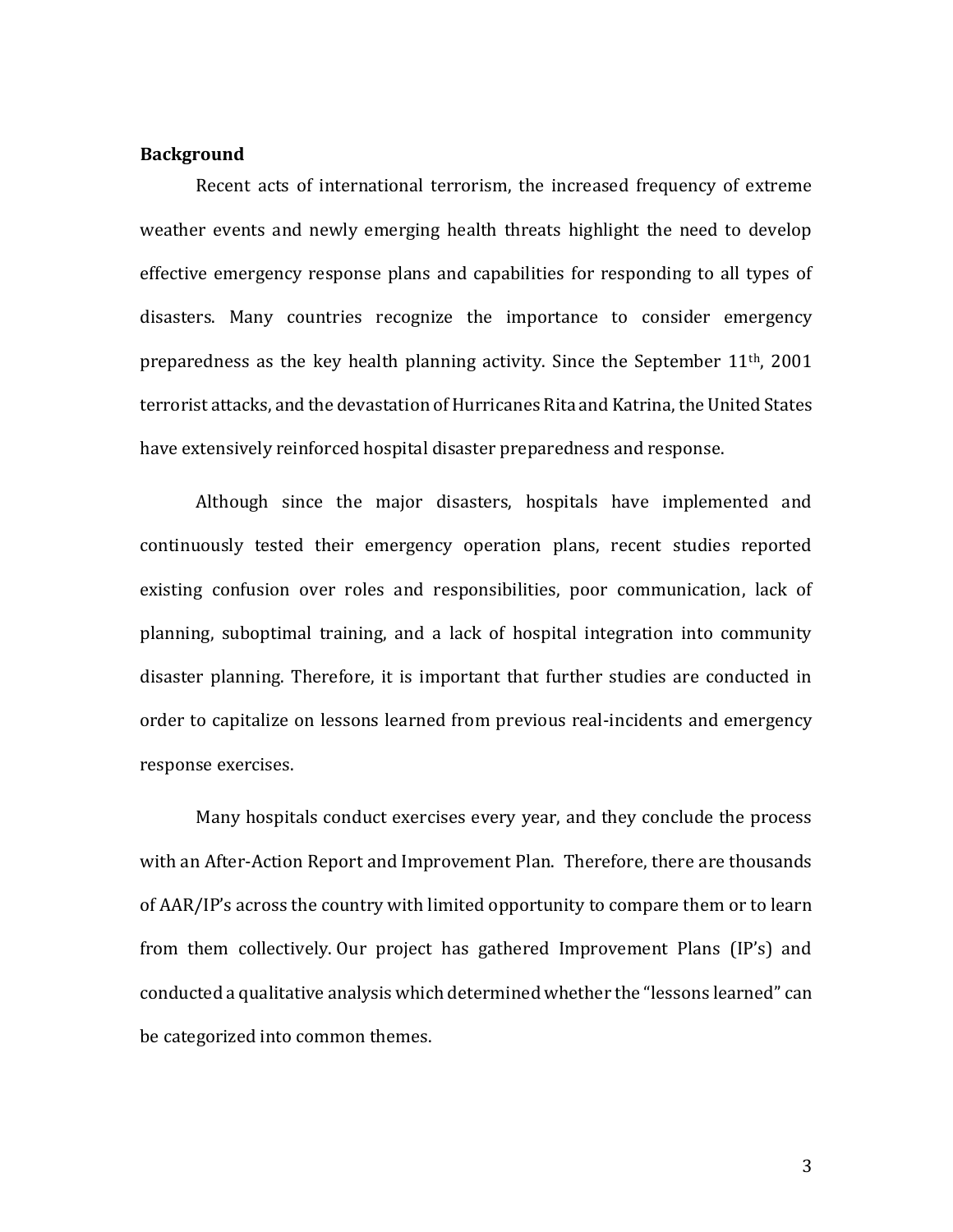## Background

Recent acts of international terrorism, the increased frequency of extreme weather events and newly emerging health threats highlight the need to develop effective emergency response plans and capabilities for responding to all types of disasters. Many countries recognize the importance to consider emergency preparedness as the key health planning activity. Since the September 11th, 2001 terrorist attacks, and the devastation of Hurricanes Rita and Katrina, the United States have extensively reinforced hospital disaster preparedness and response.

Although since the major disasters, hospitals have implemented and continuously tested their emergency operation plans, recent studies reported existing confusion over roles and responsibilities, poor communication, lack of planning, suboptimal training, and a lack of hospital integration into community disaster planning. Therefore, it is important that further studies are conducted in order to capitalize on lessons learned from previous real-incidents and emergency response exercises.

Many hospitals conduct exercises every year, and they conclude the process with an After-Action Report and Improvement Plan. Therefore, there are thousands of AAR/IP's across the country with limited opportunity to compare them or to learn from them collectively. Our project has gathered Improvement Plans (IP's) and conducted a qualitative analysis which determined whether the "lessons learned" can be categorized into common themes.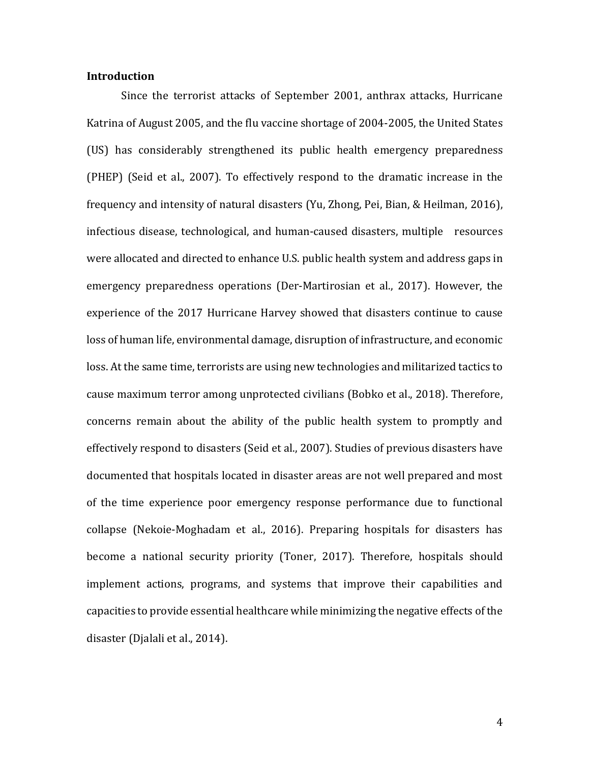**Introduction**

Since the terrorist attacks of September 2001, anthrax attacks, Hurricane Katrina of August 2005, and the flu vaccine shortage of 2004-2005, the United States (US) has considerably strengthened its public health emergency preparedness (PHEP) (Seid et al., 2007). To effectively respond to the dramatic increase in the frequency and intensity of natural disasters (Yu, Zhong, Pei, Bian, & Heilman, 2016), infectious disease, technological, and human-caused disasters, multiple resources were allocated and directed to enhance U.S. public health system and address gaps in emergency preparedness operations (Der-Martirosian et al., 2017). However, the experience of the 2017 Hurricane Harvey showed that disasters continue to cause loss of human life, environmental damage, disruption of infrastructure, and economic loss. At the same time, terrorists are using new technologies and militarized tactics to cause maximum terror among unprotected civilians (Bobko et al., 2018). Therefore, concerns remain about the ability of the public health system to promptly and effectively respond to disasters (Seid et al., 2007). Studies of previous disasters have documented that hospitals located in disaster areas are not well prepared and most of the time experience poor emergency response performance due to functional collapse (Nekoie-Moghadam et al., 2016). Preparing hospitals for disasters has become a national security priority (Toner, 2017). Therefore, hospitals should implement actions, programs, and systems that improve their capabilities and capacities to provide essential healthcare while minimizing the negative effects of the disaster (Djalali et al., 2014).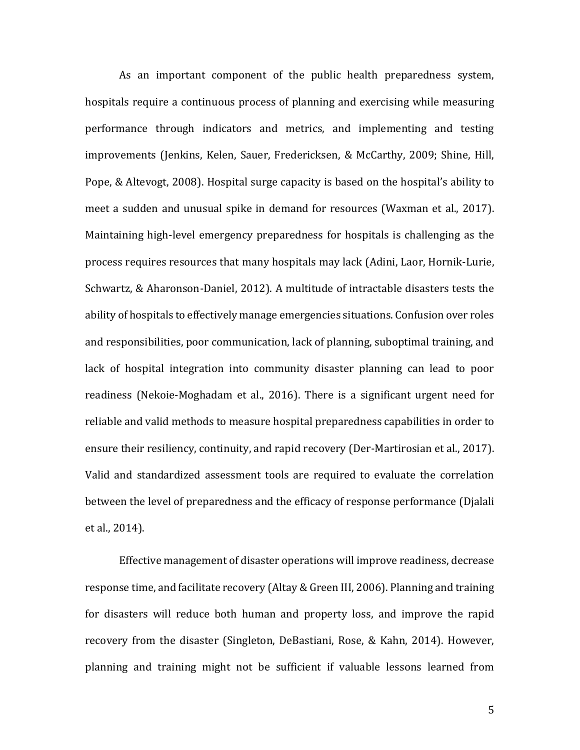As an important component of the public health preparedness system, hospitals require a continuous process of planning and exercising while measuring performance through indicators and metrics, and implementing and testing improvements (Jenkins, Kelen, Sauer, Fredericksen, & McCarthy, 2009; Shine, Hill, Pope, & Altevogt, 2008). Hospital surge capacity is based on the hospital's ability to meet a sudden and unusual spike in demand for resources (Waxman et al., 2017). Maintaining high-level emergency preparedness for hospitals is challenging as the process requires resources that many hospitals may lack (Adini, Laor, Hornik-Lurie, Schwartz, & Aharonson-Daniel, 2012). A multitude of intractable disasters tests the ability of hospitals to effectively manage emergencies situations. Confusion over roles and responsibilities, poor communication, lack of planning, suboptimal training, and lack of hospital integration into community disaster planning can lead to poor readiness (Nekoie-Moghadam et al., 2016). There is a significant urgent need for reliable and valid methods to measure hospital preparedness capabilities in order to ensure their resiliency, continuity, and rapid recovery (Der-Martirosian et al., 2017). Valid and standardized assessment tools are required to evaluate the correlation between the level of preparedness and the efficacy of response performance (Djalali et al., 2014).

Effective management of disaster operations will improve readiness, decrease response time, and facilitate recovery (Altay & Green III, 2006). Planning and training for disasters will reduce both human and property loss, and improve the rapid recovery from the disaster (Singleton, DeBastiani, Rose, & Kahn, 2014). However, planning and training might not be sufficient if valuable lessons learned from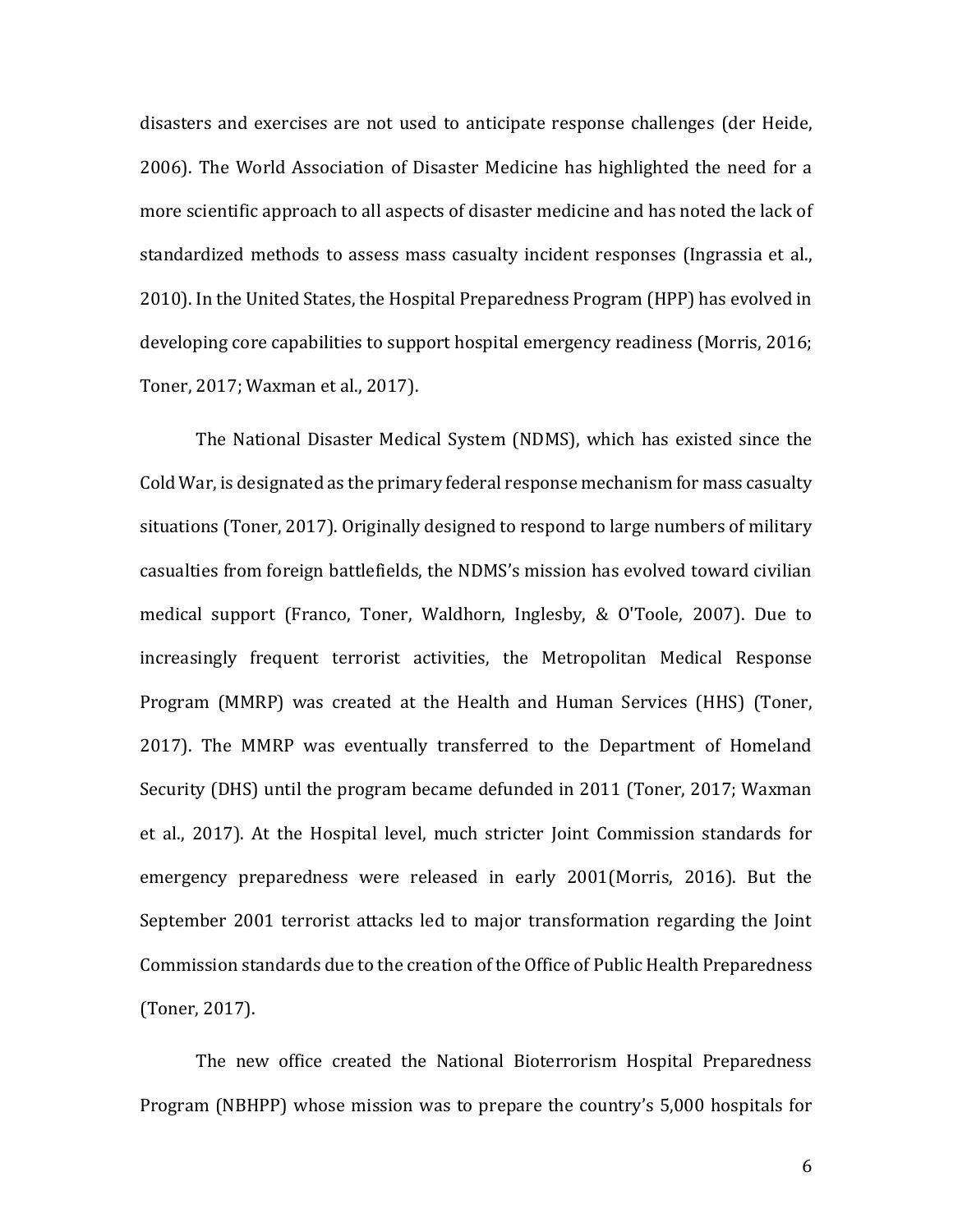disasters and exercises are not used to anticipate response challenges (der Heide, 2006). The World Association of Disaster Medicine has highlighted the need for a more scientific approach to all aspects of disaster medicine and has noted the lack of standardized methods to assess mass casualty incident responses (Ingrassia et al., 2010). In the United States, the Hospital Preparedness Program (HPP) has evolved in developing core capabilities to support hospital emergency readiness (Morris, 2016; Toner, 2017; Waxman et al., 2017).

The National Disaster Medical System (NDMS), which has existed since the Cold War, is designated as the primary federal response mechanism for mass casualty situations (Toner, 2017). Originally designed to respond to large numbers of military casualties from foreign battlefields, the NDMS's mission has evolved toward civilian medical support (Franco, Toner, Waldhorn, Inglesby, & O'Toole, 2007). Due to increasingly frequent terrorist activities, the Metropolitan Medical Response Program (MMRP) was created at the Health and Human Services (HHS) (Toner, 2017). The MMRP was eventually transferred to the Department of Homeland Security (DHS) until the program became defunded in 2011 (Toner, 2017; Waxman et al., 2017). At the Hospital level, much stricter Joint Commission standards for emergency preparedness were released in early 2001(Morris, 2016). But the September 2001 terrorist attacks led to major transformation regarding the Joint Commission standards due to the creation of the Office of Public Health Preparedness (Toner, 2017).

The new office created the National Bioterrorism Hospital Preparedness Program (NBHPP) whose mission was to prepare the country's 5,000 hospitals for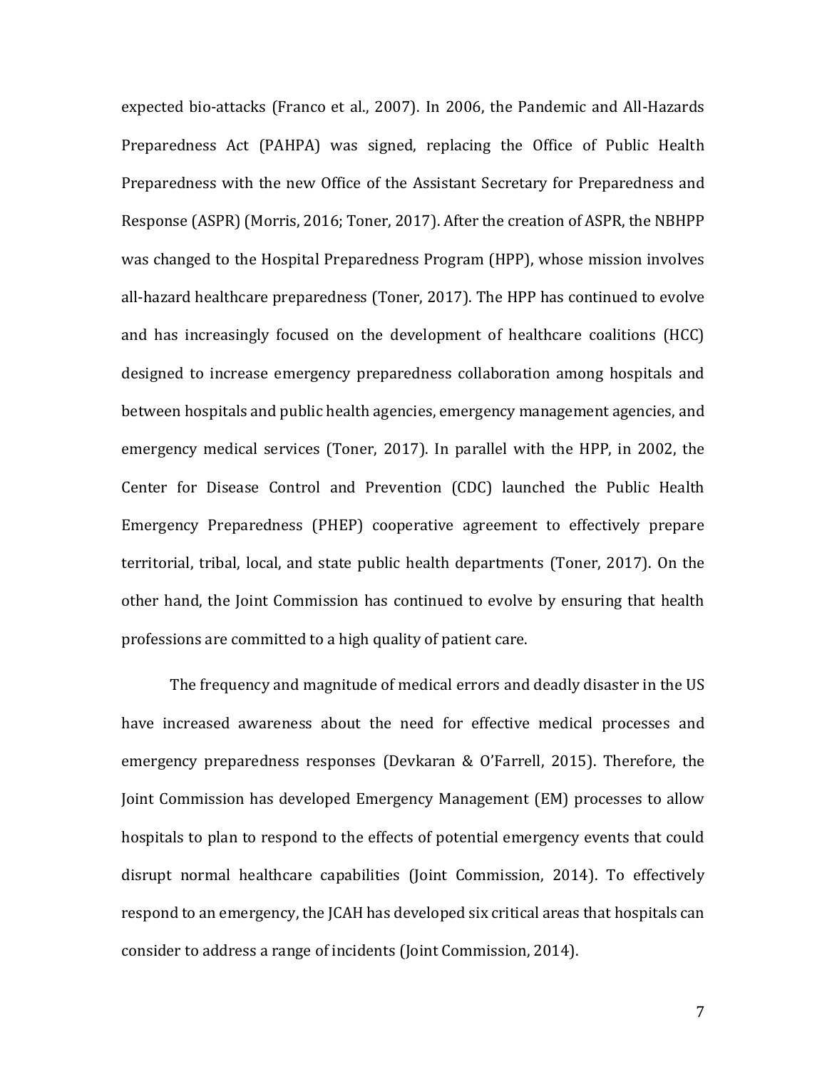expected bio-attacks (Franco et al., 2007). In 2006, the Pandemic and All-Hazards Preparedness Act (PAHPA) was signed, replacing the Office of Public Health Preparedness with the new Office of the Assistant Secretary for Preparedness and Response (ASPR) (Morris, 2016; Toner, 2017). After the creation of ASPR, the NBHPP was changed to the Hospital Preparedness Program (HPP), whose mission involves all-hazard healthcare preparedness (Toner, 2017). The HPP has continued to evolve and has increasingly focused on the development of healthcare coalitions (HCC) designed to increase emergency preparedness collaboration among hospitals and between hospitals and public health agencies, emergency management agencies, and emergency medical services (Toner, 2017). In parallel with the HPP, in 2002, the Center for Disease Control and Prevention (CDC) launched the Public Health Emergency Preparedness (PHEP) cooperative agreement to effectively prepare territorial, tribal, local, and state public health departments (Toner, 2017). On the other hand, the Joint Commission has continued to evolve by ensuring that health professions are committed to a high quality of patient care.

The frequency and magnitude of medical errors and deadly disaster in the US have increased awareness about the need for effective medical processes and emergency preparedness responses (Devkaran & O'Farrell, 2015). Therefore, the Joint Commission has developed Emergency Management (EM) processes to allow hospitals to plan to respond to the effects of potential emergency events that could disrupt normal healthcare capabilities (Joint Commission, 2014). To effectively respond to an emergency, the JCAH has developed six critical areas that hospitals can consider to address a range of incidents (Joint Commission, 2014).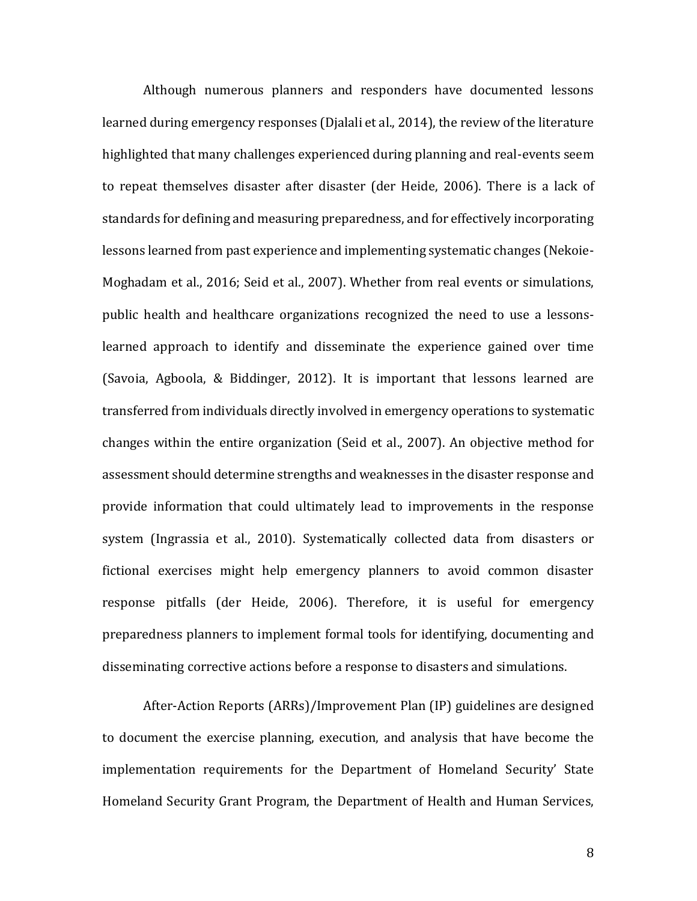Although numerous planners and responders have documented lessons learned during emergency responses (Djalali et al., 2014), the review of the literature highlighted that many challenges experienced during planning and real-events seem to repeat themselves disaster after disaster (der Heide, 2006). There is a lack of standards for defining and measuring preparedness, and for effectively incorporating lessons learned from past experience and implementing systematic changes (Nekoie-Moghadam et al., 2016; Seid et al., 2007). Whether from real events or simulations, public health and healthcare organizations recognized the need to use a lessons-learned approach to identify and disseminate the experience gained over time (Savoia, Agboola, & Biddinger, 2012). It is important that lessons learned are transferred from individuals directly involved in emergency operations to systematic changes within the entire organization (Seid et al., 2007). An objective method for assessment should determine strengths and weaknesses in the disaster response and provide information that could ultimately lead to improvements in the response system (Ingrassia et al., 2010). Systematically collected data from disasters or fictional exercises might help emergency planners to avoid common disaster response pitfalls (der Heide, 2006). Therefore, it is useful for emergency preparedness planners to implement formal tools for identifying, documenting and disseminating corrective actions before a response to disasters and simulations.

After-Action Reports (ARRs)/Improvement Plan (IP) guidelines are designed to document the exercise planning, execution, and analysis that have become the implementation requirements for the Department of Homeland Security' State Homeland Security Grant Program, the Department of Health and Human Services,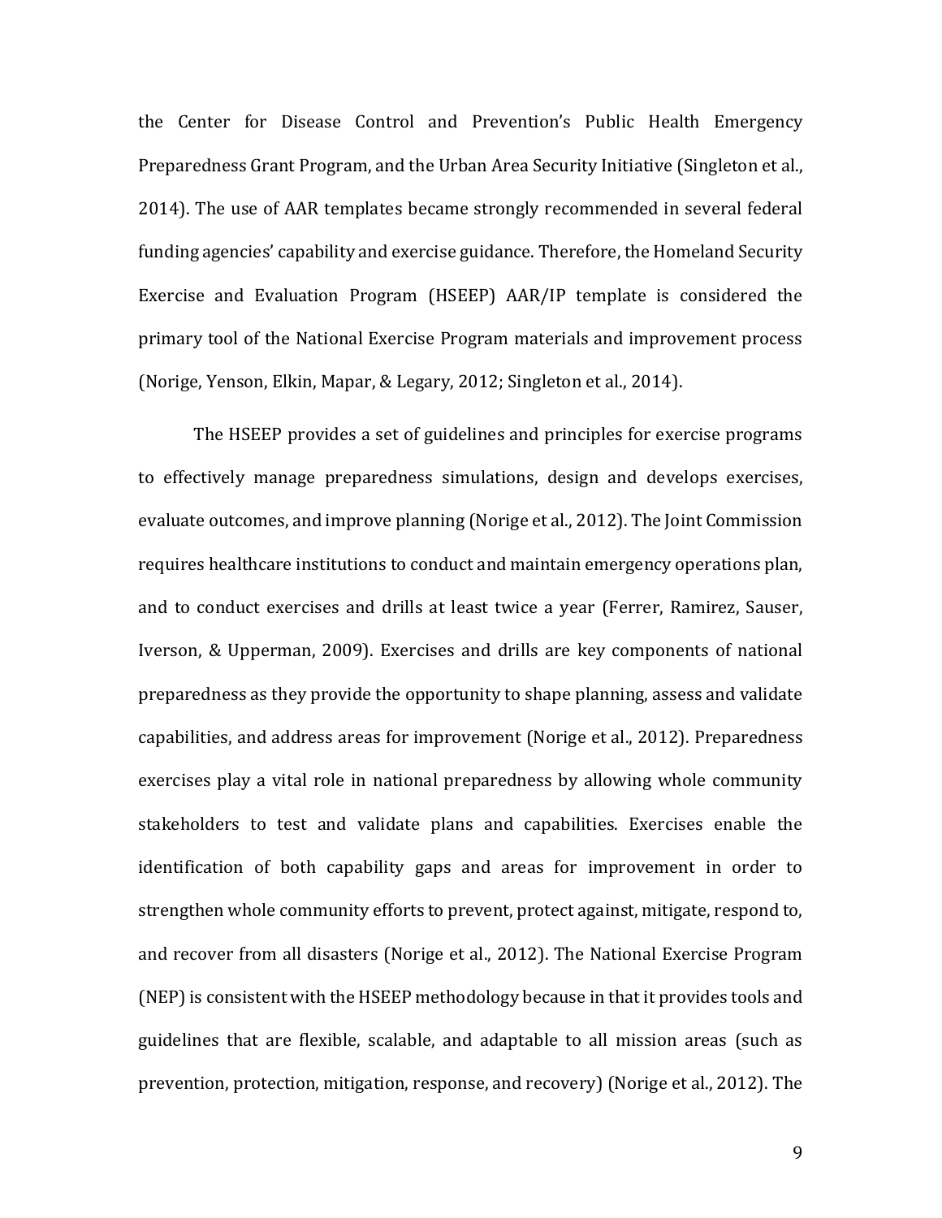the Center for Disease Control and Prevention's Public Health Emergency Preparedness Grant Program, and the Urban Area Security Initiative (Singleton et al., 2014). The use of AAR templates became strongly recommended in several federal funding agencies' capability and exercise guidance. Therefore, the Homeland Security Exercise and Evaluation Program (HSEEP) AAR/IP template is considered the primary tool of the National Exercise Program materials and improvement process (Norige, Yenson, Elkin, Mapar, & Legary, 2012; Singleton et al., 2014).

The HSEEP provides a set of guidelines and principles for exercise programs to effectively manage preparedness simulations, design and develops exercises, evaluate outcomes, and improve planning (Norige et al., 2012). The Joint Commission requires healthcare institutions to conduct and maintain emergency operations plan, and to conduct exercises and drills at least twice a year (Ferrer, Ramirez, Sauser, Iverson, & Upperman, 2009). Exercises and drills are key components of national preparedness as they provide the opportunity to shape planning, assess and validate capabilities, and address areas for improvement (Norige et al., 2012). Preparedness exercises play a vital role in national preparedness by allowing whole community stakeholders to test and validate plans and capabilities. Exercises enable the identification of both capability gaps and areas for improvement in order to strengthen whole community efforts to prevent, protect against, mitigate, respond to, and recover from all disasters (Norige et al., 2012). The National Exercise Program (NEP) is consistent with the HSEEP methodology because in that it provides tools and guidelines that are flexible, scalable, and adaptable to all mission areas (such as prevention, protection, mitigation, response, and recovery) (Norige et al., 2012). The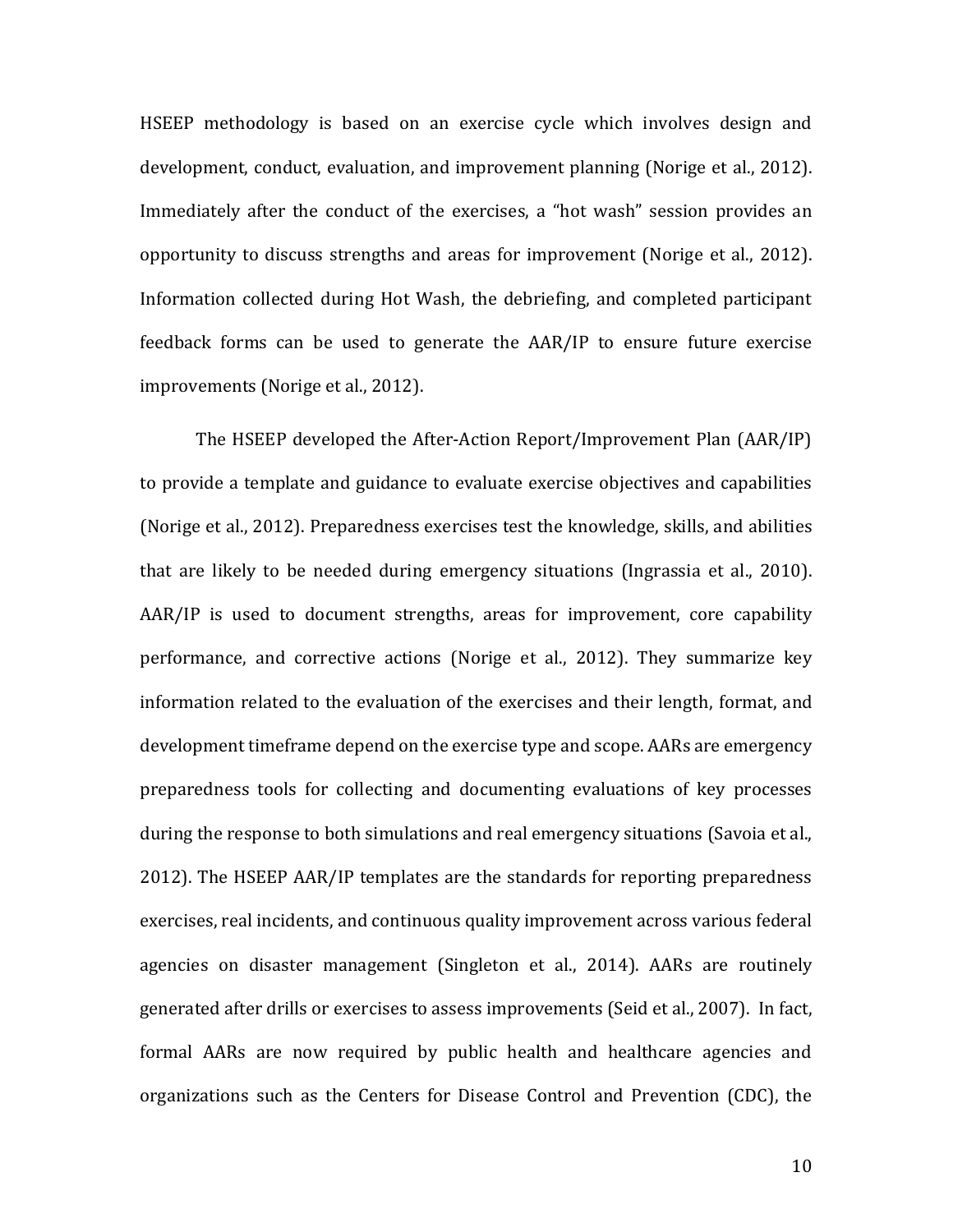HSEEP methodology is based on an exercise cycle which involves design and development, conduct, evaluation, and improvement planning (Norige et al., 2012). Immediately after the conduct of the exercises, a "hot wash" session provides an opportunity to discuss strengths and areas for improvement (Norige et al., 2012). Information collected during Hot Wash, the debriefing, and completed participant feedback forms can be used to generate the AAR/IP to ensure future exercise improvements (Norige et al., 2012).

The HSEEP developed the After-Action Report/Improvement Plan (AAR/IP) to provide a template and guidance to evaluate exercise objectives and capabilities (Norige et al., 2012). Preparedness exercises test the knowledge, skills, and abilities that are likely to be needed during emergency situations (Ingrassia et al., 2010). AAR/IP is used to document strengths, areas for improvement, core capability performance, and corrective actions (Norige et al., 2012). They summarize key information related to the evaluation of the exercises and their length, format, and development timeframe depend on the exercise type and scope. AARs are emergency preparedness tools for collecting and documenting evaluations of key processes during the response to both simulations and real emergency situations (Savoia et al., 2012). The HSEEP AAR/IP templates are the standards for reporting preparedness exercises, real incidents, and continuous quality improvement across various federal agencies on disaster management (Singleton et al., 2014). AARs are routinely generated after drills or exercises to assess improvements (Seid et al., 2007). In fact, formal AARs are now required by public health and healthcare agencies and organizations such as the Centers for Disease Control and Prevention (CDC), the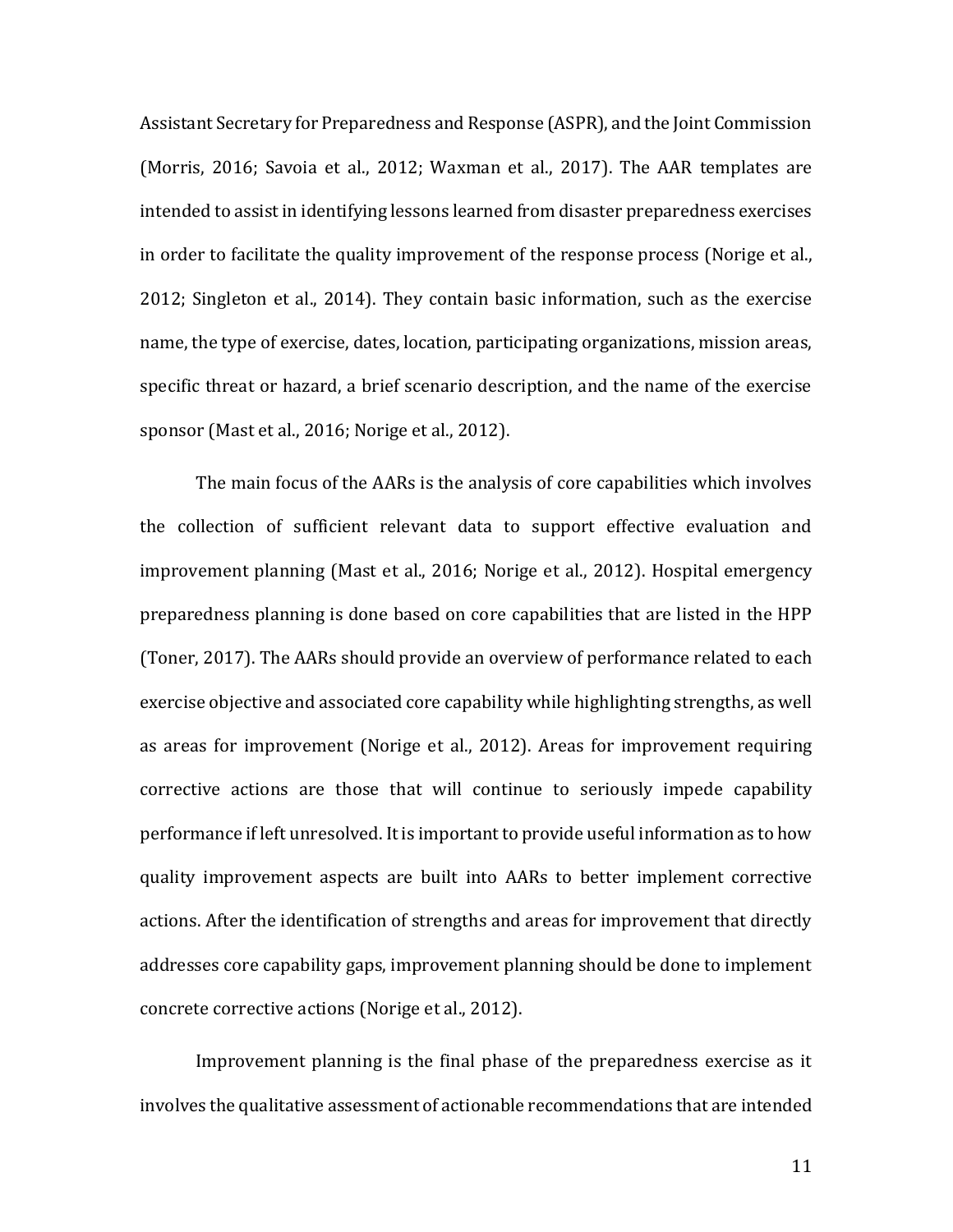Assistant Secretary for Preparedness and Response (ASPR), and the Joint Commission (Morris, 2016; Savoia et al., 2012; Waxman et al., 2017). The AAR templates are intended to assist in identifying lessons learned from disaster preparedness exercises in order to facilitate the quality improvement of the response process (Norige et al., 2012; Singleton et al., 2014). They contain basic information, such as the exercise name, the type of exercise, dates, location, participating organizations, mission areas, specific threat or hazard, a brief scenario description, and the name of the exercise sponsor (Mast et al., 2016; Norige et al., 2012).

The main focus of the AARs is the analysis of core capabilities which involves the collection of sufficient relevant data to support effective evaluation and improvement planning (Mast et al., 2016; Norige et al., 2012). Hospital emergency preparedness planning is done based on core capabilities that are listed in the HPP (Toner, 2017). The AARs should provide an overview of performance related to each exercise objective and associated core capability while highlighting strengths, as well as areas for improvement (Norige et al., 2012). Areas for improvement requiring corrective actions are those that will continue to seriously impede capability performance if left unresolved. It is important to provide useful information as to how quality improvement aspects are built into AARs to better implement corrective actions. After the identification of strengths and areas for improvement that directly addresses core capability gaps, improvement planning should be done to implement concrete corrective actions (Norige et al., 2012).

Improvement planning is the final phase of the preparedness exercise as it involves the qualitative assessment of actionable recommendations that are intended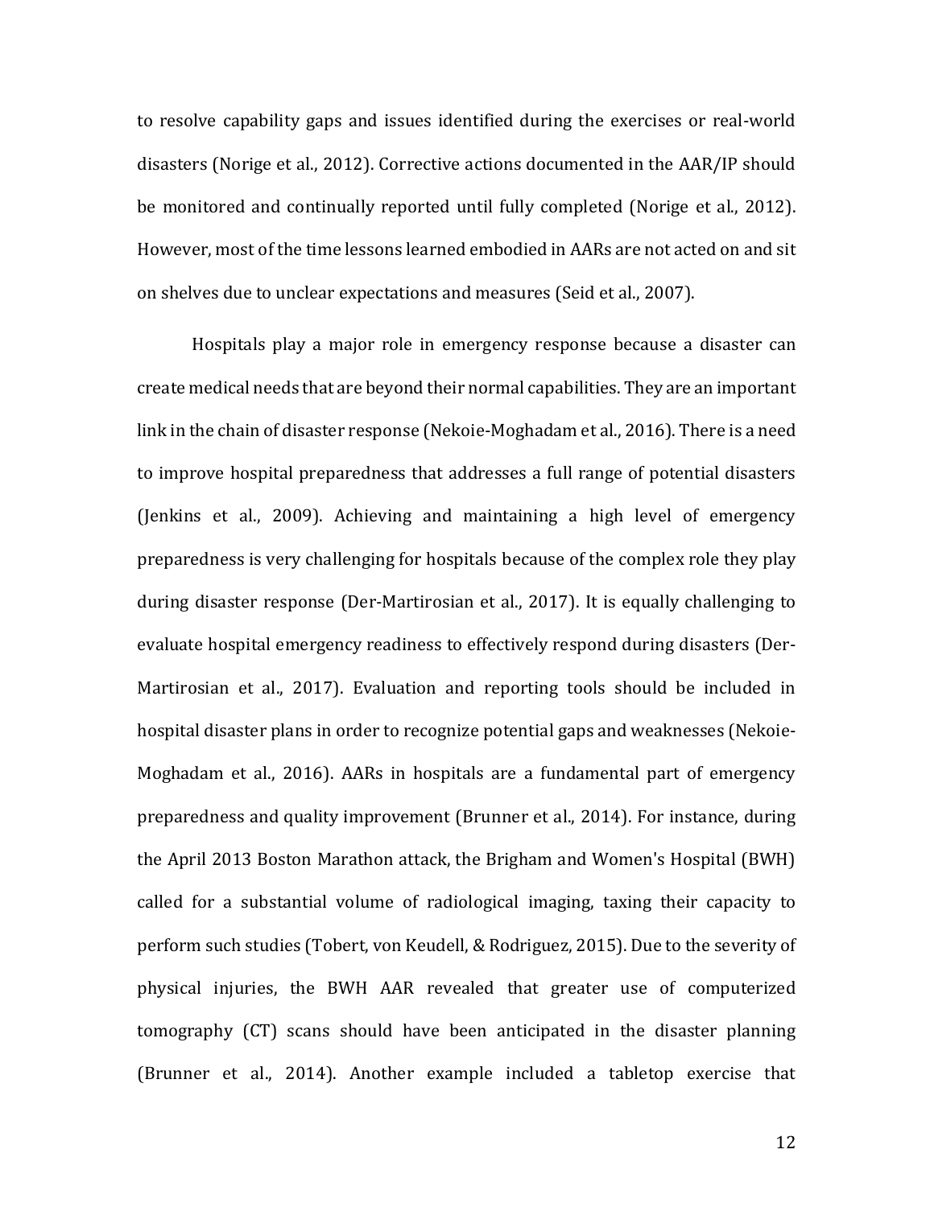to resolve capability gaps and issues identified during the exercises or real-world disasters (Norige et al., 2012). Corrective actions documented in the AAR/IP should be monitored and continually reported until fully completed (Norige et al., 2012). However, most of the time lessons learned embodied in AARs are not acted on and sit on shelves due to unclear expectations and measures (Seid et al., 2007).

Hospitals play a major role in emergency response because a disaster can create medical needs that are beyond their normal capabilities. They are an important link in the chain of disaster response (Nekoie-Moghadam et al., 2016). There is a need to improve hospital preparedness that addresses a full range of potential disasters (Jenkins et al., 2009). Achieving and maintaining a high level of emergency preparedness is very challenging for hospitals because of the complex role they play during disaster response (Der-Martirosian et al., 2017). It is equally challenging to evaluate hospital emergency readiness to effectively respond during disasters (Der-Martirosian et al., 2017). Evaluation and reporting tools should be included in hospital disaster plans in order to recognize potential gaps and weaknesses (Nekoie-Moghadam et al., 2016). AARs in hospitals are a fundamental part of emergency preparedness and quality improvement (Brunner et al., 2014). For instance, during the April 2013 Boston Marathon attack, the Brigham and Women's Hospital (BWH) called for a substantial volume of radiological imaging, taxing their capacity to perform such studies (Tobert, von Keudell, & Rodriguez, 2015). Due to the severity of physical injuries, the BWH AAR revealed that greater use of computerized tomography (CT) scans should have been anticipated in the disaster planning (Brunner et al., 2014). Another example included a tabletop exercise that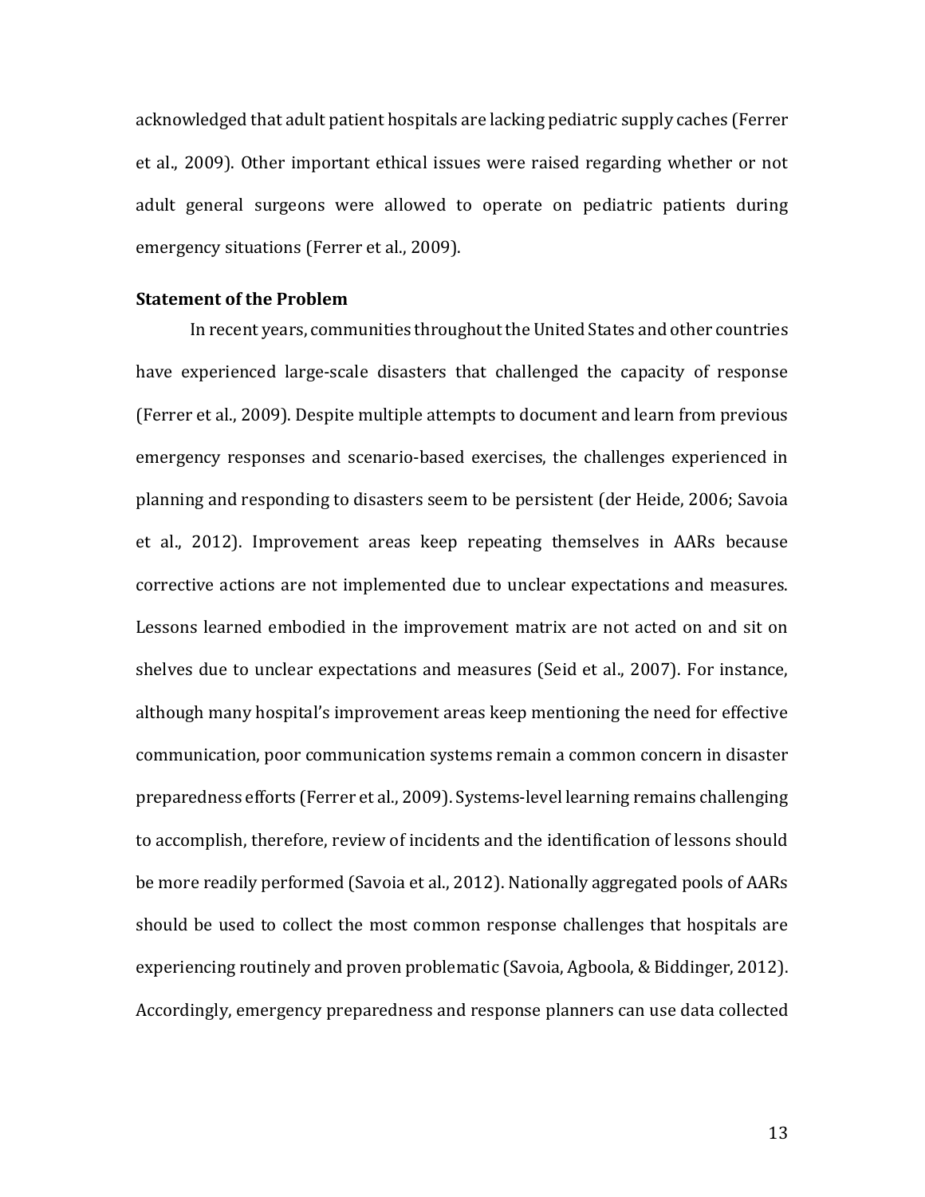acknowledged that adult patient hospitals are lacking pediatric supply caches (Ferrer et al., 2009). Other important ethical issues were raised regarding whether or not adult general surgeons were allowed to operate on pediatric patients during emergency situations (Ferrer et al., 2009).

**Statement of the Problem**

In recent years, communities throughout the United States and other countries have experienced large-scale disasters that challenged the capacity of response (Ferrer et al., 2009). Despite multiple attempts to document and learn from previous emergency responses and scenario-based exercises, the challenges experienced in planning and responding to disasters seem to be persistent (der Heide, 2006; Savoia et al., 2012). Improvement areas keep repeating themselves in AARs because corrective actions are not implemented due to unclear expectations and measures. Lessons learned embodied in the improvement matrix are not acted on and sit on shelves due to unclear expectations and measures (Seid et al., 2007). For instance, although many hospital's improvement areas keep mentioning the need for effective communication, poor communication systems remain a common concern in disaster preparedness efforts (Ferrer et al., 2009). Systems-level learning remains challenging to accomplish, therefore, review of incidents and the identification of lessons should be more readily performed (Savoia et al., 2012). Nationally aggregated pools of AARs should be used to collect the most common response challenges that hospitals are experiencing routinely and proven problematic (Savoia, Agboola, & Biddinger, 2012). Accordingly, emergency preparedness and response planners can use data collected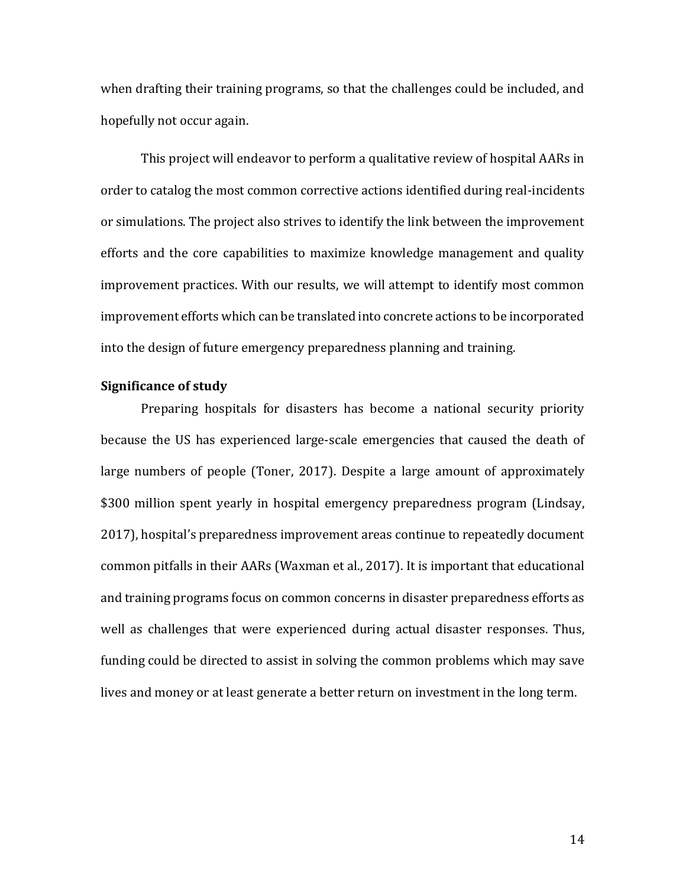when drafting their training programs, so that the challenges could be included, and hopefully not occur again.

This project will endeavor to perform a qualitative review of hospital AARs in order to catalog the most common corrective actions identified during real-incidents or simulations. The project also strives to identify the link between the improvement efforts and the core capabilities to maximize knowledge management and quality improvement practices. With our results, we will attempt to identify most common improvement efforts which can be translated into concrete actions to be incorporated into the design of future emergency preparedness planning and training.

**Significance of study**

Preparing hospitals for disasters has become a national security priority because the US has experienced large-scale emergencies that caused the death of large numbers of people (Toner, 2017). Despite a large amount of approximately $300 million spent yearly in hospital emergency preparedness program (Lindsay, 2017), hospital's preparedness improvement areas continue to repeatedly document common pitfalls in their AARs (Waxman et al., 2017). It is important that educational and training programs focus on common concerns in disaster preparedness efforts as well as challenges that were experienced during actual disaster responses. Thus, funding could be directed to assist in solving the common problems which may save lives and money or at least generate a better return on investment in the long term.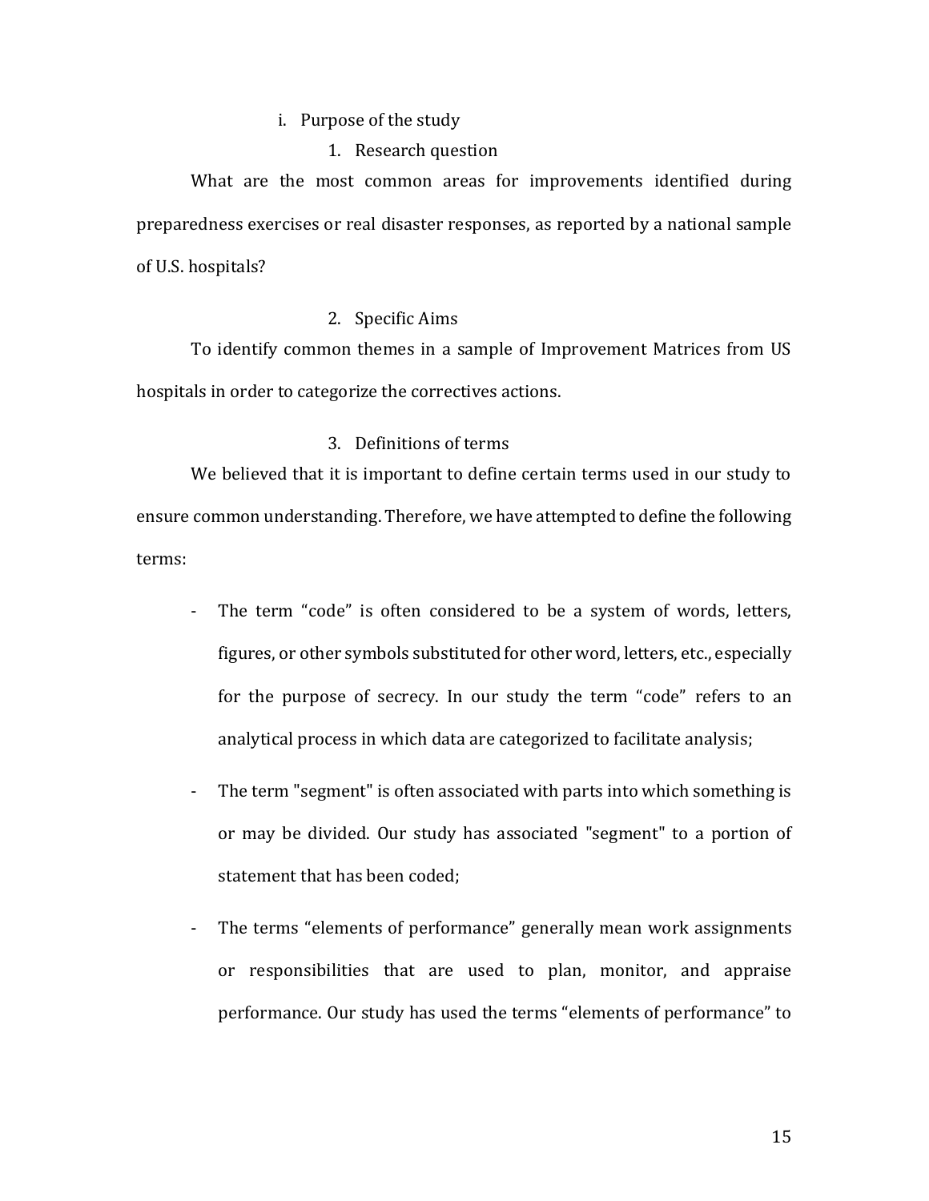i. Purpose of the study

1. Research question

What are the most common areas for improvements identified during preparedness exercises or real disaster responses, as reported by a national sample of U.S. hospitals?

2. Specific Aims

To identify common themes in a sample of Improvement Matrices from US hospitals in order to categorize the correctives actions.

3. Definitions of terms

We believed that it is important to define certain terms used in our study to ensure common understanding. Therefore, we have attempted to define the following terms:

- The term "code" is often considered to be a system of words, letters, figures, or other symbols substituted for other word, letters, etc., especially for the purpose of secrecy. In our study the term "code" refers to an analytical process in which data are categorized to facilitate analysis;
- The term "segment" is often associated with parts into which something is or may be divided. Our study has associated "segment" to a portion of statement that has been coded;
- The terms "elements of performance" generally mean work assignments or responsibilities that are used to plan, monitor, and appraise performance. Our study has used the terms "elements of performance" to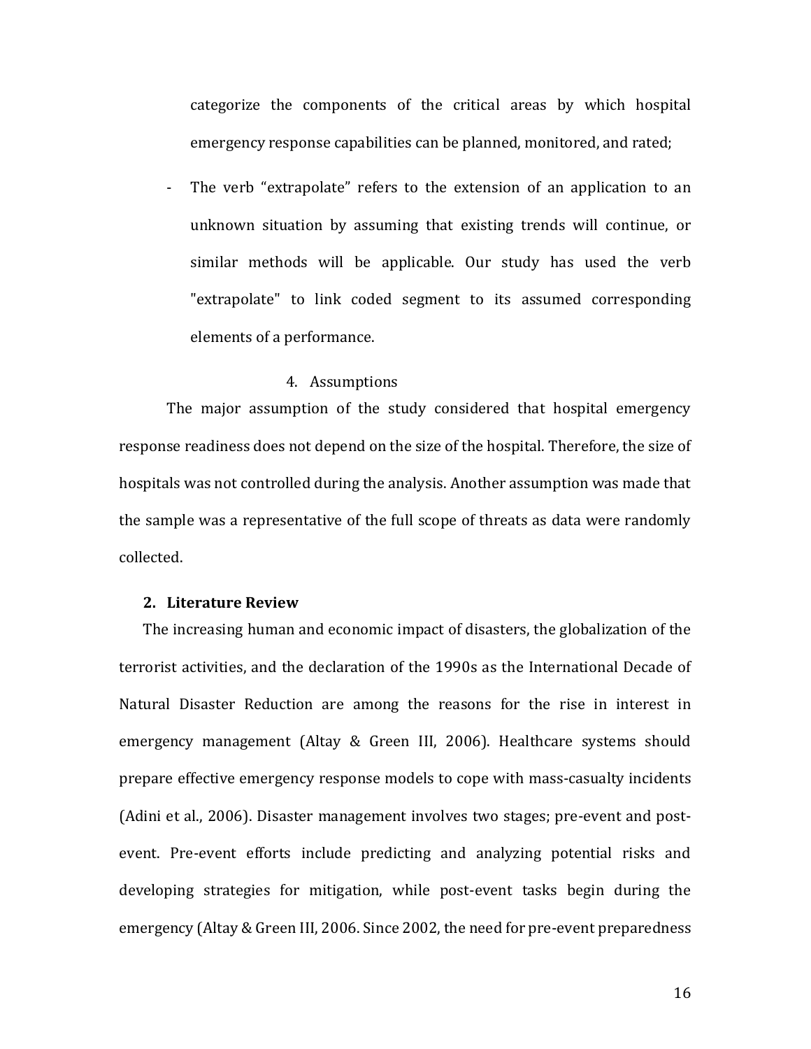categorize the components of the critical areas by which hospital emergency response capabilities can be planned, monitored, and rated;

- The verb "extrapolate" refers to the extension of an application to an unknown situation by assuming that existing trends will continue, or similar methods will be applicable. Our study has used the verb "extrapolate" to link coded segment to its assumed corresponding elements of a performance.

### 4. Assumptions

The major assumption of the study considered that hospital emergency response readiness does not depend on the size of the hospital. Therefore, the size of hospitals was not controlled during the analysis. Another assumption was made that the sample was a representative of the full scope of threats as data were randomly collected.

## 2. Literature Review

The increasing human and economic impact of disasters, the globalization of the terrorist activities, and the declaration of the 1990s as the International Decade of Natural Disaster Reduction are among the reasons for the rise in interest in emergency management (Altay & Green III, 2006). Healthcare systems should prepare effective emergency response models to cope with mass-casualty incidents (Adini et al., 2006). Disaster management involves two stages; pre-event and post-event. Pre-event efforts include predicting and analyzing potential risks and developing strategies for mitigation, while post-event tasks begin during the emergency (Altay & Green III, 2006. Since 2002, the need for pre-event preparedness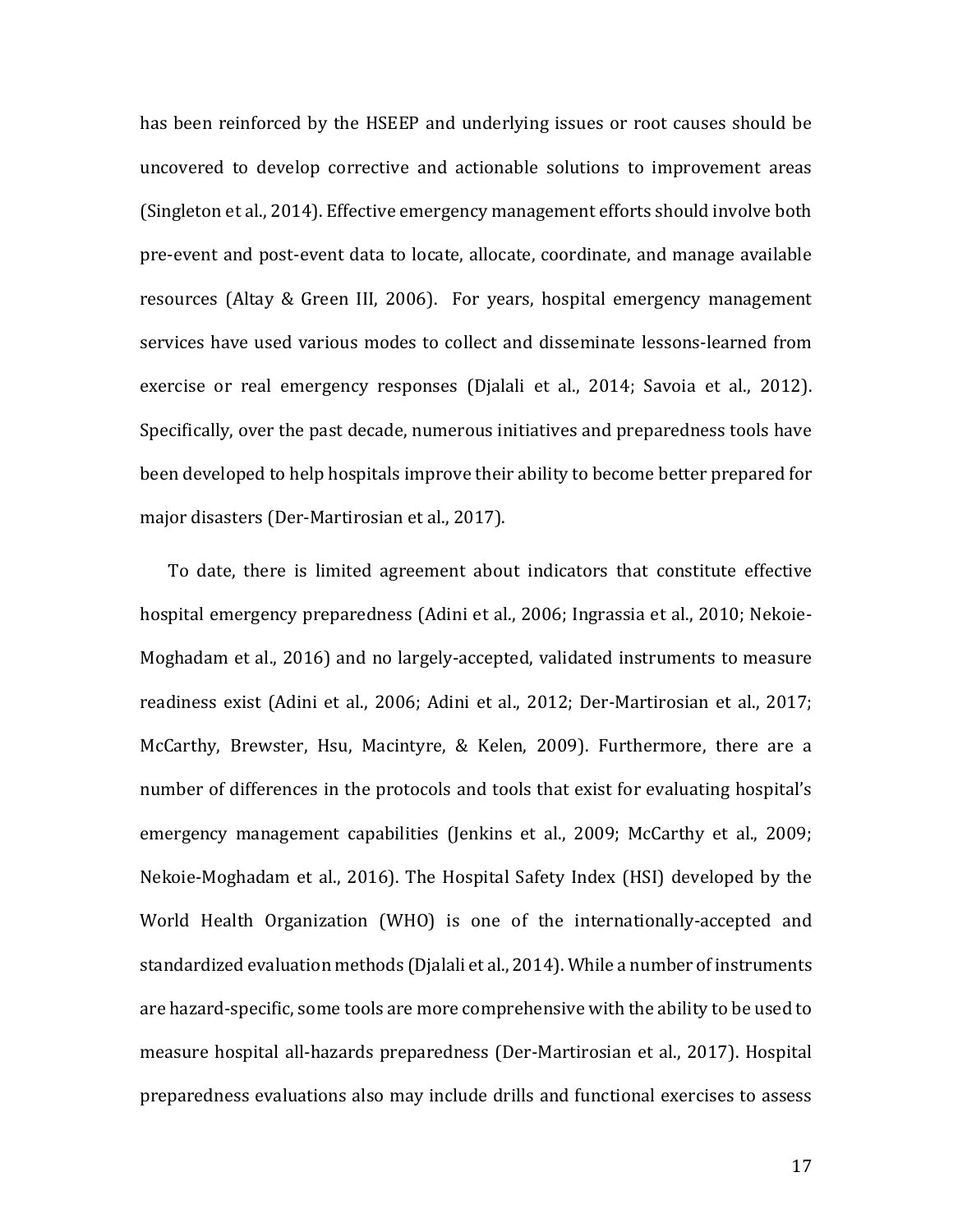has been reinforced by the HSEEP and underlying issues or root causes should be uncovered to develop corrective and actionable solutions to improvement areas (Singleton et al., 2014). Effective emergency management efforts should involve both pre-event and post-event data to locate, allocate, coordinate, and manage available resources (Altay & Green III, 2006). For years, hospital emergency management services have used various modes to collect and disseminate lessons-learned from exercise or real emergency responses (Djalali et al., 2014; Savoia et al., 2012). Specifically, over the past decade, numerous initiatives and preparedness tools have been developed to help hospitals improve their ability to become better prepared for major disasters (Der-Martirosian et al., 2017).

To date, there is limited agreement about indicators that constitute effective hospital emergency preparedness (Adini et al., 2006; Ingrassia et al., 2010; Nekoie-Moghadam et al., 2016) and no largely-accepted, validated instruments to measure readiness exist (Adini et al., 2006; Adini et al., 2012; Der-Martirosian et al., 2017; McCarthy, Brewster, Hsu, Macintyre, & Kelen, 2009). Furthermore, there are a number of differences in the protocols and tools that exist for evaluating hospital's emergency management capabilities (Jenkins et al., 2009; McCarthy et al., 2009; Nekoie-Moghadam et al., 2016). The Hospital Safety Index (HSI) developed by the World Health Organization (WHO) is one of the internationally-accepted and standardized evaluation methods (Djalali et al., 2014). While a number of instruments are hazard-specific, some tools are more comprehensive with the ability to be used to measure hospital all-hazards preparedness (Der-Martirosian et al., 2017). Hospital preparedness evaluations also may include drills and functional exercises to assess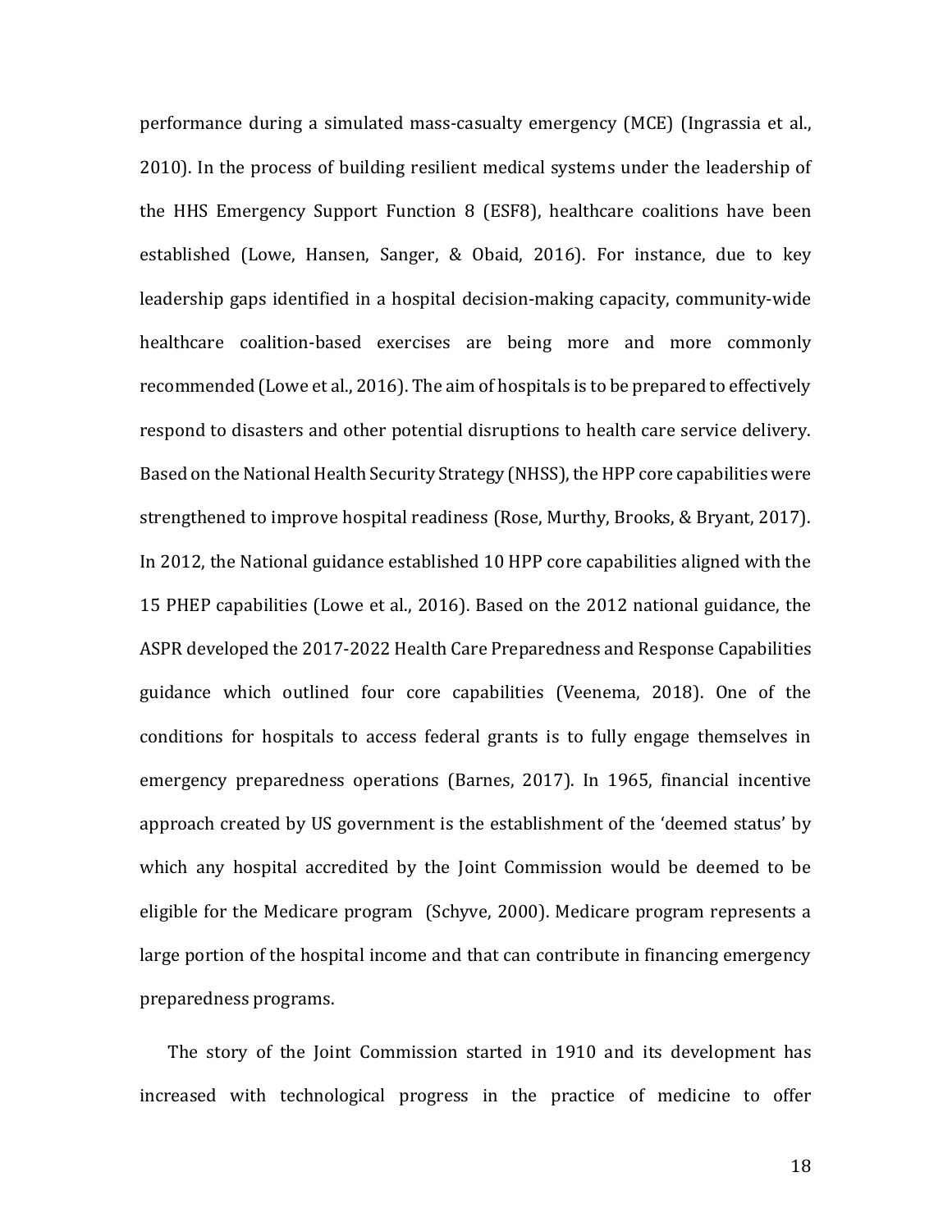performance during a simulated mass-casualty emergency (MCE) (Ingrassia et al., 2010). In the process of building resilient medical systems under the leadership of the HHS Emergency Support Function 8 (ESF8), healthcare coalitions have been established (Lowe, Hansen, Sanger, & Obaid, 2016). For instance, due to key leadership gaps identified in a hospital decision-making capacity, community-wide healthcare coalition-based exercises are being more and more commonly recommended (Lowe et al., 2016). The aim of hospitals is to be prepared to effectively respond to disasters and other potential disruptions to health care service delivery. Based on the National Health Security Strategy (NHSS), the HPP core capabilities were strengthened to improve hospital readiness (Rose, Murthy, Brooks, & Bryant, 2017). In 2012, the National guidance established 10 HPP core capabilities aligned with the 15 PHEP capabilities (Lowe et al., 2016). Based on the 2012 national guidance, the ASPR developed the 2017-2022 Health Care Preparedness and Response Capabilities guidance which outlined four core capabilities (Veenema, 2018). One of the conditions for hospitals to access federal grants is to fully engage themselves in emergency preparedness operations (Barnes, 2017). In 1965, financial incentive approach created by US government is the establishment of the 'deemed status' by which any hospital accredited by the Joint Commission would be deemed to be eligible for the Medicare program (Schyve, 2000). Medicare program represents a large portion of the hospital income and that can contribute in financing emergency preparedness programs.

The story of the Joint Commission started in 1910 and its development has increased with technological progress in the practice of medicine to offer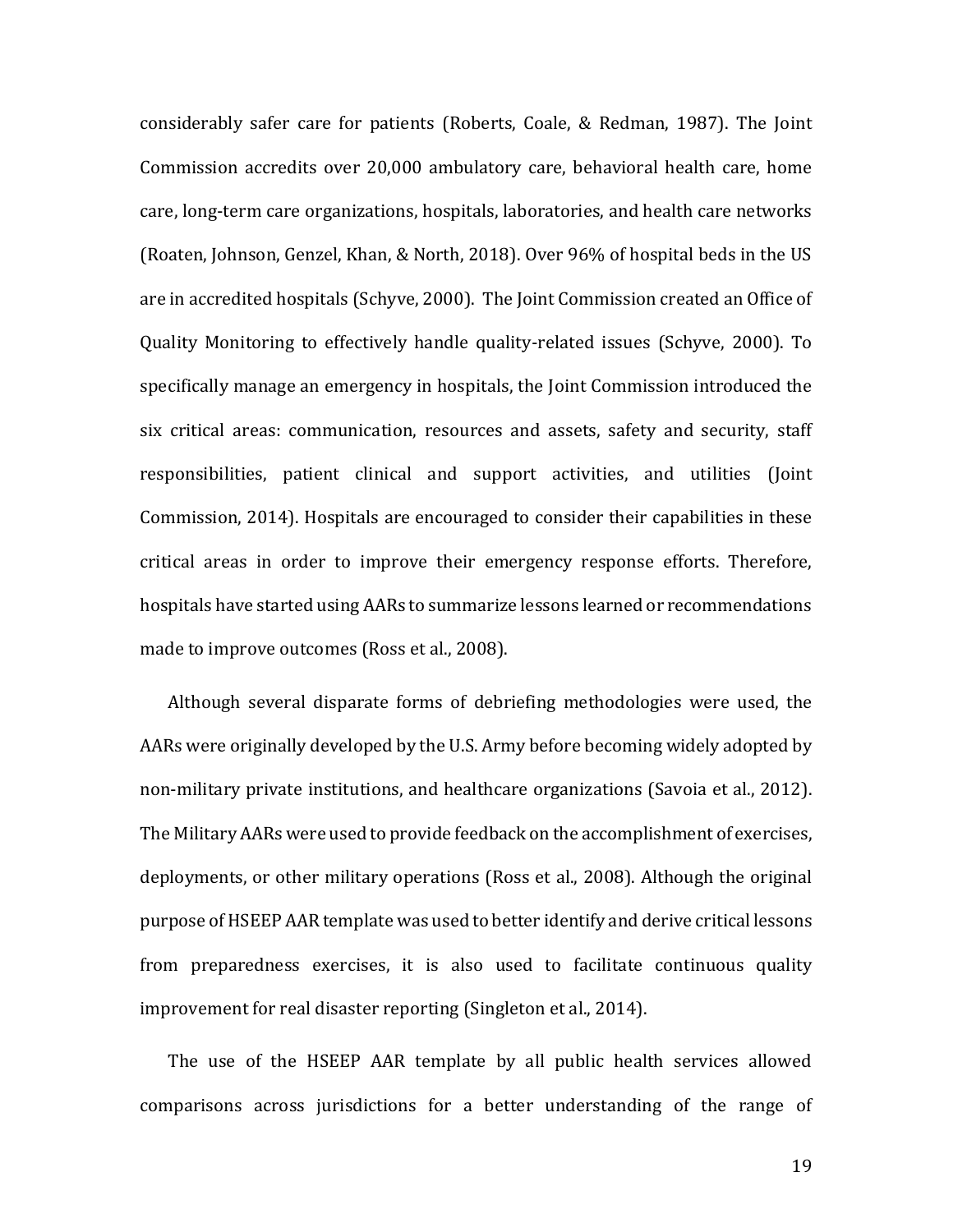considerably safer care for patients (Roberts, Coale, & Redman, 1987). The Joint Commission accredits over 20,000 ambulatory care, behavioral health care, home care, long-term care organizations, hospitals, laboratories, and health care networks (Roaten, Johnson, Genzel, Khan, & North, 2018). Over 96% of hospital beds in the US are in accredited hospitals (Schyve, 2000). The Joint Commission created an Office of Quality Monitoring to effectively handle quality-related issues (Schyve, 2000). To specifically manage an emergency in hospitals, the Joint Commission introduced the six critical areas: communication, resources and assets, safety and security, staff responsibilities, patient clinical and support activities, and utilities (Joint Commission, 2014). Hospitals are encouraged to consider their capabilities in these critical areas in order to improve their emergency response efforts. Therefore, hospitals have started using AARs to summarize lessons learned or recommendations made to improve outcomes (Ross et al., 2008).

Although several disparate forms of debriefing methodologies were used, the AARs were originally developed by the U.S. Army before becoming widely adopted by non-military private institutions, and healthcare organizations (Savoia et al., 2012). The Military AARs were used to provide feedback on the accomplishment of exercises, deployments, or other military operations (Ross et al., 2008). Although the original purpose of HSEEP AAR template was used to better identify and derive critical lessons from preparedness exercises, it is also used to facilitate continuous quality improvement for real disaster reporting (Singleton et al., 2014).

The use of the HSEEP AAR template by all public health services allowed comparisons across jurisdictions for a better understanding of the range of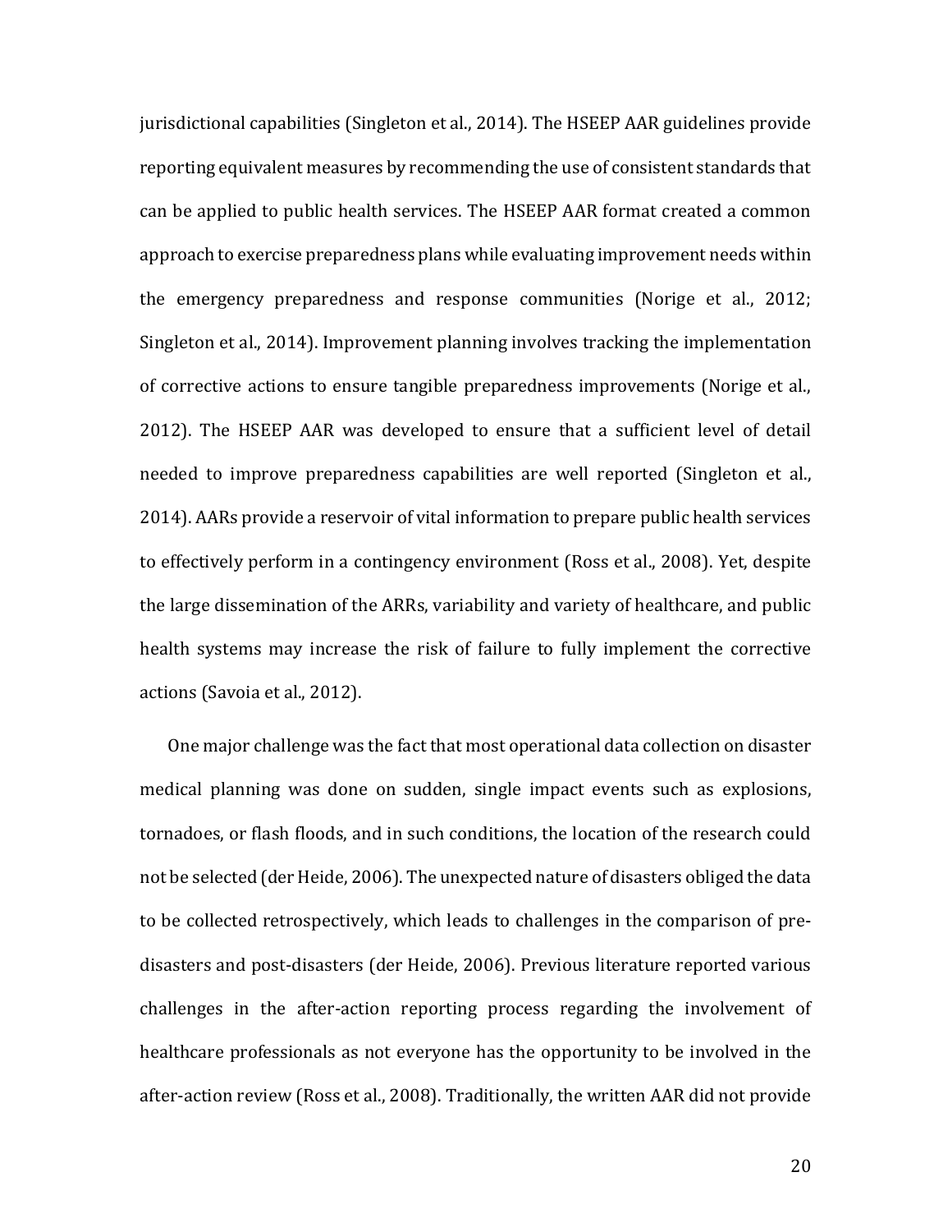jurisdictional capabilities (Singleton et al., 2014). The HSEEP AAR guidelines provide reporting equivalent measures by recommending the use of consistent standards that can be applied to public health services. The HSEEP AAR format created a common approach to exercise preparedness plans while evaluating improvement needs within the emergency preparedness and response communities (Norige et al., 2012; Singleton et al., 2014). Improvement planning involves tracking the implementation of corrective actions to ensure tangible preparedness improvements (Norige et al., 2012). The HSEEP AAR was developed to ensure that a sufficient level of detail needed to improve preparedness capabilities are well reported (Singleton et al., 2014). AARs provide a reservoir of vital information to prepare public health services to effectively perform in a contingency environment (Ross et al., 2008). Yet, despite the large dissemination of the ARRs, variability and variety of healthcare, and public health systems may increase the risk of failure to fully implement the corrective actions (Savoia et al., 2012).

One major challenge was the fact that most operational data collection on disaster medical planning was done on sudden, single impact events such as explosions, tornadoes, or flash floods, and in such conditions, the location of the research could not be selected (der Heide, 2006). The unexpected nature of disasters obliged the data to be collected retrospectively, which leads to challenges in the comparison of pre-disasters and post-disasters (der Heide, 2006). Previous literature reported various challenges in the after-action reporting process regarding the involvement of healthcare professionals as not everyone has the opportunity to be involved in the after-action review (Ross et al., 2008). Traditionally, the written AAR did not provide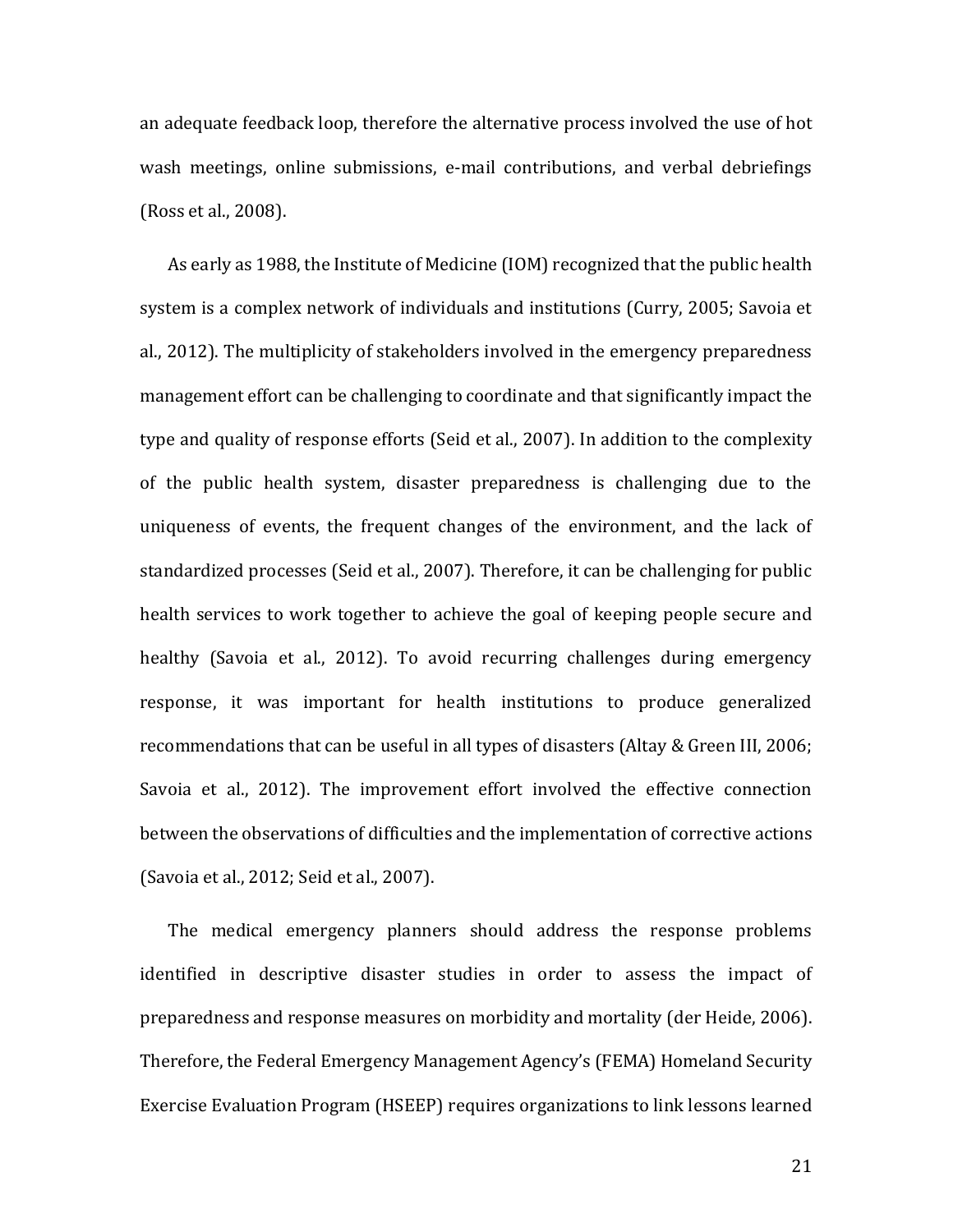an adequate feedback loop, therefore the alternative process involved the use of hot wash meetings, online submissions, e-mail contributions, and verbal debriefings (Ross et al., 2008).

As early as 1988, the Institute of Medicine (IOM) recognized that the public health system is a complex network of individuals and institutions (Curry, 2005; Savoia et al., 2012). The multiplicity of stakeholders involved in the emergency preparedness management effort can be challenging to coordinate and that significantly impact the type and quality of response efforts (Seid et al., 2007). In addition to the complexity of the public health system, disaster preparedness is challenging due to the uniqueness of events, the frequent changes of the environment, and the lack of standardized processes (Seid et al., 2007). Therefore, it can be challenging for public health services to work together to achieve the goal of keeping people secure and healthy (Savoia et al., 2012). To avoid recurring challenges during emergency response, it was important for health institutions to produce generalized recommendations that can be useful in all types of disasters (Altay & Green III, 2006; Savoia et al., 2012). The improvement effort involved the effective connection between the observations of difficulties and the implementation of corrective actions (Savoia et al., 2012; Seid et al., 2007).

The medical emergency planners should address the response problems identified in descriptive disaster studies in order to assess the impact of preparedness and response measures on morbidity and mortality (der Heide, 2006). Therefore, the Federal Emergency Management Agency's (FEMA) Homeland Security Exercise Evaluation Program (HSEEP) requires organizations to link lessons learned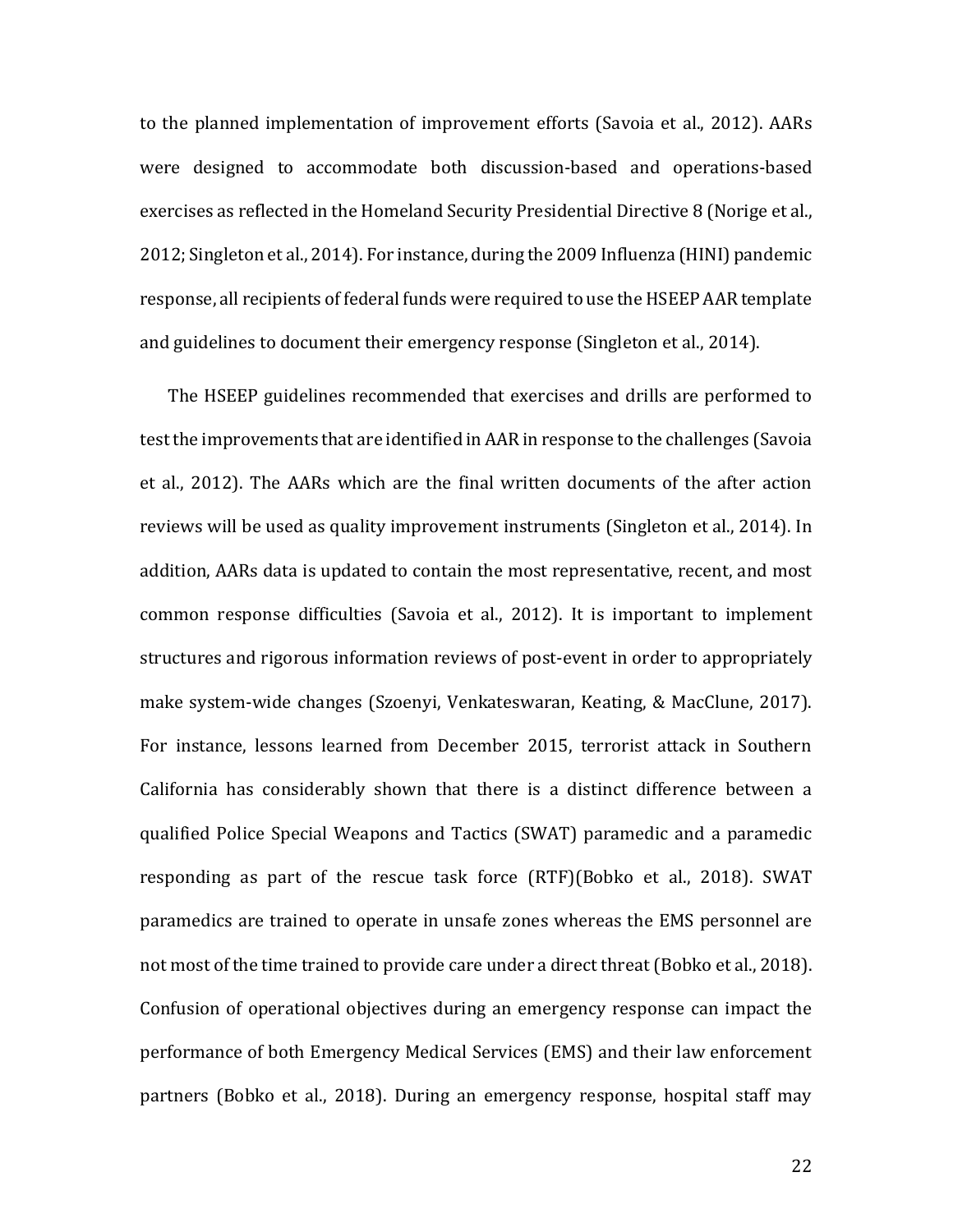to the planned implementation of improvement efforts (Savoia et al., 2012). AARs were designed to accommodate both discussion-based and operations-based exercises as reflected in the Homeland Security Presidential Directive 8 (Norige et al., 2012; Singleton et al., 2014). For instance, during the 2009 Influenza (HINI) pandemic response, all recipients of federal funds were required to use the HSEEP AAR template and guidelines to document their emergency response (Singleton et al., 2014).

The HSEEP guidelines recommended that exercises and drills are performed to test the improvements that are identified in AAR in response to the challenges (Savoia et al., 2012). The AARs which are the final written documents of the after action reviews will be used as quality improvement instruments (Singleton et al., 2014). In addition, AARs data is updated to contain the most representative, recent, and most common response difficulties (Savoia et al., 2012). It is important to implement structures and rigorous information reviews of post-event in order to appropriately make system-wide changes (Szoenyi, Venkateswaran, Keating, & MacClune, 2017). For instance, lessons learned from December 2015, terrorist attack in Southern California has considerably shown that there is a distinct difference between a qualified Police Special Weapons and Tactics (SWAT) paramedic and a paramedic responding as part of the rescue task force (RTF)(Bobko et al., 2018). SWAT paramedics are trained to operate in unsafe zones whereas the EMS personnel are not most of the time trained to provide care under a direct threat (Bobko et al., 2018). Confusion of operational objectives during an emergency response can impact the performance of both Emergency Medical Services (EMS) and their law enforcement partners (Bobko et al., 2018). During an emergency response, hospital staff may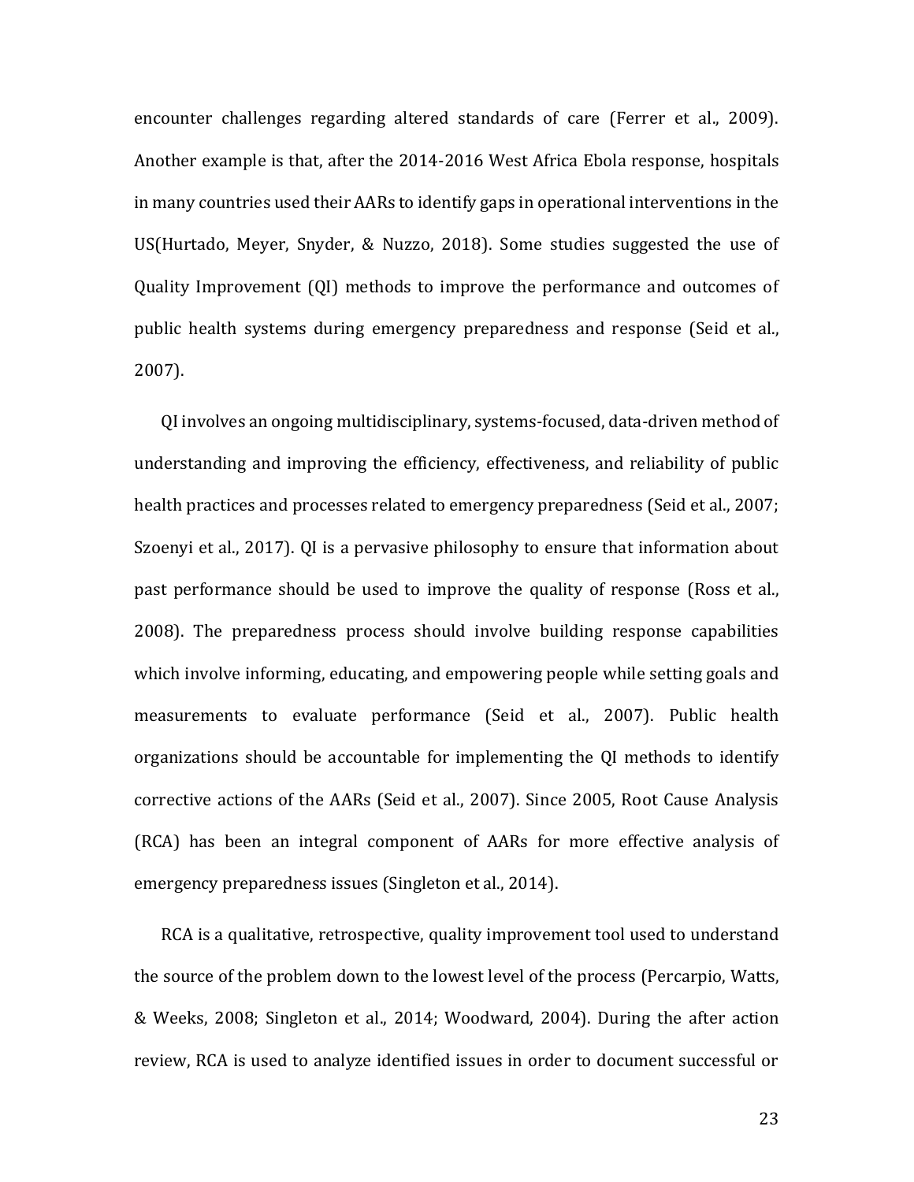encounter challenges regarding altered standards of care (Ferrer et al., 2009). Another example is that, after the 2014-2016 West Africa Ebola response, hospitals in many countries used their AARs to identify gaps in operational interventions in the US(Hurtado, Meyer, Snyder, & Nuzzo, 2018). Some studies suggested the use of Quality Improvement (QI) methods to improve the performance and outcomes of public health systems during emergency preparedness and response (Seid et al., 2007).

QI involves an ongoing multidisciplinary, systems-focused, data-driven method of understanding and improving the efficiency, effectiveness, and reliability of public health practices and processes related to emergency preparedness (Seid et al., 2007; Szoenyi et al., 2017). QI is a pervasive philosophy to ensure that information about past performance should be used to improve the quality of response (Ross et al., 2008). The preparedness process should involve building response capabilities which involve informing, educating, and empowering people while setting goals and measurements to evaluate performance (Seid et al., 2007). Public health organizations should be accountable for implementing the QI methods to identify corrective actions of the AARs (Seid et al., 2007). Since 2005, Root Cause Analysis (RCA) has been an integral component of AARs for more effective analysis of emergency preparedness issues (Singleton et al., 2014).

RCA is a qualitative, retrospective, quality improvement tool used to understand the source of the problem down to the lowest level of the process (Percarpio, Watts, & Weeks, 2008; Singleton et al., 2014; Woodward, 2004). During the after action review, RCA is used to analyze identified issues in order to document successful or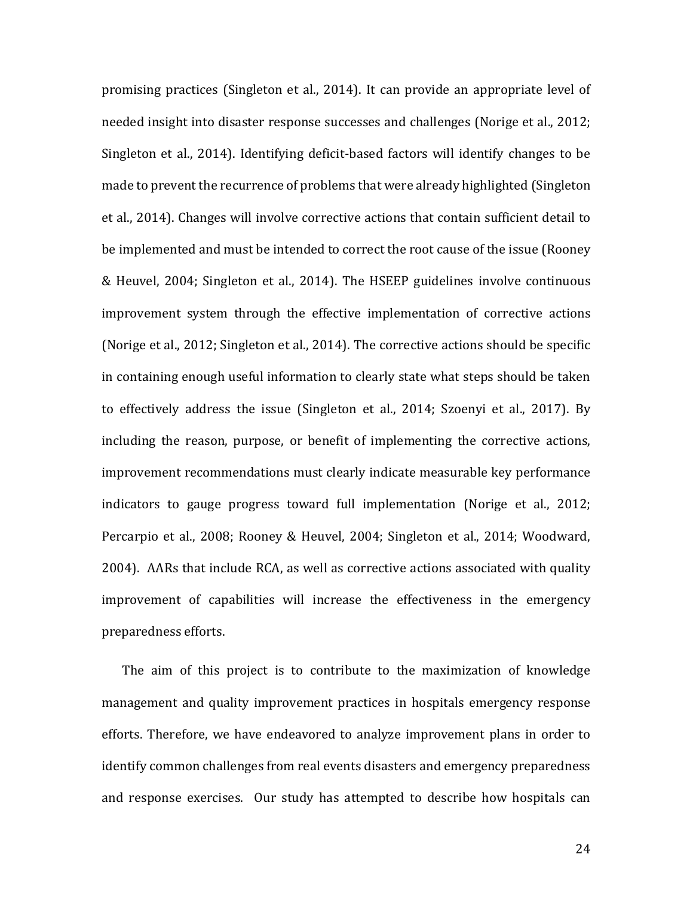promising practices (Singleton et al., 2014). It can provide an appropriate level of needed insight into disaster response successes and challenges (Norige et al., 2012; Singleton et al., 2014). Identifying deficit-based factors will identify changes to be made to prevent the recurrence of problems that were already highlighted (Singleton et al., 2014). Changes will involve corrective actions that contain sufficient detail to be implemented and must be intended to correct the root cause of the issue (Rooney & Heuvel, 2004; Singleton et al., 2014). The HSEEP guidelines involve continuous improvement system through the effective implementation of corrective actions (Norige et al., 2012; Singleton et al., 2014). The corrective actions should be specific in containing enough useful information to clearly state what steps should be taken to effectively address the issue (Singleton et al., 2014; Szoenyi et al., 2017). By including the reason, purpose, or benefit of implementing the corrective actions, improvement recommendations must clearly indicate measurable key performance indicators to gauge progress toward full implementation (Norige et al., 2012; Percarpio et al., 2008; Rooney & Heuvel, 2004; Singleton et al., 2014; Woodward, 2004). AARs that include RCA, as well as corrective actions associated with quality improvement of capabilities will increase the effectiveness in the emergency preparedness efforts.

The aim of this project is to contribute to the maximization of knowledge management and quality improvement practices in hospitals emergency response efforts. Therefore, we have endeavored to analyze improvement plans in order to identify common challenges from real events disasters and emergency preparedness and response exercises. Our study has attempted to describe how hospitals can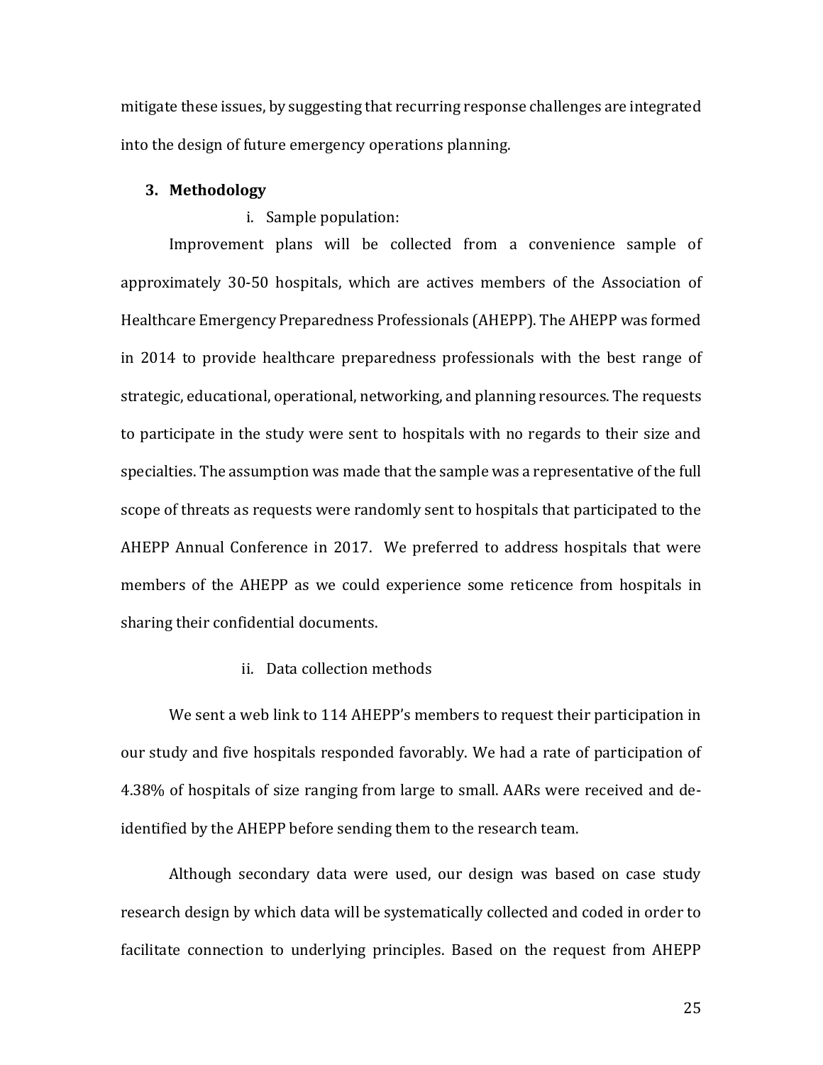mitigate these issues, by suggesting that recurring response challenges are integrated into the design of future emergency operations planning.

## 3. Methodology

### i. Sample population:

Improvement plans will be collected from a convenience sample of approximately 30-50 hospitals, which are actives members of the Association of Healthcare Emergency Preparedness Professionals (AHEPP). The AHEPP was formed in 2014 to provide healthcare preparedness professionals with the best range of strategic, educational, operational, networking, and planning resources. The requests to participate in the study were sent to hospitals with no regards to their size and specialties. The assumption was made that the sample was a representative of the full scope of threats as requests were randomly sent to hospitals that participated to the AHEPP Annual Conference in 2017. We preferred to address hospitals that were members of the AHEPP as we could experience some reticence from hospitals in sharing their confidential documents.

### ii. Data collection methods

We sent a web link to 114 AHEPP's members to request their participation in our study and five hospitals responded favorably. We had a rate of participation of 4.38% of hospitals of size ranging from large to small. AARs were received and de-identified by the AHEPP before sending them to the research team.

Although secondary data were used, our design was based on case study research design by which data will be systematically collected and coded in order to facilitate connection to underlying principles. Based on the request from AHEPP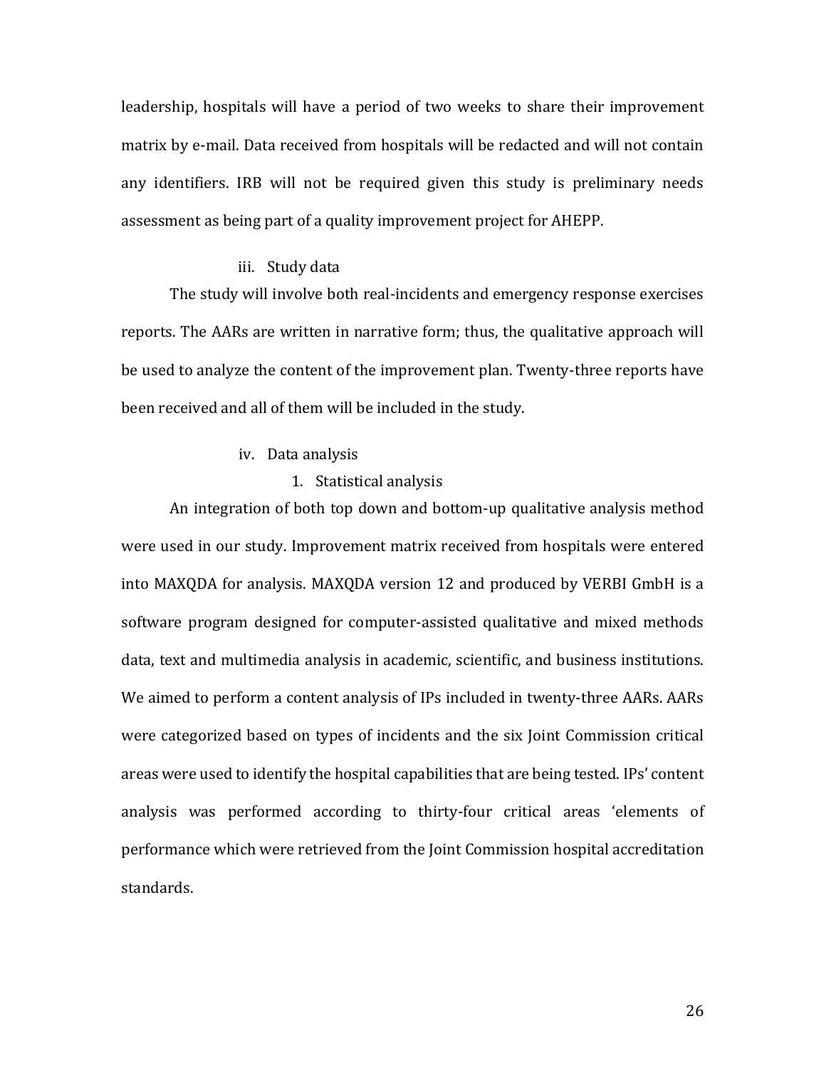leadership, hospitals will have a period of two weeks to share their improvement matrix by e-mail. Data received from hospitals will be redacted and will not contain any identifiers. IRB will not be required given this study is preliminary needs assessment as being part of a quality improvement project for AHEPP.

iii. Study data

The study will involve both real-incidents and emergency response exercises reports. The AARs are written in narrative form; thus, the qualitative approach will be used to analyze the content of the improvement plan. Twenty-three reports have been received and all of them will be included in the study.

iv. Data analysis

1. Statistical analysis

An integration of both top down and bottom-up qualitative analysis method were used in our study. Improvement matrix received from hospitals were entered into MAXQDA for analysis. MAXQDA version 12 and produced by VERBI GmbH is a software program designed for computer-assisted qualitative and mixed methods data, text and multimedia analysis in academic, scientific, and business institutions. We aimed to perform a content analysis of IPs included in twenty-three AARs. AARs were categorized based on types of incidents and the six Joint Commission critical areas were used to identify the hospital capabilities that are being tested. IPs' content analysis was performed according to thirty-four critical areas 'elements of performance which were retrieved from the Joint Commission hospital accreditation standards.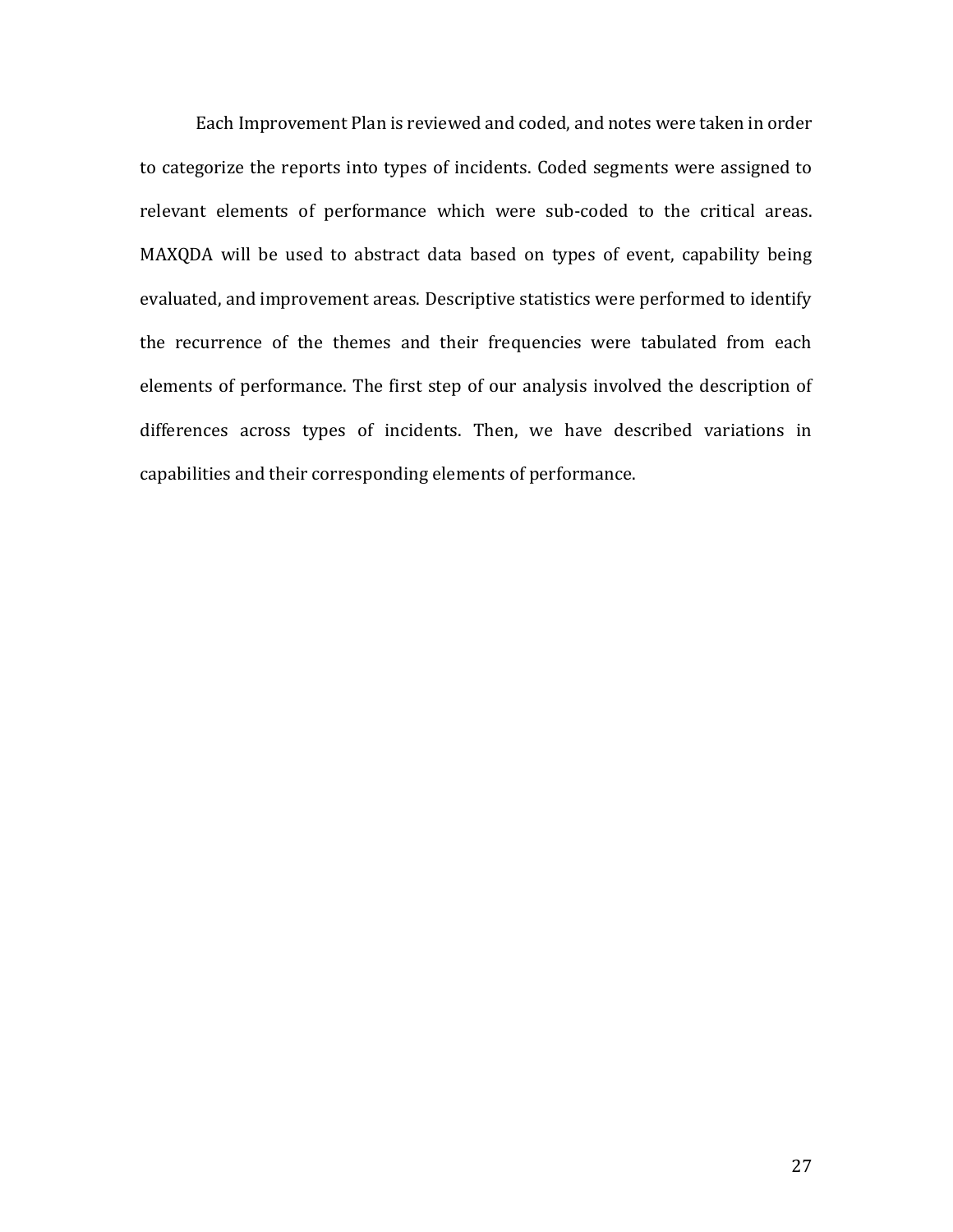Each Improvement Plan is reviewed and coded, and notes were taken in order to categorize the reports into types of incidents. Coded segments were assigned to relevant elements of performance which were sub-coded to the critical areas. MAXQDA will be used to abstract data based on types of event, capability being evaluated, and improvement areas. Descriptive statistics were performed to identify the recurrence of the themes and their frequencies were tabulated from each elements of performance. The first step of our analysis involved the description of differences across types of incidents. Then, we have described variations in capabilities and their corresponding elements of performance.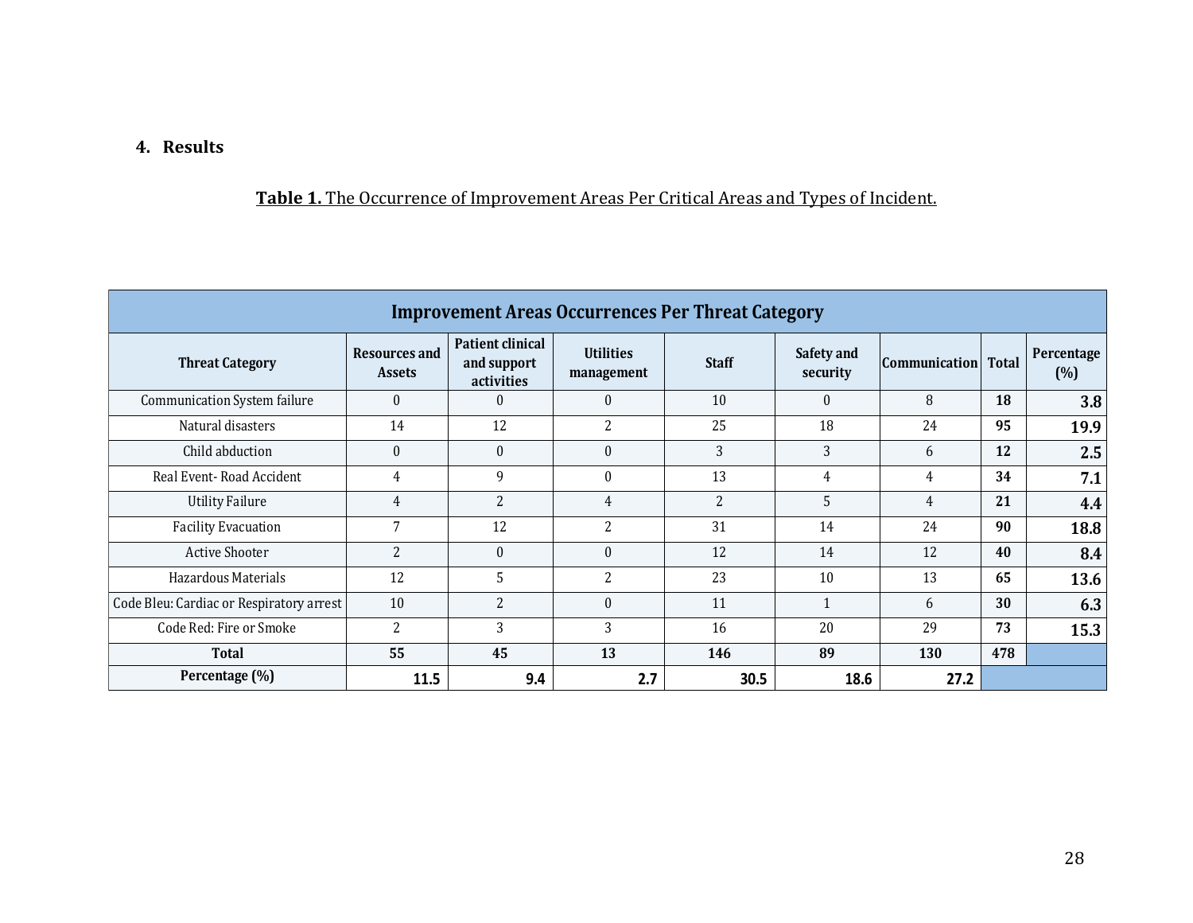## 4. Results

**Table 1.** The Occurrence of Improvement Areas Per Critical Areas and Types of Incident.

| Improvement Areas Occurrences Per Threat Category | | | | | | | | |
|---|---|---|---|---|---|---|---|---|
| **Threat Category** | **Resources and Assets** | **Patient clinical and support activities** | **Utilities management** | **Staff** | **Safety and security** | **Communication** | **Total** | **Percentage (%)** |
| Communication System failure | 0 | 0 | 0 | 10 | 0 | 8 | **18** | **3.8** |
| Natural disasters | 14 | 12 | 2 | 25 | 18 | 24 | **95** | **19.9** |
| Child abduction | 0 | 0 | 0 | 3 | 3 | 6 | **12** | **2.5** |
| Real Event- Road Accident | 4 | 9 | 0 | 13 | 4 | 4 | **34** | **7.1** |
| Utility Failure | 4 | 2 | 4 | 2 | 5 | 4 | **21** | **4.4** |
| Facility Evacuation | 7 | 12 | 2 | 31 | 14 | 24 | **90** | **18.8** |
| Active Shooter | 2 | 0 | 0 | 12 | 14 | 12 | **40** | **8.4** |
| Hazardous Materials | 12 | 5 | 2 | 23 | 10 | 13 | **65** | **13.6** |
| Code Bleu: Cardiac or Respiratory arrest | 10 | 2 | 0 | 11 | 1 | 6 | **30** | **6.3** |
| Code Red: Fire or Smoke | 2 | 3 | 3 | 16 | 20 | 29 | **73** | **15.3** |
| **Total** | **55** | **45** | **13** | **146** | **89** | **130** | **478** | |
| **Percentage (%)** | **11.5** | **9.4** | **2.7** | **30.5** | **18.6** | **27.2** | | |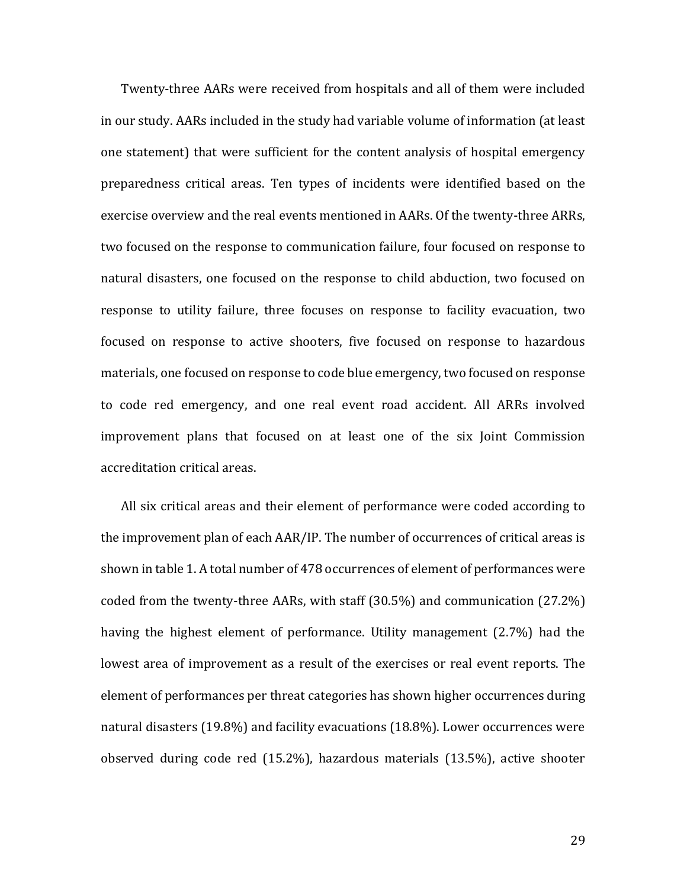Twenty-three AARs were received from hospitals and all of them were included in our study. AARs included in the study had variable volume of information (at least one statement) that were sufficient for the content analysis of hospital emergency preparedness critical areas. Ten types of incidents were identified based on the exercise overview and the real events mentioned in AARs. Of the twenty-three ARRs, two focused on the response to communication failure, four focused on response to natural disasters, one focused on the response to child abduction, two focused on response to utility failure, three focuses on response to facility evacuation, two focused on response to active shooters, five focused on response to hazardous materials, one focused on response to code blue emergency, two focused on response to code red emergency, and one real event road accident. All ARRs involved improvement plans that focused on at least one of the six Joint Commission accreditation critical areas.

All six critical areas and their element of performance were coded according to the improvement plan of each AAR/IP. The number of occurrences of critical areas is shown in table 1. A total number of 478 occurrences of element of performances were coded from the twenty-three AARs, with staff (30.5%) and communication (27.2%) having the highest element of performance. Utility management (2.7%) had the lowest area of improvement as a result of the exercises or real event reports. The element of performances per threat categories has shown higher occurrences during natural disasters (19.8%) and facility evacuations (18.8%). Lower occurrences were observed during code red (15.2%), hazardous materials (13.5%), active shooter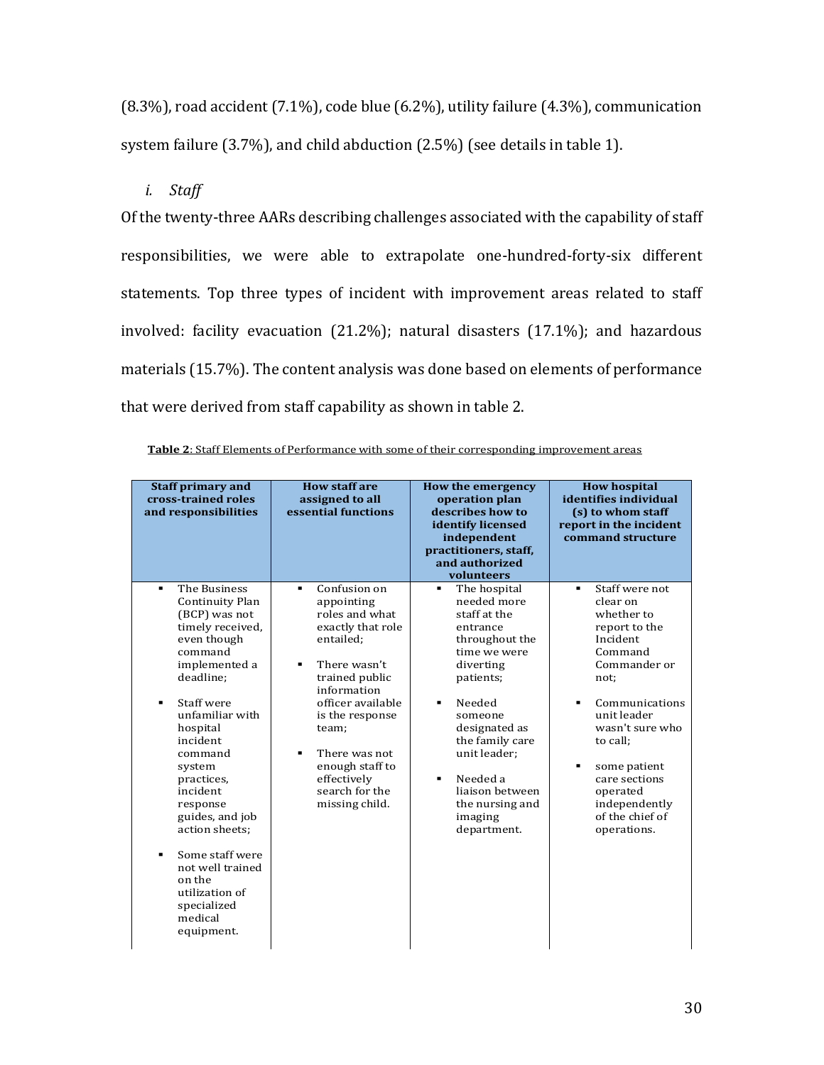(8.3%), road accident (7.1%), code blue (6.2%), utility failure (4.3%), communication system failure (3.7%), and child abduction (2.5%) (see details in table 1).

*i. Staff*

Of the twenty-three AARs describing challenges associated with the capability of staff responsibilities, we were able to extrapolate one-hundred-forty-six different statements. Top three types of incident with improvement areas related to staff involved: facility evacuation (21.2%); natural disasters (17.1%); and hazardous materials (15.7%). The content analysis was done based on elements of performance that were derived from staff capability as shown in table 2.

**Table 2**: Staff Elements of Performance with some of their corresponding improvement areas

| Staff primary and cross-trained roles and responsibilities | How staff are assigned to all essential functions | How the emergency operation plan describes how to identify licensed independent practitioners, staff, and authorized volunteers | How hospital identifies individual (s) to whom staff report in the incident command structure |
|---|---|---|---|
| ▪ The Business Continuity Plan (BCP) was not timely received, even though command implemented a deadline;<br><br>▪ Staff were unfamiliar with hospital incident command system practices, incident response guides, and job action sheets;<br><br>▪ Some staff were not well trained on the utilization of specialized medical equipment. | ▪ Confusion on appointing roles and what exactly that role entailed;<br><br>▪ There wasn't trained public information officer available is the response team;<br><br>▪ There was not enough staff to effectively search for the missing child. | ▪ The hospital needed more staff at the entrance throughout the time we were diverting patients;<br><br>▪ Needed someone designated as the family care unit leader;<br><br>▪ Needed a liaison between the nursing and imaging department. | ▪ Staff were not clear on whether to report to the Incident Command Commander or not;<br><br>▪ Communications unit leader wasn't sure who to call;<br><br>▪ some patient care sections operated independently of the chief of operations. |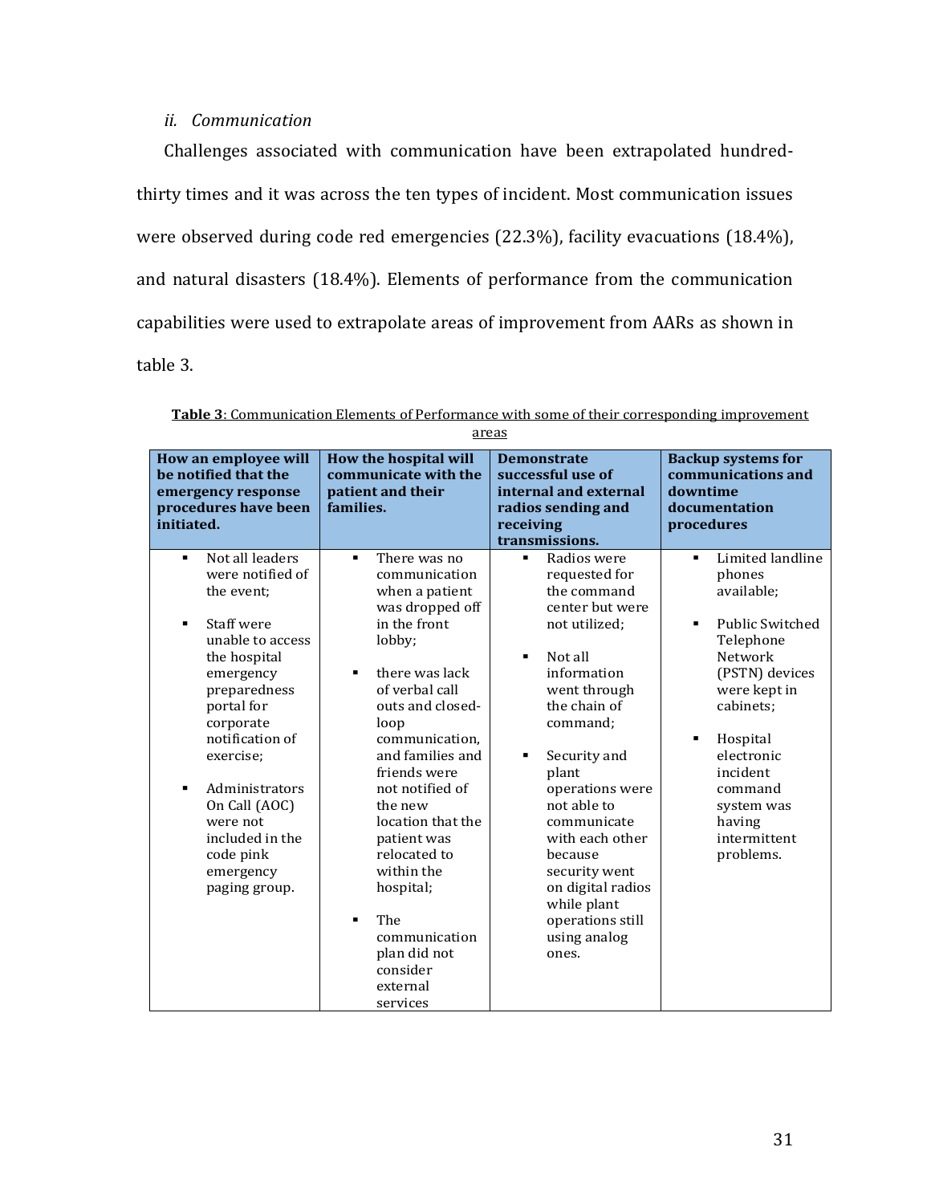*ii. Communication*

Challenges associated with communication have been extrapolated hundred-thirty times and it was across the ten types of incident. Most communication issues were observed during code red emergencies (22.3%), facility evacuations (18.4%), and natural disasters (18.4%). Elements of performance from the communication capabilities were used to extrapolate areas of improvement from AARs as shown in table 3.

**Table 3**: Communication Elements of Performance with some of their corresponding improvement areas

| How an employee will be notified that the emergency response procedures have been initiated. | How the hospital will communicate with the patient and their families. | Demonstrate successful use of internal and external radios sending and receiving transmissions. | Backup systems for communications and downtime documentation procedures |
|---|---|---|---|
| ▪ Not all leaders were notified of the event;<br><br>▪ Staff were unable to access the hospital emergency preparedness portal for corporate notification of exercise;<br><br>▪ Administrators On Call (AOC) were not included in the code pink emergency paging group. | ▪ There was no communication when a patient was dropped off in the front lobby;<br><br>▪ there was lack of verbal call outs and closed-loop communication, and families and friends were not notified of the new location that the patient was relocated to within the hospital;<br><br>▪ The communication plan did not consider external services | ▪ Radios were requested for the command center but were not utilized;<br><br>▪ Not all information went through the chain of command;<br><br>▪ Security and plant operations were not able to communicate with each other because security went on digital radios while plant operations still using analog ones. | ▪ Limited landline phones available;<br><br>▪ Public Switched Telephone Network (PSTN) devices were kept in cabinets;<br><br>▪ Hospital electronic incident command system was having intermittent problems. |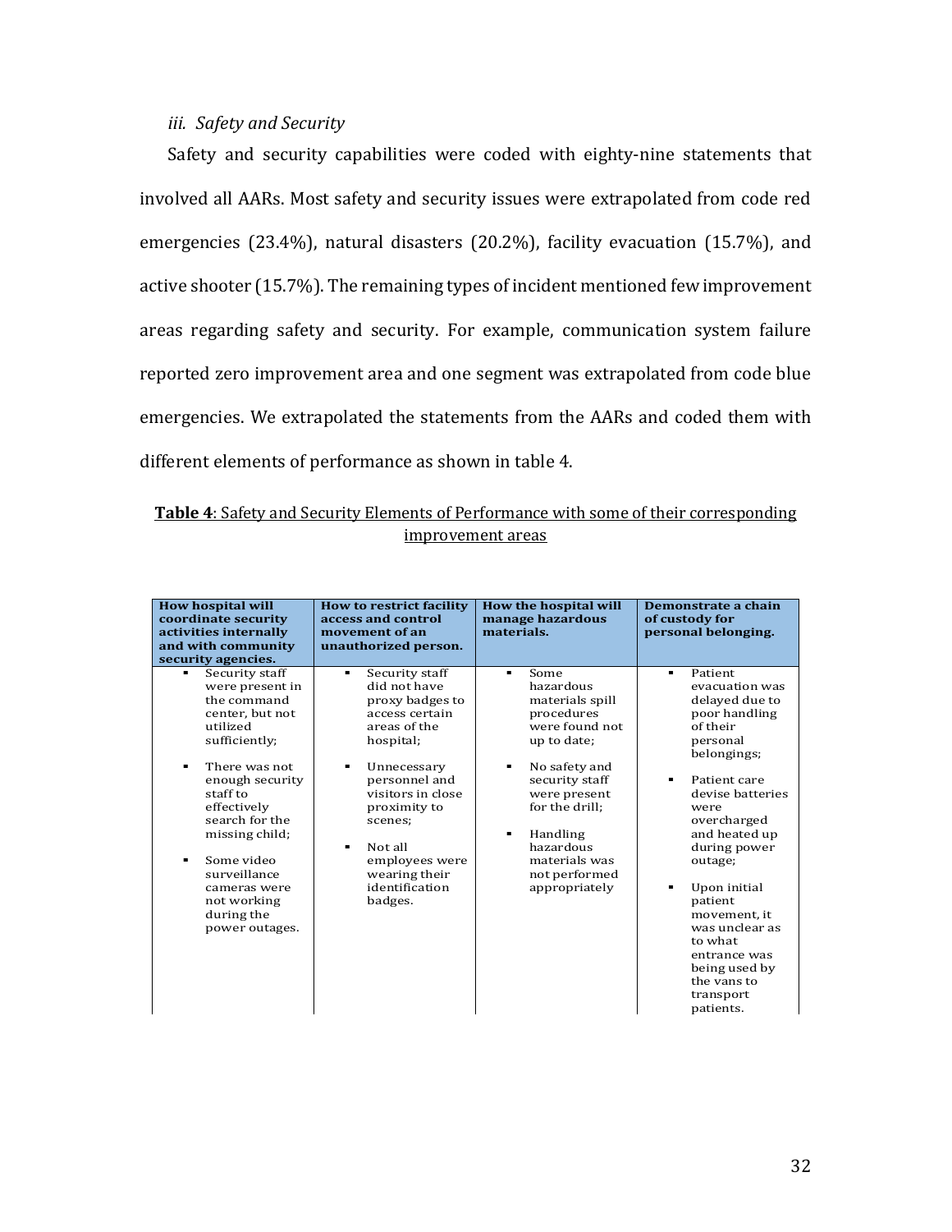### *iii. Safety and Security*

Safety and security capabilities were coded with eighty-nine statements that involved all AARs. Most safety and security issues were extrapolated from code red emergencies (23.4%), natural disasters (20.2%), facility evacuation (15.7%), and active shooter (15.7%). The remaining types of incident mentioned few improvement areas regarding safety and security. For example, communication system failure reported zero improvement area and one segment was extrapolated from code blue emergencies. We extrapolated the statements from the AARs and coded them with different elements of performance as shown in table 4.

**Table 4**: Safety and Security Elements of Performance with some of their corresponding improvement areas

| How hospital will coordinate security activities internally and with community security agencies. | How to restrict facility access and control movement of an unauthorized person. | How the hospital will manage hazardous materials. | Demonstrate a chain of custody for personal belonging. |
|---|---|---|---|
| ▪ Security staff were present in the command center, but not utilized sufficiently;<br><br>▪ There was not enough security staff to effectively search for the missing child;<br><br>▪ Some video surveillance cameras were not working during the power outages. | ▪ Security staff did not have proxy badges to access certain areas of the hospital;<br><br>▪ Unnecessary personnel and visitors in close proximity to scenes;<br><br>▪ Not all employees were wearing their identification badges. | ▪ Some hazardous materials spill procedures were found not up to date;<br><br>▪ No safety and security staff were present for the drill;<br><br>▪ Handling hazardous materials was not performed appropriately | ▪ Patient evacuation was delayed due to poor handling of their personal belongings;<br><br>▪ Patient care devise batteries were overcharged and heated up during power outage;<br><br>▪ Upon initial patient movement, it was unclear as to what entrance was being used by the vans to transport patients. |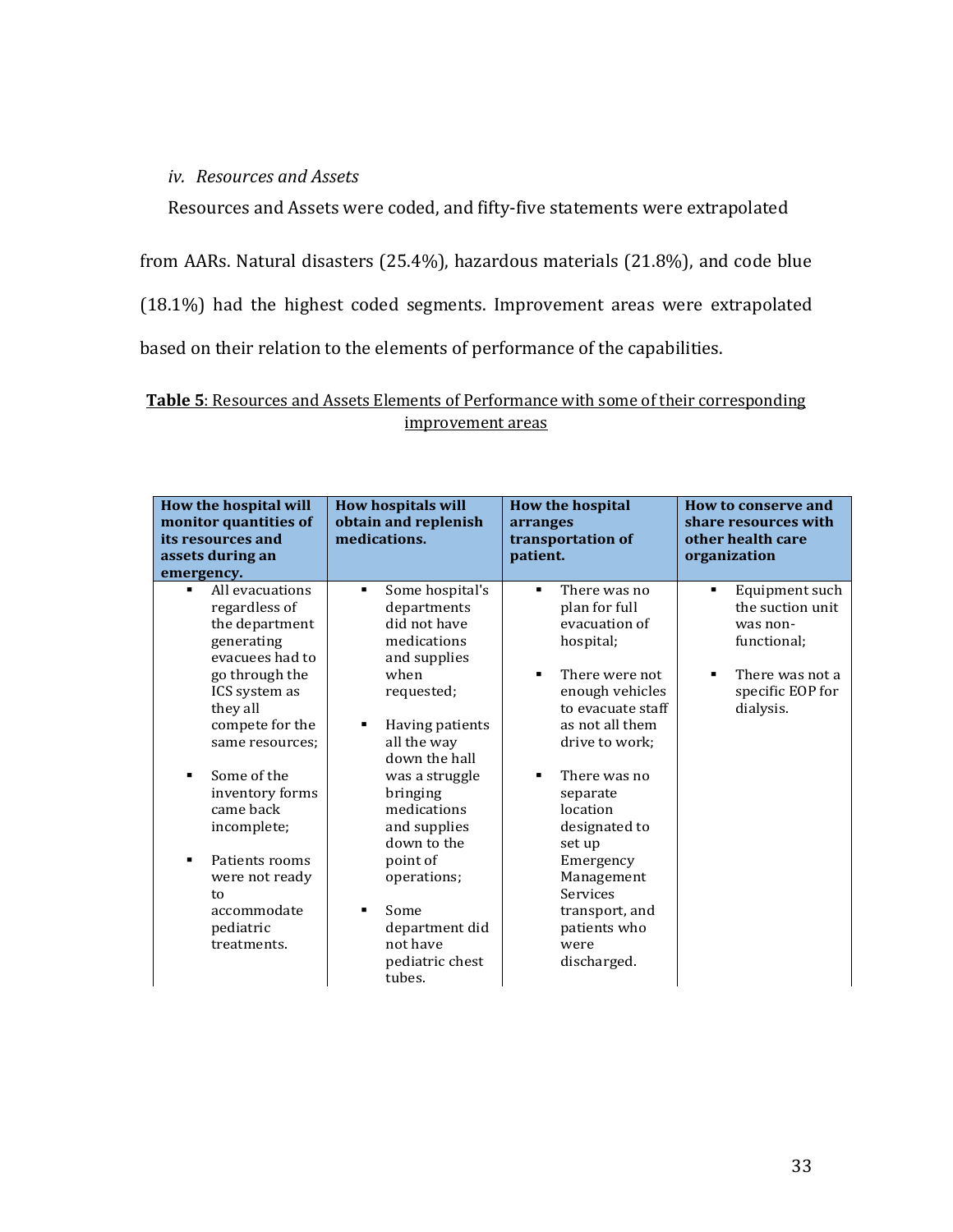*iv. Resources and Assets*

Resources and Assets were coded, and fifty-five statements were extrapolated from AARs. Natural disasters (25.4%), hazardous materials (21.8%), and code blue (18.1%) had the highest coded segments. Improvement areas were extrapolated based on their relation to the elements of performance of the capabilities.

**Table 5**: Resources and Assets Elements of Performance with some of their corresponding improvement areas

| How the hospital will monitor quantities of its resources and assets during an emergency. | How hospitals will obtain and replenish medications. | How the hospital arranges transportation of patient. | How to conserve and share resources with other health care organization |
|---|---|---|---|
| ▪ All evacuations regardless of the department generating evacuees had to go through the ICS system as they all compete for the same resources;<br><br>▪ Some of the inventory forms came back incomplete;<br><br>▪ Patients rooms were not ready to accommodate pediatric treatments. | ▪ Some hospital's departments did not have medications and supplies when requested;<br><br>▪ Having patients all the way down the hall was a struggle bringing medications and supplies down to the point of operations;<br><br>▪ Some department did not have pediatric chest tubes. | ▪ There was no plan for full evacuation of hospital;<br><br>▪ There were not enough vehicles to evacuate staff as not all them drive to work;<br><br>▪ There was no separate location designated to set up Emergency Management Services transport, and patients who were discharged. | ▪ Equipment such the suction unit was non-functional;<br><br>▪ There was not a specific EOP for dialysis. |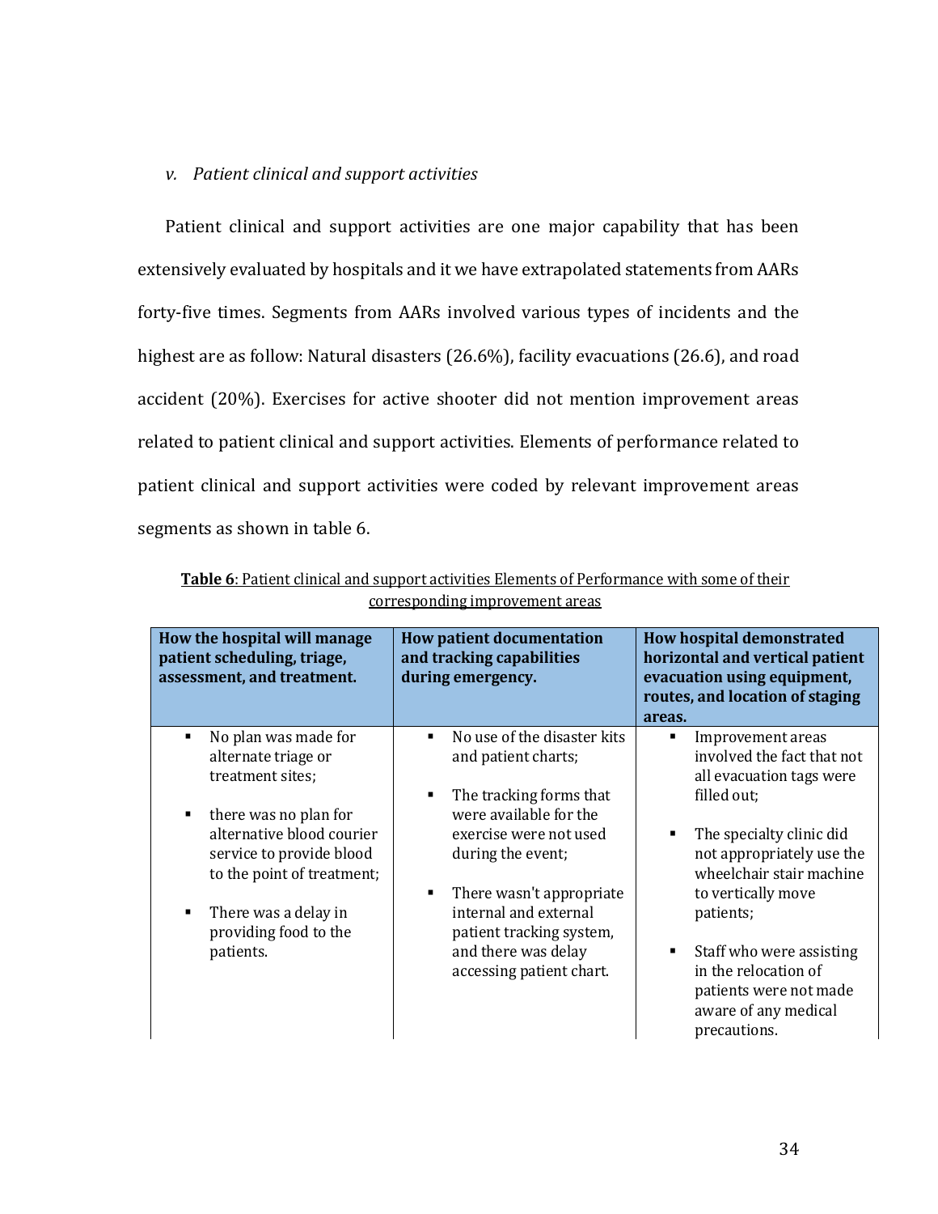*v. Patient clinical and support activities*

Patient clinical and support activities are one major capability that has been extensively evaluated by hospitals and it we have extrapolated statements from AARs forty-five times. Segments from AARs involved various types of incidents and the highest are as follow: Natural disasters (26.6%), facility evacuations (26.6), and road accident (20%). Exercises for active shooter did not mention improvement areas related to patient clinical and support activities. Elements of performance related to patient clinical and support activities were coded by relevant improvement areas segments as shown in table 6.

**Table 6**: Patient clinical and support activities Elements of Performance with some of their corresponding improvement areas

| How the hospital will manage patient scheduling, triage, assessment, and treatment. | How patient documentation and tracking capabilities during emergency. | How hospital demonstrated horizontal and vertical patient evacuation using equipment, routes, and location of staging areas. |
|---|---|---|
| ▪ No plan was made for alternate triage or treatment sites;<br><br>▪ there was no plan for alternative blood courier service to provide blood to the point of treatment;<br><br>▪ There was a delay in providing food to the patients. | ▪ No use of the disaster kits and patient charts;<br><br>▪ The tracking forms that were available for the exercise were not used during the event;<br><br>▪ There wasn't appropriate internal and external patient tracking system, and there was delay accessing patient chart. | ▪ Improvement areas involved the fact that not all evacuation tags were filled out;<br><br>▪ The specialty clinic did not appropriately use the wheelchair stair machine to vertically move patients;<br><br>▪ Staff who were assisting in the relocation of patients were not made aware of any medical precautions. |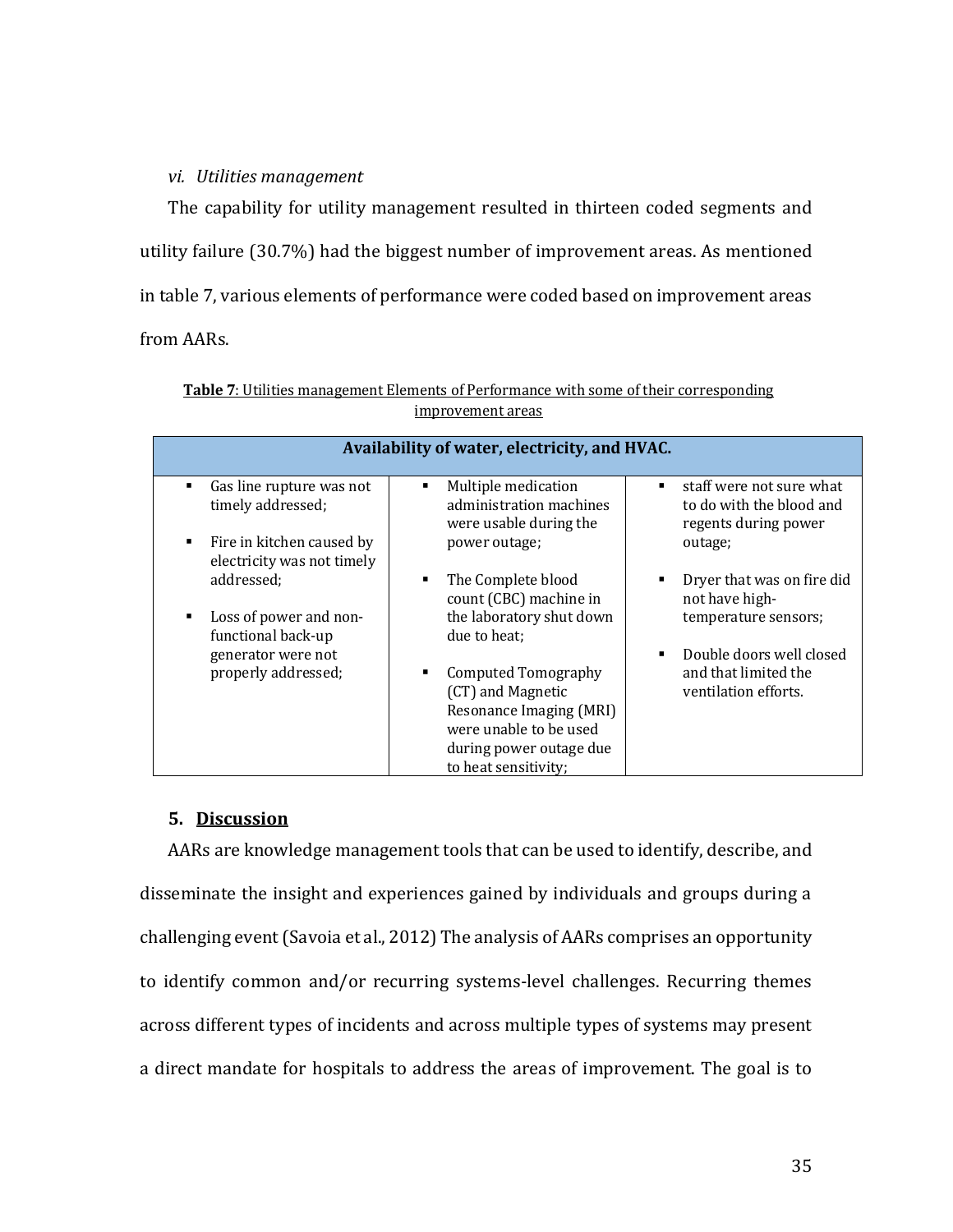*vi. Utilities management*

The capability for utility management resulted in thirteen coded segments and utility failure (30.7%) had the biggest number of improvement areas. As mentioned in table 7, various elements of performance were coded based on improvement areas from AARs.

**Table 7**: Utilities management Elements of Performance with some of their corresponding improvement areas

| Availability of water, electricity, and HVAC. | | |
|---|---|---|
| ▪ Gas line rupture was not timely addressed;<br><br>▪ Fire in kitchen caused by electricity was not timely addressed;<br><br>▪ Loss of power and non-functional back-up generator were not properly addressed; | ▪ Multiple medication administration machines were usable during the power outage;<br><br>▪ The Complete blood count (CBC) machine in the laboratory shut down due to heat;<br><br>▪ Computed Tomography (CT) and Magnetic Resonance Imaging (MRI) were unable to be used during power outage due to heat sensitivity; | ▪ staff were not sure what to do with the blood and regents during power outage;<br><br>▪ Dryer that was on fire did not have high-temperature sensors;<br><br>▪ Double doors well closed and that limited the ventilation efforts. |

## 5. Discussion

AARs are knowledge management tools that can be used to identify, describe, and disseminate the insight and experiences gained by individuals and groups during a challenging event (Savoia et al., 2012) The analysis of AARs comprises an opportunity to identify common and/or recurring systems-level challenges. Recurring themes across different types of incidents and across multiple types of systems may present a direct mandate for hospitals to address the areas of improvement. The goal is to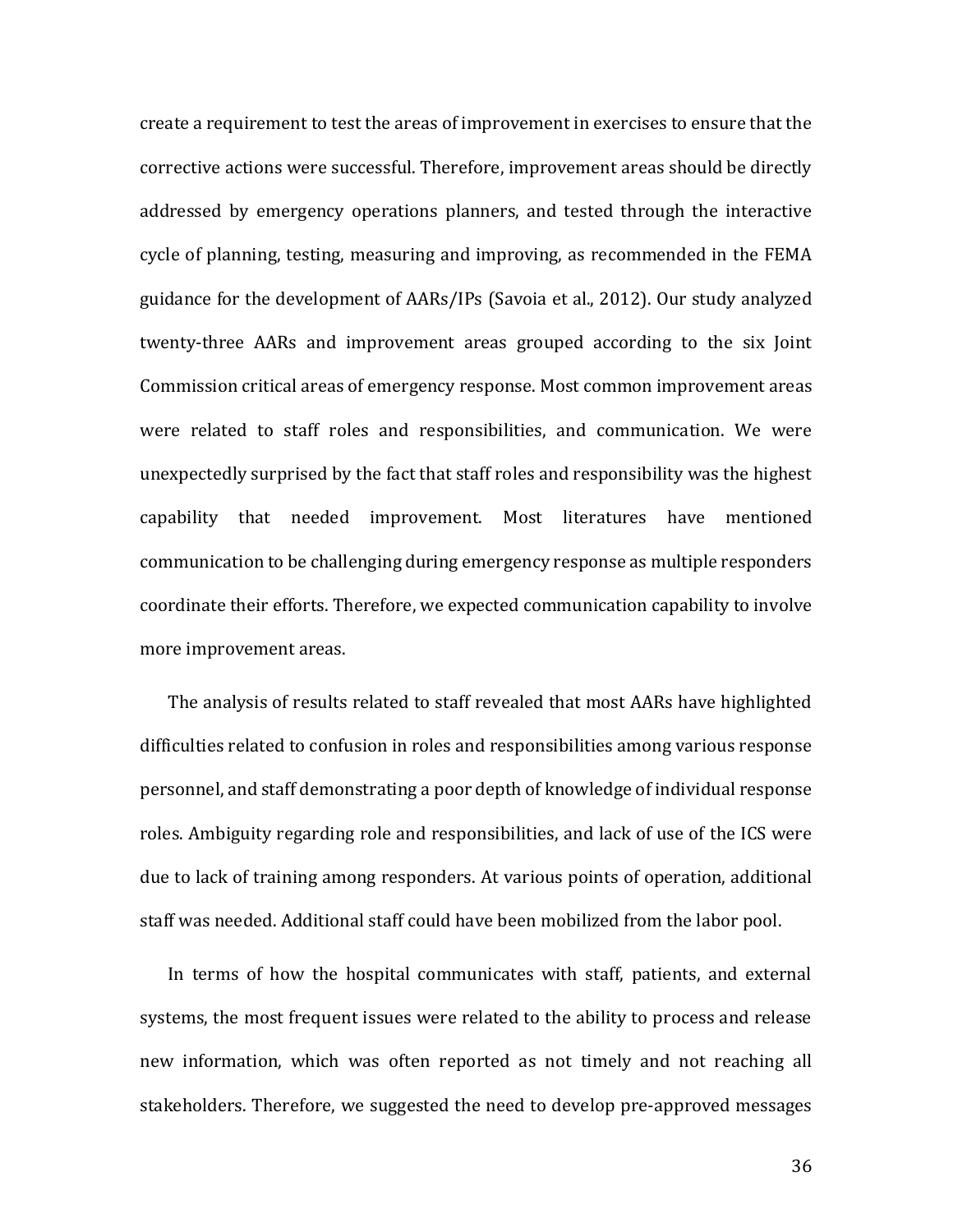create a requirement to test the areas of improvement in exercises to ensure that the corrective actions were successful. Therefore, improvement areas should be directly addressed by emergency operations planners, and tested through the interactive cycle of planning, testing, measuring and improving, as recommended in the FEMA guidance for the development of AARs/IPs (Savoia et al., 2012). Our study analyzed twenty-three AARs and improvement areas grouped according to the six Joint Commission critical areas of emergency response. Most common improvement areas were related to staff roles and responsibilities, and communication. We were unexpectedly surprised by the fact that staff roles and responsibility was the highest capability that needed improvement. Most literatures have mentioned communication to be challenging during emergency response as multiple responders coordinate their efforts. Therefore, we expected communication capability to involve more improvement areas.

The analysis of results related to staff revealed that most AARs have highlighted difficulties related to confusion in roles and responsibilities among various response personnel, and staff demonstrating a poor depth of knowledge of individual response roles. Ambiguity regarding role and responsibilities, and lack of use of the ICS were due to lack of training among responders. At various points of operation, additional staff was needed. Additional staff could have been mobilized from the labor pool.

In terms of how the hospital communicates with staff, patients, and external systems, the most frequent issues were related to the ability to process and release new information, which was often reported as not timely and not reaching all stakeholders. Therefore, we suggested the need to develop pre-approved messages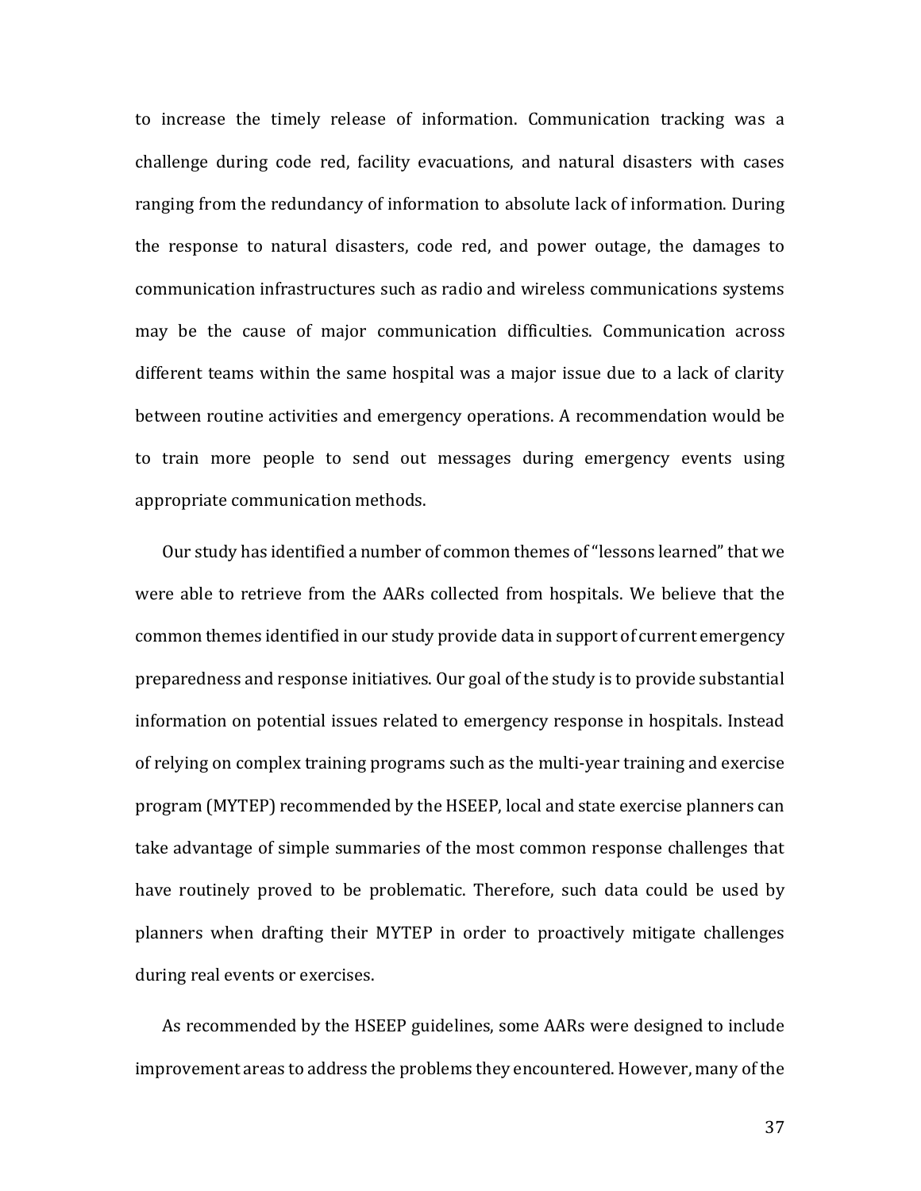to increase the timely release of information. Communication tracking was a challenge during code red, facility evacuations, and natural disasters with cases ranging from the redundancy of information to absolute lack of information. During the response to natural disasters, code red, and power outage, the damages to communication infrastructures such as radio and wireless communications systems may be the cause of major communication difficulties. Communication across different teams within the same hospital was a major issue due to a lack of clarity between routine activities and emergency operations. A recommendation would be to train more people to send out messages during emergency events using appropriate communication methods.

Our study has identified a number of common themes of "lessons learned" that we were able to retrieve from the AARs collected from hospitals. We believe that the common themes identified in our study provide data in support of current emergency preparedness and response initiatives. Our goal of the study is to provide substantial information on potential issues related to emergency response in hospitals. Instead of relying on complex training programs such as the multi-year training and exercise program (MYTEP) recommended by the HSEEP, local and state exercise planners can take advantage of simple summaries of the most common response challenges that have routinely proved to be problematic. Therefore, such data could be used by planners when drafting their MYTEP in order to proactively mitigate challenges during real events or exercises.

As recommended by the HSEEP guidelines, some AARs were designed to include improvement areas to address the problems they encountered. However, many of the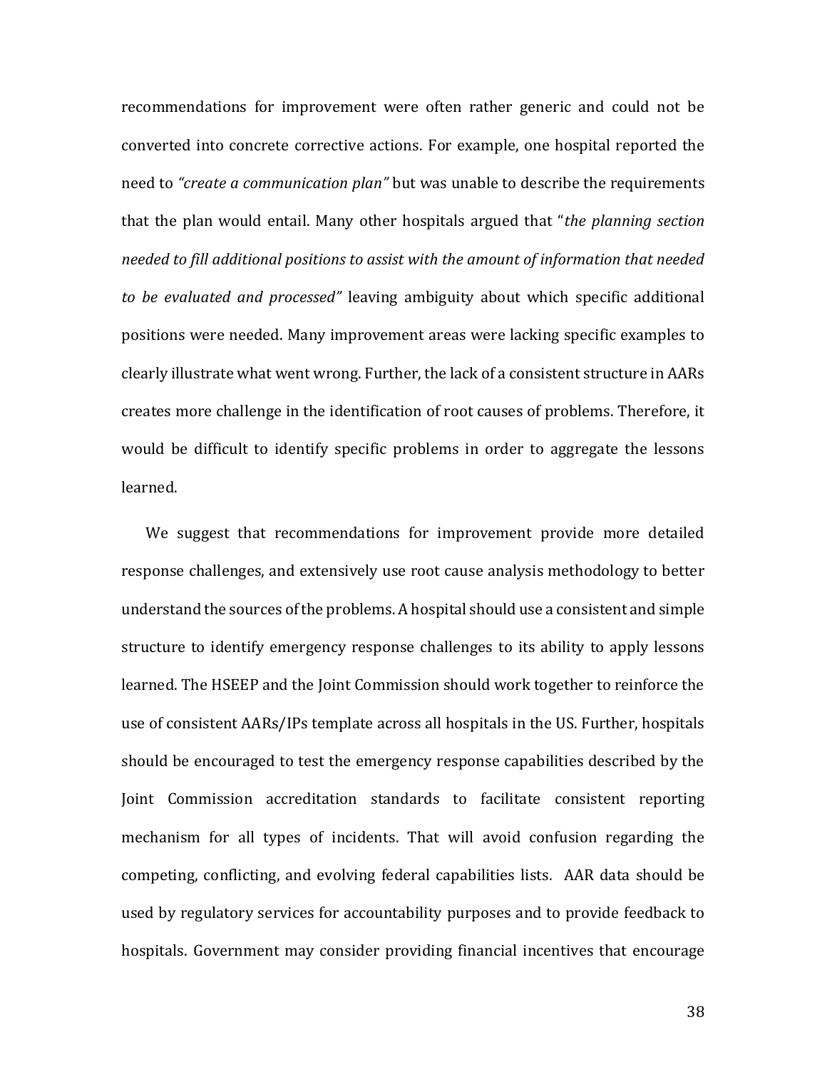recommendations for improvement were often rather generic and could not be converted into concrete corrective actions. For example, one hospital reported the need to *"create a communication plan"* but was unable to describe the requirements that the plan would entail. Many other hospitals argued that "*the planning section needed to fill additional positions to assist with the amount of information that needed to be evaluated and processed"* leaving ambiguity about which specific additional positions were needed. Many improvement areas were lacking specific examples to clearly illustrate what went wrong. Further, the lack of a consistent structure in AARs creates more challenge in the identification of root causes of problems. Therefore, it would be difficult to identify specific problems in order to aggregate the lessons learned.

We suggest that recommendations for improvement provide more detailed response challenges, and extensively use root cause analysis methodology to better understand the sources of the problems. A hospital should use a consistent and simple structure to identify emergency response challenges to its ability to apply lessons learned. The HSEEP and the Joint Commission should work together to reinforce the use of consistent AARs/IPs template across all hospitals in the US. Further, hospitals should be encouraged to test the emergency response capabilities described by the Joint Commission accreditation standards to facilitate consistent reporting mechanism for all types of incidents. That will avoid confusion regarding the competing, conflicting, and evolving federal capabilities lists. AAR data should be used by regulatory services for accountability purposes and to provide feedback to hospitals. Government may consider providing financial incentives that encourage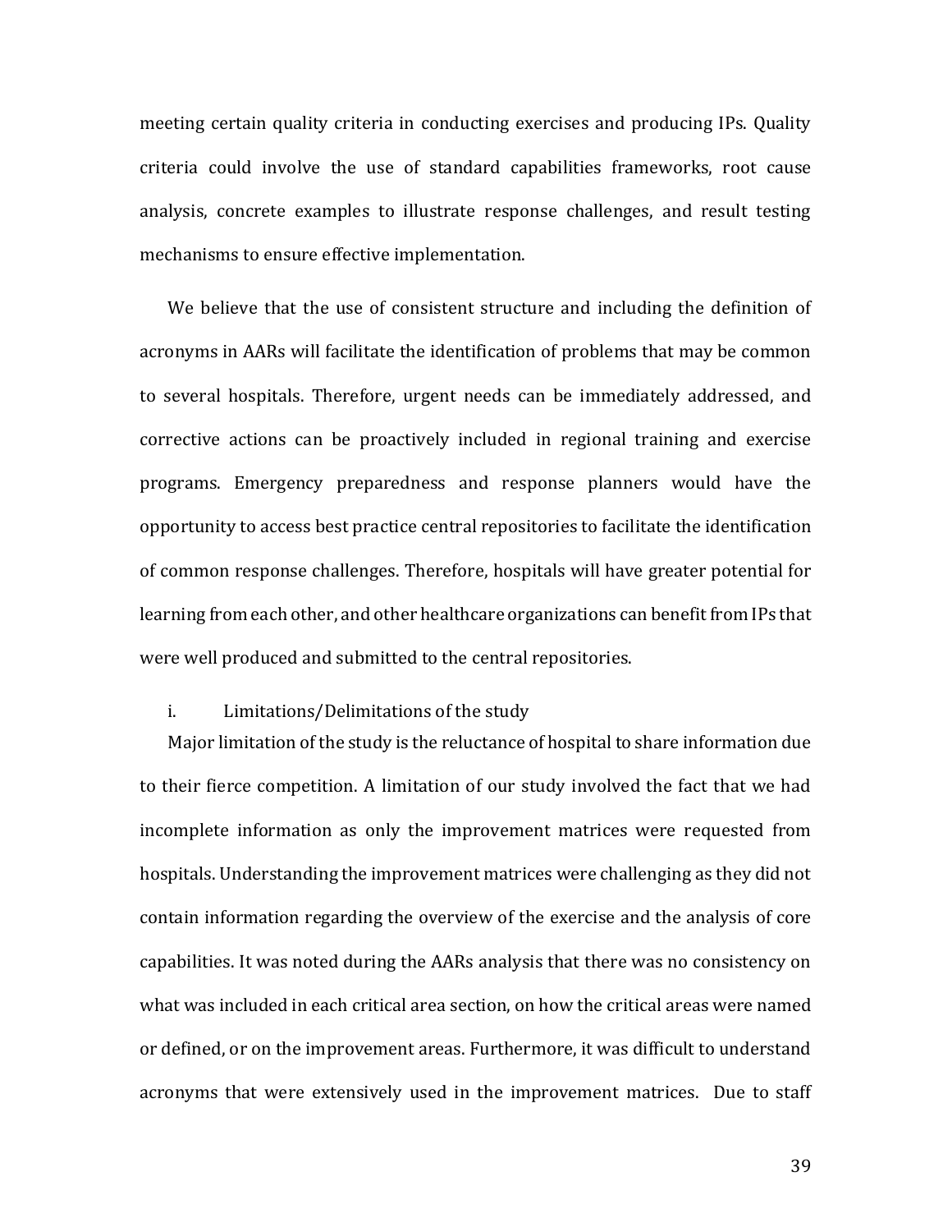meeting certain quality criteria in conducting exercises and producing IPs. Quality criteria could involve the use of standard capabilities frameworks, root cause analysis, concrete examples to illustrate response challenges, and result testing mechanisms to ensure effective implementation.

We believe that the use of consistent structure and including the definition of acronyms in AARs will facilitate the identification of problems that may be common to several hospitals. Therefore, urgent needs can be immediately addressed, and corrective actions can be proactively included in regional training and exercise programs. Emergency preparedness and response planners would have the opportunity to access best practice central repositories to facilitate the identification of common response challenges. Therefore, hospitals will have greater potential for learning from each other, and other healthcare organizations can benefit from IPs that were well produced and submitted to the central repositories.

i. Limitations/Delimitations of the study

Major limitation of the study is the reluctance of hospital to share information due to their fierce competition. A limitation of our study involved the fact that we had incomplete information as only the improvement matrices were requested from hospitals. Understanding the improvement matrices were challenging as they did not contain information regarding the overview of the exercise and the analysis of core capabilities. It was noted during the AARs analysis that there was no consistency on what was included in each critical area section, on how the critical areas were named or defined, or on the improvement areas. Furthermore, it was difficult to understand acronyms that were extensively used in the improvement matrices. Due to staff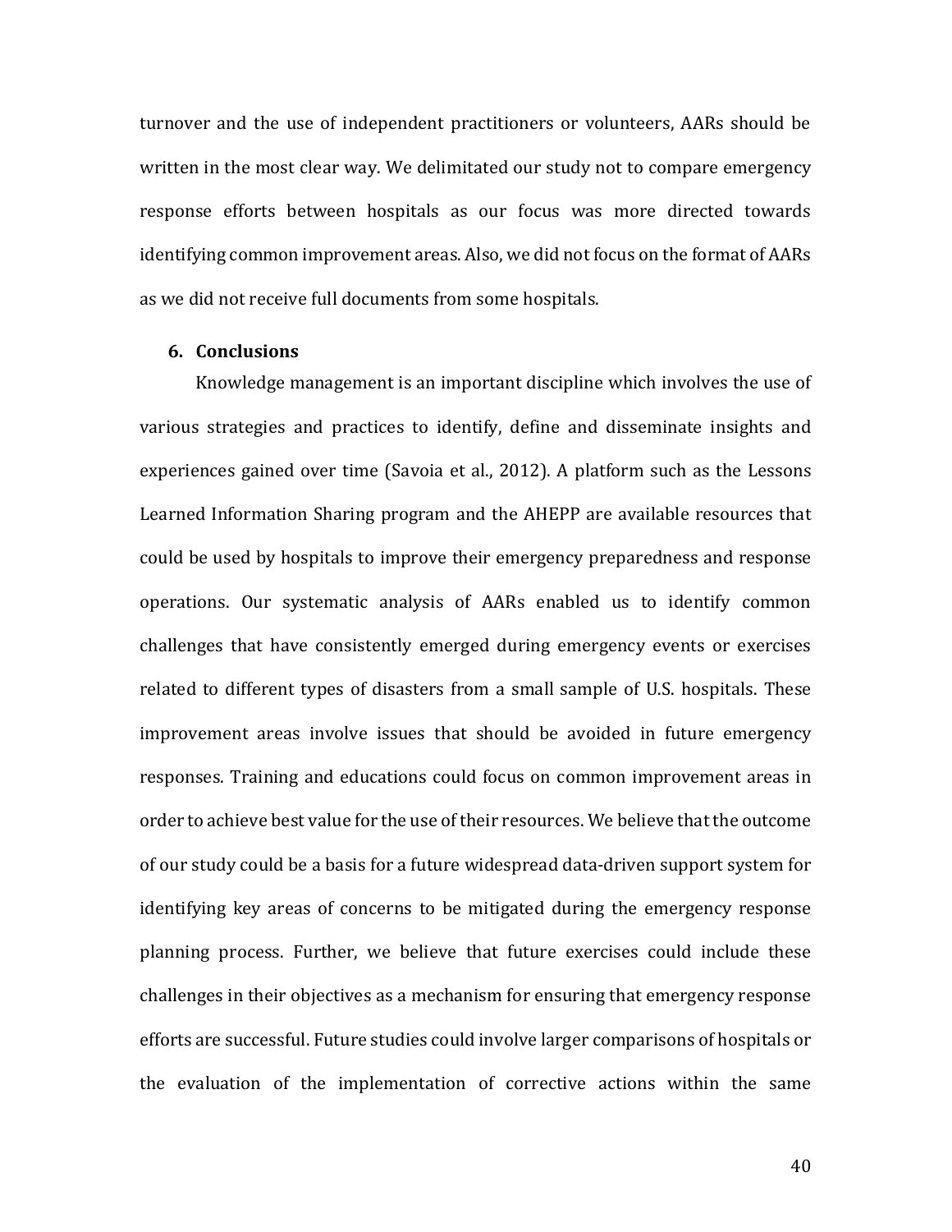turnover and the use of independent practitioners or volunteers, AARs should be written in the most clear way. We delimitated our study not to compare emergency response efforts between hospitals as our focus was more directed towards identifying common improvement areas. Also, we did not focus on the format of AARs as we did not receive full documents from some hospitals.

## 6. Conclusions

Knowledge management is an important discipline which involves the use of various strategies and practices to identify, define and disseminate insights and experiences gained over time (Savoia et al., 2012). A platform such as the Lessons Learned Information Sharing program and the AHEPP are available resources that could be used by hospitals to improve their emergency preparedness and response operations. Our systematic analysis of AARs enabled us to identify common challenges that have consistently emerged during emergency events or exercises related to different types of disasters from a small sample of U.S. hospitals. These improvement areas involve issues that should be avoided in future emergency responses. Training and educations could focus on common improvement areas in order to achieve best value for the use of their resources. We believe that the outcome of our study could be a basis for a future widespread data-driven support system for identifying key areas of concerns to be mitigated during the emergency response planning process. Further, we believe that future exercises could include these challenges in their objectives as a mechanism for ensuring that emergency response efforts are successful. Future studies could involve larger comparisons of hospitals or the evaluation of the implementation of corrective actions within the same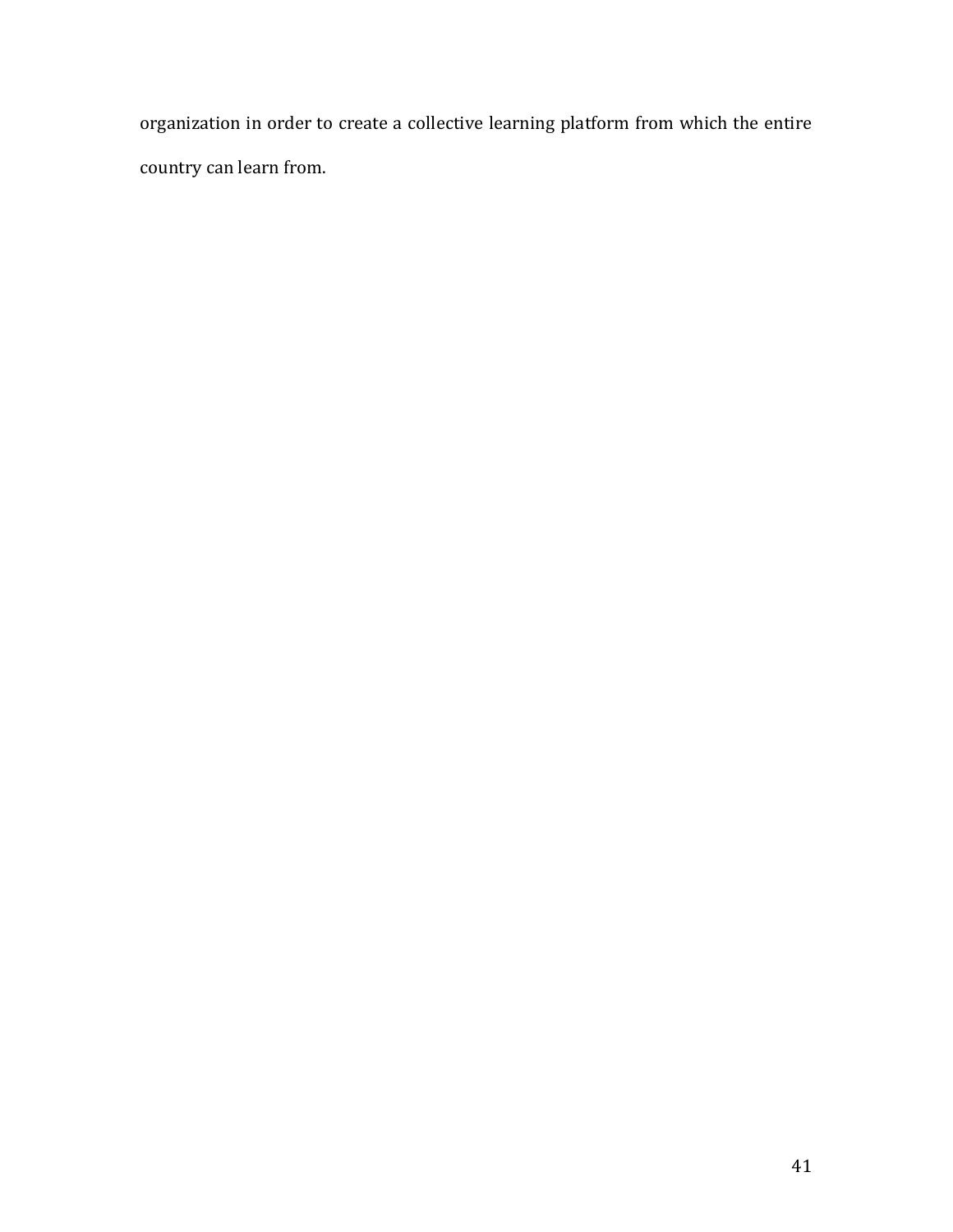organization in order to create a collective learning platform from which the entire country can learn from.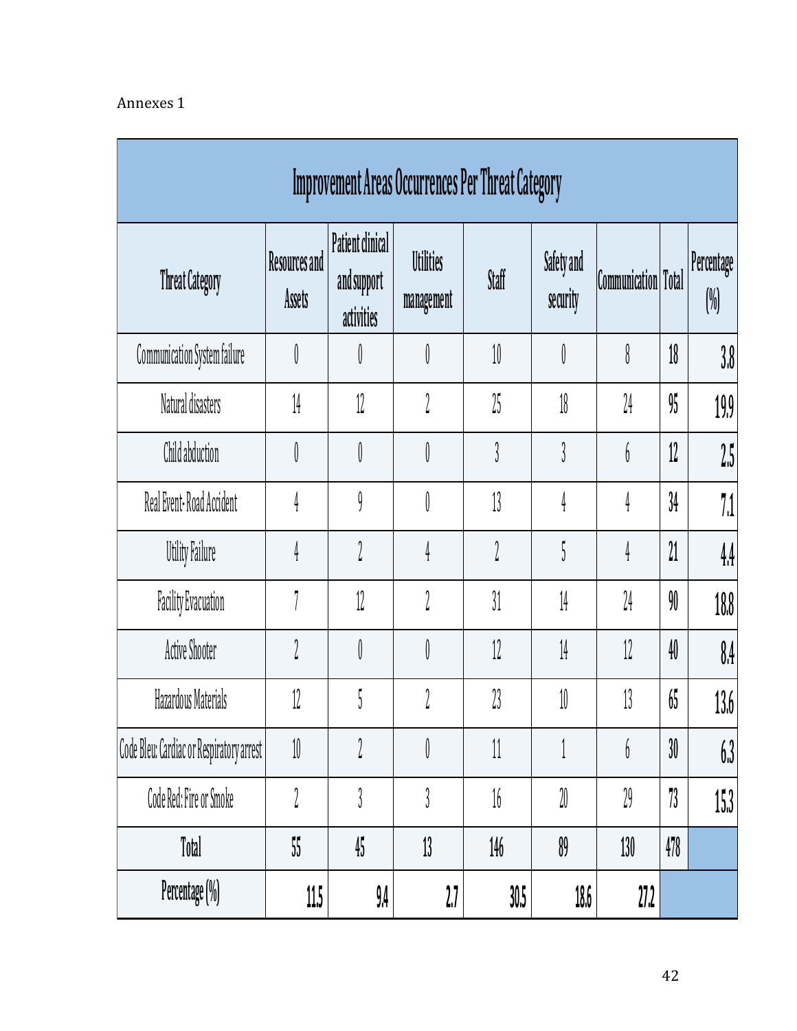Annexes 1

| Improvement Areas Occurrences Per Threat Category | | | | | | | | |
|---|---|---|---|---|---|---|---|---|
| Threat Category | Resources and Assets | Patient clinical and support activities | Utilities management | Staff | Safety and security | Communication | Total | Percentage (%) |
| Communication System failure | 0 | 0 | 0 | 10 | 0 | 8 | **18** | **3.8** |
| Natural disasters | 14 | 12 | 2 | 25 | 18 | 24 | **95** | **19.9** |
| Child abduction | 0 | 0 | 0 | 3 | 3 | 6 | **12** | **2.5** |
| Real Event- Road Accident | 4 | 9 | 0 | 13 | 4 | 4 | **34** | **7.1** |
| Utility Failure | 4 | 2 | 4 | 2 | 5 | 4 | **21** | **4.4** |
| Facility Evacuation | 7 | 12 | 2 | 31 | 14 | 24 | **90** | **18.8** |
| Active Shooter | 2 | 0 | 0 | 12 | 14 | 12 | **40** | **8.4** |
| Hazardous Materials | 12 | 5 | 2 | 23 | 10 | 13 | **65** | **13.6** |
| Code Bleu: Cardiac or Respiratory arrest | 10 | 2 | 0 | 11 | 1 | 6 | **30** | **6.3** |
| Code Red: Fire or Smoke | 2 | 3 | 3 | 16 | 20 | 29 | **73** | **15.3** |
| **Total** | **55** | **45** | **13** | **146** | **89** | **130** | **478** | |
| **Percentage (%)** | **11.5** | **9.4** | **2.7** | **30.5** | **18.6** | **27.2** | | |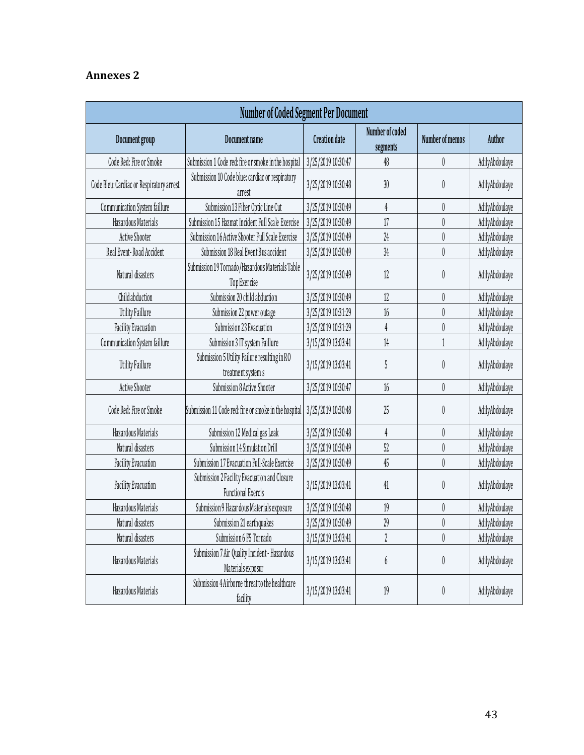## Annexes 2

| Number of Coded Segment Per Document | | | | | |
|---|---|---|---|---|---|
| Document group | Document name | Creation date | Number of coded segments | Number of memos | Author |
| Code Red: Fire or Smoke | Submission 1 Code red: fire or smoke in the hospital | 3/25/2019 10:30:47 | 48 | 0 | AdilyAbdoulaye |
| Code Bleu: Cardiac or Respiratory arrest | Submission 10 Code blue: cardiac or respiratory arrest | 3/25/2019 10:30:48 | 30 | 0 | AdilyAbdoulaye |
| Communication System faillure | Submission 13 Fiber Optic Line Cut | 3/25/2019 10:30:49 | 4 | 0 | AdilyAbdoulaye |
| Hazardous Materials | Submission 15 Hazmat Incident Full Scale Exercise | 3/25/2019 10:30:49 | 17 | 0 | AdilyAbdoulaye |
| Active Shooter | Submission 16 Active Shooter Full Scale Exercise | 3/25/2019 10:30:49 | 24 | 0 | AdilyAbdoulaye |
| Real Event- Road Accident | Submission 18 Real Event Bus accident | 3/25/2019 10:30:49 | 34 | 0 | AdilyAbdoulaye |
| Natural disasters | Submission 19 Tornado/Hazardous Materials Table Top Exercise | 3/25/2019 10:30:49 | 12 | 0 | AdilyAbdoulaye |
| Child abduction | Submission 20 child abduction | 3/25/2019 10:30:49 | 12 | 0 | AdilyAbdoulaye |
| Utility Faillure | Submission 22 power outage | 3/25/2019 10:31:29 | 16 | 0 | AdilyAbdoulaye |
| Facility Evacuation | Submission 23 Evacuation | 3/25/2019 10:31:29 | 4 | 0 | AdilyAbdoulaye |
| Communication System faillure | Submission 3 IT system Faillure | 3/15/2019 13:03:41 | 14 | 1 | AdilyAbdoulaye |
| Utility Faillure | Submission 5 Utility Failure resulting in RO treatment system s | 3/15/2019 13:03:41 | 5 | 0 | AdilyAbdoulaye |
| Active Shooter | Submission 8 Active Shooter | 3/25/2019 10:30:47 | 16 | 0 | AdilyAbdoulaye |
| Code Red: Fire or Smoke | Submission 11 Code red: fire or smoke in the hospital | 3/25/2019 10:30:48 | 25 | 0 | AdilyAbdoulaye |
| Hazardous Materials | Submission 12 Medical gas Leak | 3/25/2019 10:30:48 | 4 | 0 | AdilyAbdoulaye |
| Natural disasters | Submission 14 Simulation Drill | 3/25/2019 10:30:49 | 52 | 0 | AdilyAbdoulaye |
| Facility Evacuation | Submission 17 Evacuation Full-Scale Exercise | 3/25/2019 10:30:49 | 45 | 0 | AdilyAbdoulaye |
| Facility Evacuation | Submission 2 Facility Evacuation and Closure Functional Exercis | 3/15/2019 13:03:41 | 41 | 0 | AdilyAbdoulaye |
| Hazardous Materials | Submission 9 Hazardous Materials exposure | 3/25/2019 10:30:48 | 19 | 0 | AdilyAbdoulaye |
| Natural disasters | Submission 21 earthquakes | 3/25/2019 10:30:49 | 29 | 0 | AdilyAbdoulaye |
| Natural disasters | Submission 6 F5 Tornado | 3/15/2019 13:03:41 | 2 | 0 | AdilyAbdoulaye |
| Hazardous Materials | Submission 7 Air Quality Incident - Hazardous Materials exposur | 3/15/2019 13:03:41 | 6 | 0 | AdilyAbdoulaye |
| Hazardous Materials | Submission 4 Airborne threat to the healthcare facility | 3/15/2019 13:03:41 | 19 | 0 | AdilyAbdoulaye |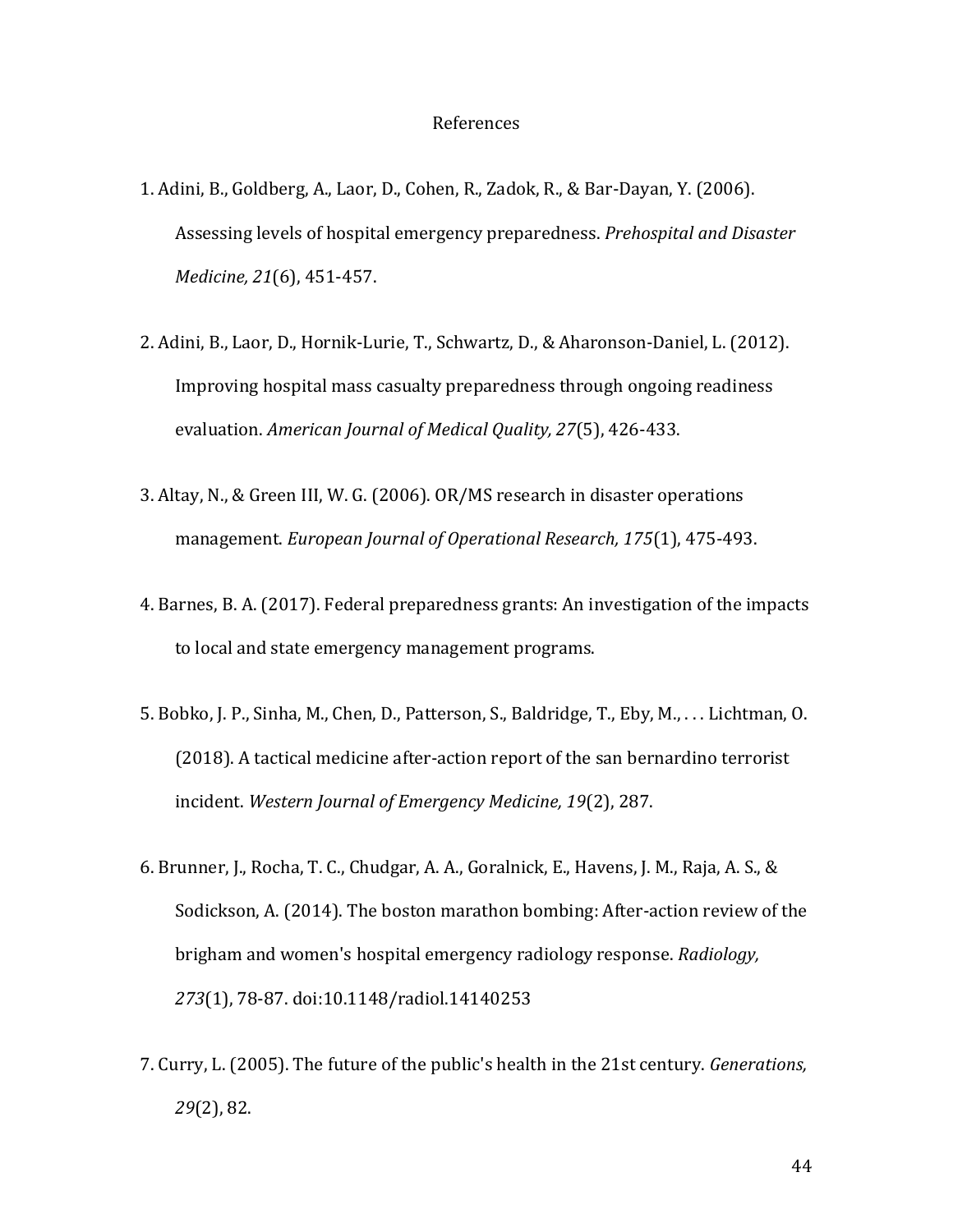# References

1. Adini, B., Goldberg, A., Laor, D., Cohen, R., Zadok, R., & Bar-Dayan, Y. (2006). Assessing levels of hospital emergency preparedness. *Prehospital and Disaster Medicine, 21*(6), 451-457.

2. Adini, B., Laor, D., Hornik-Lurie, T., Schwartz, D., & Aharonson-Daniel, L. (2012). Improving hospital mass casualty preparedness through ongoing readiness evaluation. *American Journal of Medical Quality, 27*(5), 426-433.

3. Altay, N., & Green III, W. G. (2006). OR/MS research in disaster operations management. *European Journal of Operational Research, 175*(1), 475-493.

4. Barnes, B. A. (2017). Federal preparedness grants: An investigation of the impacts to local and state emergency management programs.

5. Bobko, J. P., Sinha, M., Chen, D., Patterson, S., Baldridge, T., Eby, M., . . . Lichtman, O. (2018). A tactical medicine after-action report of the san bernardino terrorist incident. *Western Journal of Emergency Medicine, 19*(2), 287.

6. Brunner, J., Rocha, T. C., Chudgar, A. A., Goralnick, E., Havens, J. M., Raja, A. S., & Sodickson, A. (2014). The boston marathon bombing: After-action review of the brigham and women's hospital emergency radiology response. *Radiology, 273*(1), 78-87. doi:10.1148/radiol.14140253

7. Curry, L. (2005). The future of the public's health in the 21st century. *Generations, 29*(2), 82.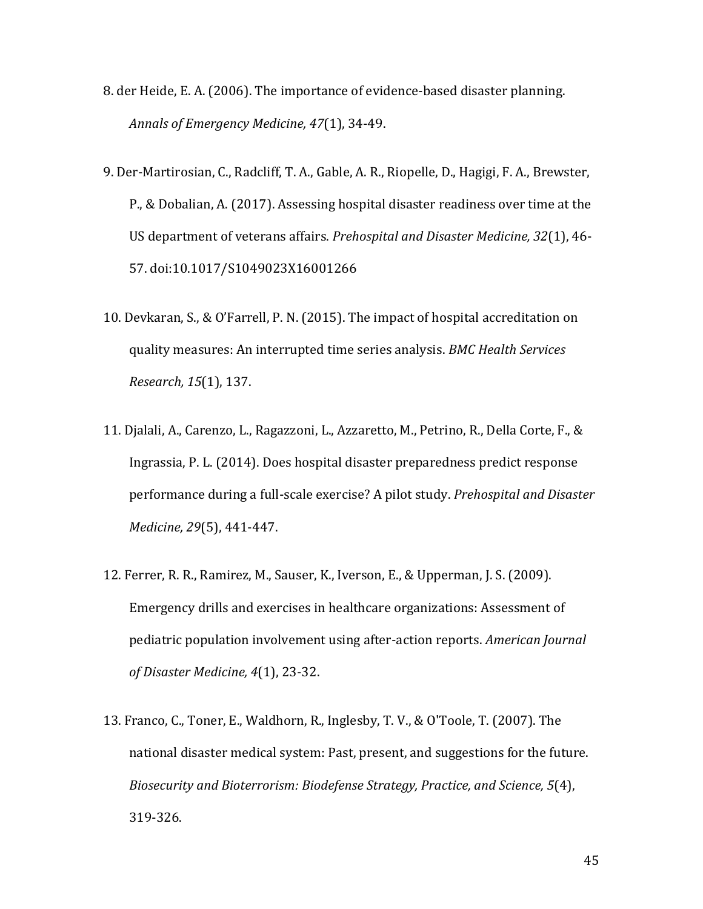8. der Heide, E. A. (2006). The importance of evidence-based disaster planning. *Annals of Emergency Medicine, 47*(1), 34-49.

9. Der-Martirosian, C., Radcliff, T. A., Gable, A. R., Riopelle, D., Hagigi, F. A., Brewster, P., & Dobalian, A. (2017). Assessing hospital disaster readiness over time at the US department of veterans affairs. *Prehospital and Disaster Medicine, 32*(1), 46-57. doi:10.1017/S1049023X16001266

10. Devkaran, S., & O'Farrell, P. N. (2015). The impact of hospital accreditation on quality measures: An interrupted time series analysis. *BMC Health Services Research, 15*(1), 137.

11. Djalali, A., Carenzo, L., Ragazzoni, L., Azzaretto, M., Petrino, R., Della Corte, F., & Ingrassia, P. L. (2014). Does hospital disaster preparedness predict response performance during a full-scale exercise? A pilot study. *Prehospital and Disaster Medicine, 29*(5), 441-447.

12. Ferrer, R. R., Ramirez, M., Sauser, K., Iverson, E., & Upperman, J. S. (2009). Emergency drills and exercises in healthcare organizations: Assessment of pediatric population involvement using after-action reports. *American Journal of Disaster Medicine, 4*(1), 23-32.

13. Franco, C., Toner, E., Waldhorn, R., Inglesby, T. V., & O'Toole, T. (2007). The national disaster medical system: Past, present, and suggestions for the future. *Biosecurity and Bioterrorism: Biodefense Strategy, Practice, and Science, 5*(4), 319-326.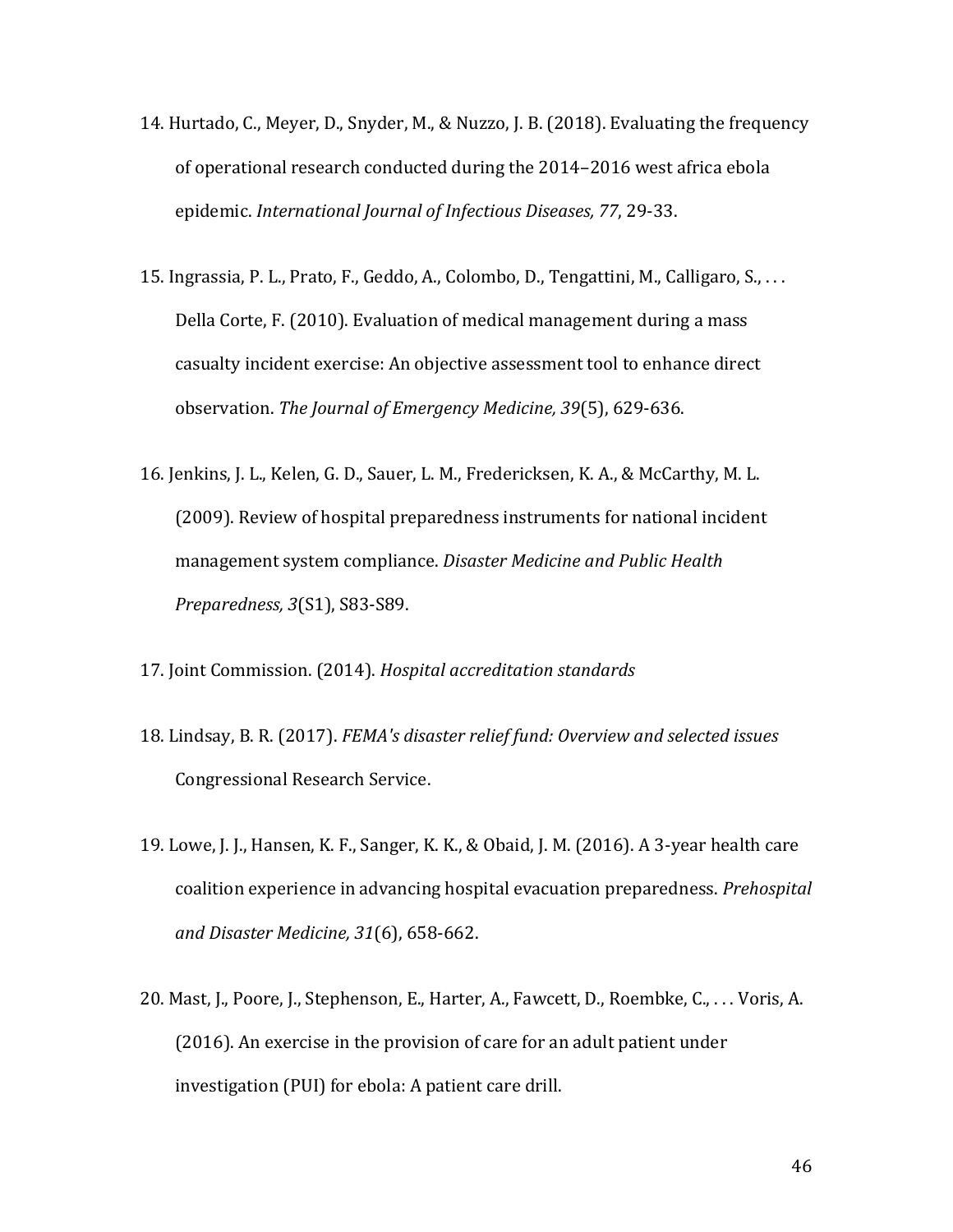14. Hurtado, C., Meyer, D., Snyder, M., & Nuzzo, J. B. (2018). Evaluating the frequency of operational research conducted during the 2014–2016 west africa ebola epidemic. *International Journal of Infectious Diseases, 77*, 29-33.

15. Ingrassia, P. L., Prato, F., Geddo, A., Colombo, D., Tengattini, M., Calligaro, S., . . . Della Corte, F. (2010). Evaluation of medical management during a mass casualty incident exercise: An objective assessment tool to enhance direct observation. *The Journal of Emergency Medicine, 39*(5), 629-636.

16. Jenkins, J. L., Kelen, G. D., Sauer, L. M., Fredericksen, K. A., & McCarthy, M. L. (2009). Review of hospital preparedness instruments for national incident management system compliance. *Disaster Medicine and Public Health Preparedness, 3*(S1), S83-S89.

17. Joint Commission. (2014). *Hospital accreditation standards*

18. Lindsay, B. R. (2017). *FEMA's disaster relief fund: Overview and selected issues* Congressional Research Service.

19. Lowe, J. J., Hansen, K. F., Sanger, K. K., & Obaid, J. M. (2016). A 3-year health care coalition experience in advancing hospital evacuation preparedness. *Prehospital and Disaster Medicine, 31*(6), 658-662.

20. Mast, J., Poore, J., Stephenson, E., Harter, A., Fawcett, D., Roembke, C., . . . Voris, A. (2016). An exercise in the provision of care for an adult patient under investigation (PUI) for ebola: A patient care drill.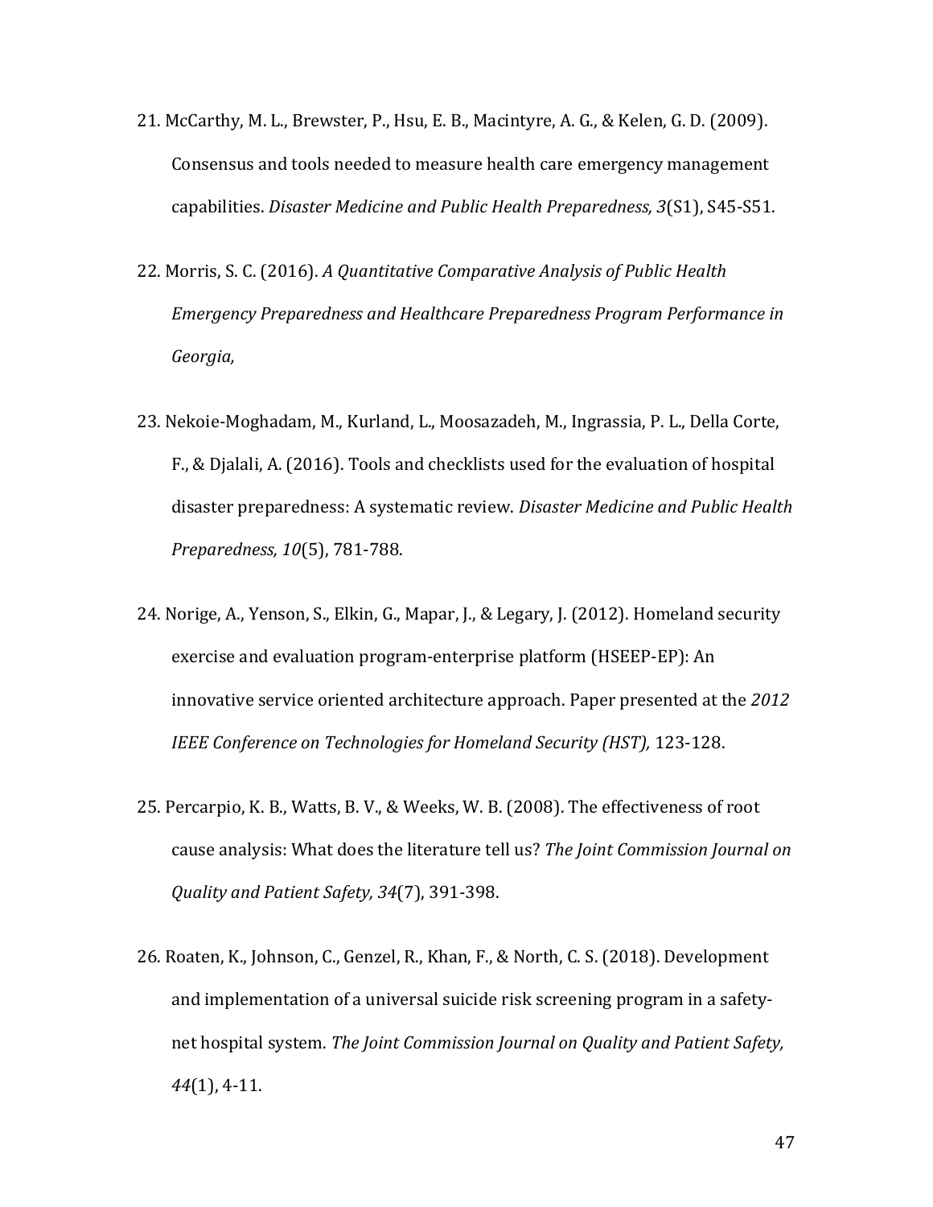21. McCarthy, M. L., Brewster, P., Hsu, E. B., Macintyre, A. G., & Kelen, G. D. (2009). Consensus and tools needed to measure health care emergency management capabilities. *Disaster Medicine and Public Health Preparedness, 3*(S1), S45-S51.

22. Morris, S. C. (2016). *A Quantitative Comparative Analysis of Public Health Emergency Preparedness and Healthcare Preparedness Program Performance in Georgia,*

23. Nekoie-Moghadam, M., Kurland, L., Moosazadeh, M., Ingrassia, P. L., Della Corte, F., & Djalali, A. (2016). Tools and checklists used for the evaluation of hospital disaster preparedness: A systematic review. *Disaster Medicine and Public Health Preparedness, 10*(5), 781-788.

24. Norige, A., Yenson, S., Elkin, G., Mapar, J., & Legary, J. (2012). Homeland security exercise and evaluation program-enterprise platform (HSEEP-EP): An innovative service oriented architecture approach. Paper presented at the *2012 IEEE Conference on Technologies for Homeland Security (HST),* 123-128.

25. Percarpio, K. B., Watts, B. V., & Weeks, W. B. (2008). The effectiveness of root cause analysis: What does the literature tell us? *The Joint Commission Journal on Quality and Patient Safety, 34*(7), 391-398.

26. Roaten, K., Johnson, C., Genzel, R., Khan, F., & North, C. S. (2018). Development and implementation of a universal suicide risk screening program in a safety-net hospital system. *The Joint Commission Journal on Quality and Patient Safety, 44*(1), 4-11.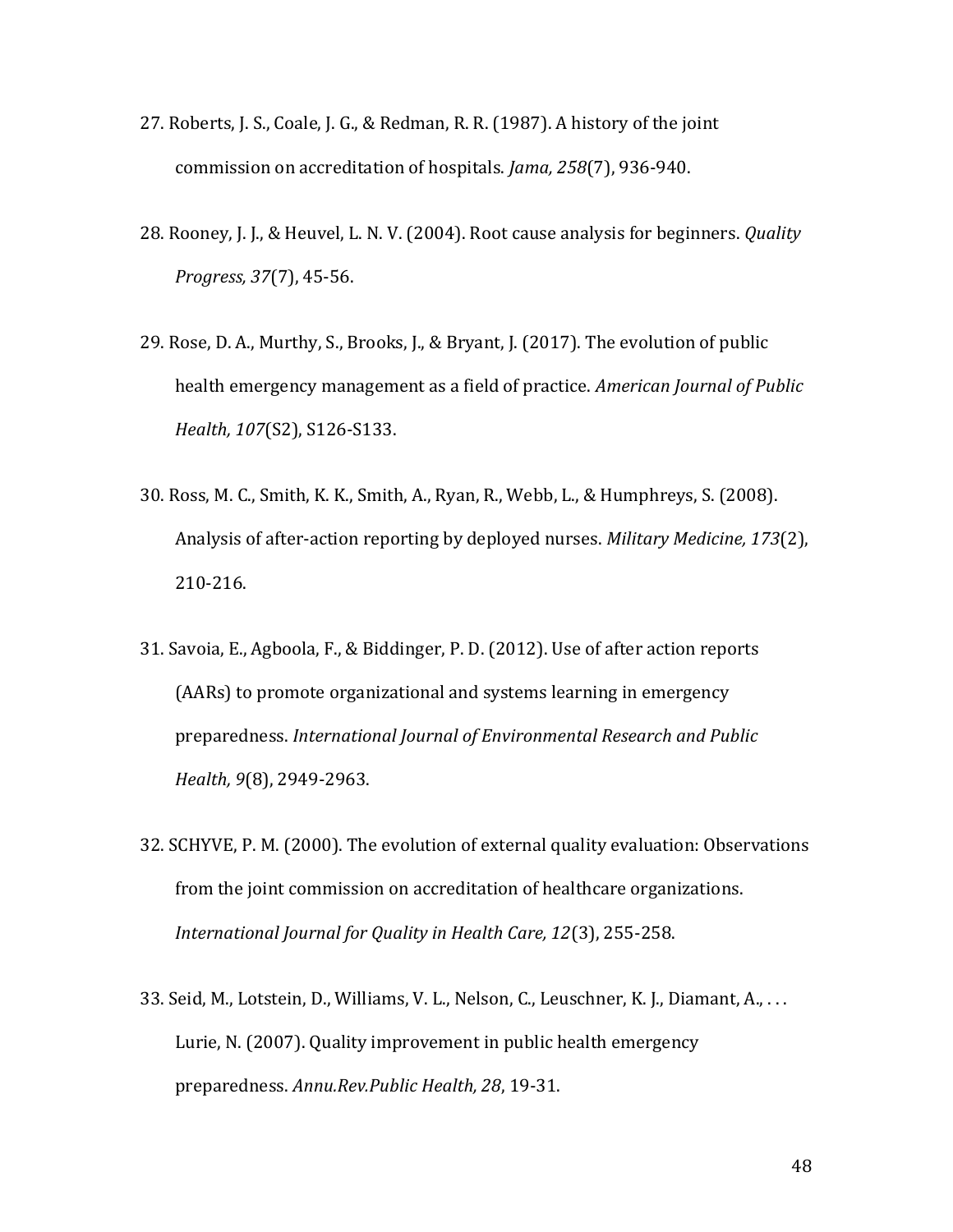27. Roberts, J. S., Coale, J. G., & Redman, R. R. (1987). A history of the joint commission on accreditation of hospitals. *Jama, 258*(7), 936-940.

28. Rooney, J. J., & Heuvel, L. N. V. (2004). Root cause analysis for beginners. *Quality Progress, 37*(7), 45-56.

29. Rose, D. A., Murthy, S., Brooks, J., & Bryant, J. (2017). The evolution of public health emergency management as a field of practice. *American Journal of Public Health, 107*(S2), S126-S133.

30. Ross, M. C., Smith, K. K., Smith, A., Ryan, R., Webb, L., & Humphreys, S. (2008). Analysis of after-action reporting by deployed nurses. *Military Medicine, 173*(2), 210-216.

31. Savoia, E., Agboola, F., & Biddinger, P. D. (2012). Use of after action reports (AARs) to promote organizational and systems learning in emergency preparedness. *International Journal of Environmental Research and Public Health, 9*(8), 2949-2963.

32. SCHYVE, P. M. (2000). The evolution of external quality evaluation: Observations from the joint commission on accreditation of healthcare organizations. *International Journal for Quality in Health Care, 12*(3), 255-258.

33. Seid, M., Lotstein, D., Williams, V. L., Nelson, C., Leuschner, K. J., Diamant, A., . . . Lurie, N. (2007). Quality improvement in public health emergency preparedness. *Annu.Rev.Public Health, 28*, 19-31.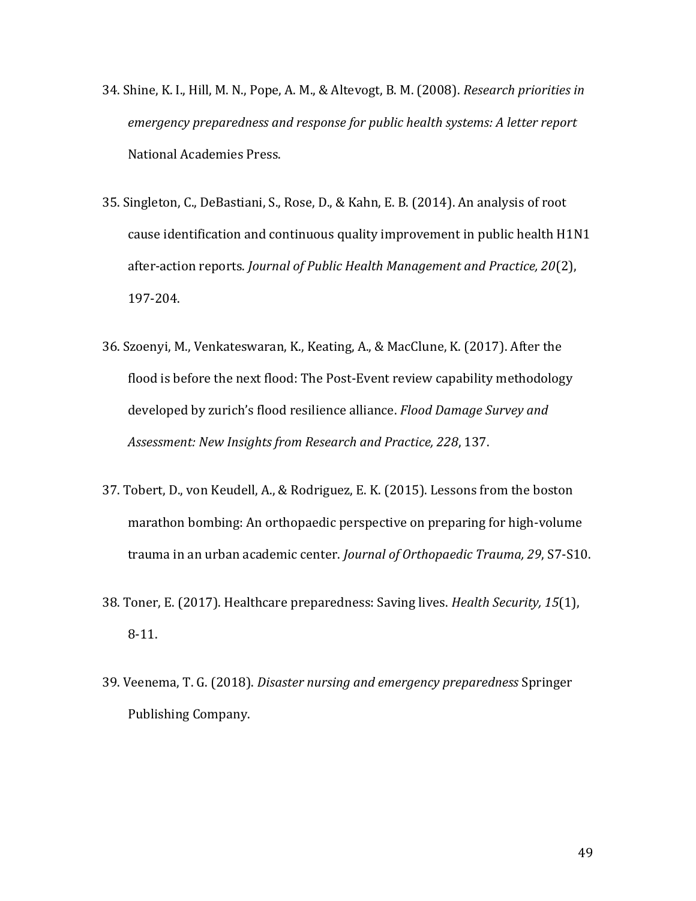34. Shine, K. I., Hill, M. N., Pope, A. M., & Altevogt, B. M. (2008). *Research priorities in emergency preparedness and response for public health systems: A letter report* National Academies Press.

35. Singleton, C., DeBastiani, S., Rose, D., & Kahn, E. B. (2014). An analysis of root cause identification and continuous quality improvement in public health H1N1 after-action reports. *Journal of Public Health Management and Practice, 20*(2), 197-204.

36. Szoenyi, M., Venkateswaran, K., Keating, A., & MacClune, K. (2017). After the flood is before the next flood: The Post-Event review capability methodology developed by zurich's flood resilience alliance. *Flood Damage Survey and Assessment: New Insights from Research and Practice, 228*, 137.

37. Tobert, D., von Keudell, A., & Rodriguez, E. K. (2015). Lessons from the boston marathon bombing: An orthopaedic perspective on preparing for high-volume trauma in an urban academic center. *Journal of Orthopaedic Trauma, 29*, S7-S10.

38. Toner, E. (2017). Healthcare preparedness: Saving lives. *Health Security, 15*(1), 8-11.

39. Veenema, T. G. (2018). *Disaster nursing and emergency preparedness* Springer Publishing Company.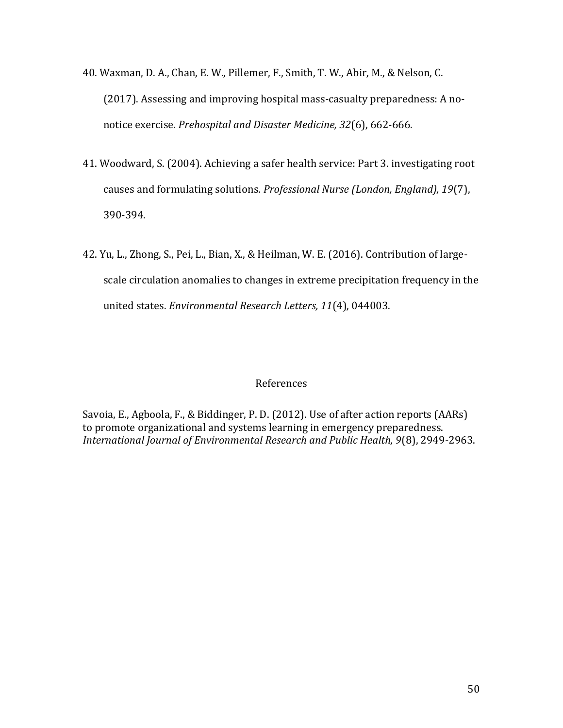40. Waxman, D. A., Chan, E. W., Pillemer, F., Smith, T. W., Abir, M., & Nelson, C. (2017). Assessing and improving hospital mass-casualty preparedness: A no-notice exercise. *Prehospital and Disaster Medicine, 32*(6), 662-666.

41. Woodward, S. (2004). Achieving a safer health service: Part 3. investigating root causes and formulating solutions. *Professional Nurse (London, England), 19*(7), 390-394.

42. Yu, L., Zhong, S., Pei, L., Bian, X., & Heilman, W. E. (2016). Contribution of large-scale circulation anomalies to changes in extreme precipitation frequency in the united states. *Environmental Research Letters, 11*(4), 044003.

## References

Savoia, E., Agboola, F., & Biddinger, P. D. (2012). Use of after action reports (AARs) to promote organizational and systems learning in emergency preparedness. *International Journal of Environmental Research and Public Health, 9*(8), 2949-2963.